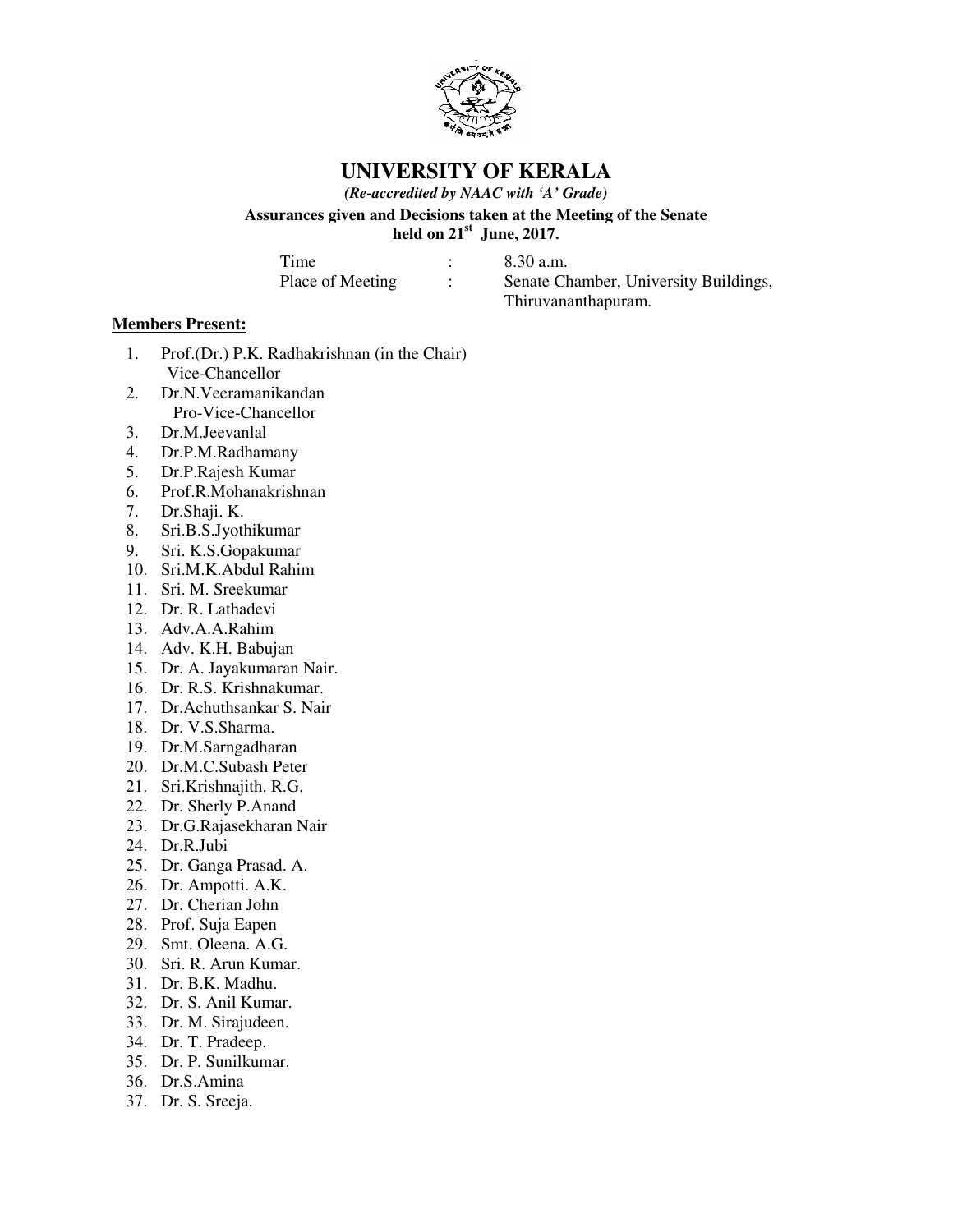# UNIVERSITY OF KERALA

***(Re-accredited by NAAC with 'A' Grade)***

**Assurances given and Decisions taken at the Meeting of the Senate held on 21st June, 2017.**

| | | |
|---|---|---|
| Time | : | 8.30 a.m. |
| Place of Meeting | : | Senate Chamber, University Buildings, Thiruvananthapuram. |

**Members Present:**

1. Prof.(Dr.) P.K. Radhakrishnan (in the Chair) Vice-Chancellor
2. Dr.N.Veeramanikandan Pro-Vice-Chancellor
3. Dr.M.Jeevanlal
4. Dr.P.M.Radhamany
5. Dr.P.Rajesh Kumar
6. Prof.R.Mohanakrishnan
7. Dr.Shaji. K.
8. Sri.B.S.Jyothikumar
9. Sri. K.S.Gopakumar
10. Sri.M.K.Abdul Rahim
11. Sri. M. Sreekumar
12. Dr. R. Lathadevi
13. Adv.A.A.Rahim
14. Adv. K.H. Babujan
15. Dr. A. Jayakumaran Nair.
16. Dr. R.S. Krishnakumar.
17. Dr.Achuthsankar S. Nair
18. Dr. V.S.Sharma.
19. Dr.M.Sarngadharan
20. Dr.M.C.Subash Peter
21. Sri.Krishnajith. R.G.
22. Dr. Sherly P.Anand
23. Dr.G.Rajasekharan Nair
24. Dr.R.Jubi
25. Dr. Ganga Prasad. A.
26. Dr. Ampotti. A.K.
27. Dr. Cherian John
28. Prof. Suja Eapen
29. Smt. Oleena. A.G.
30. Sri. R. Arun Kumar.
31. Dr. B.K. Madhu.
32. Dr. S. Anil Kumar.
33. Dr. M. Sirajudeen.
34. Dr. T. Pradeep.
35. Dr. P. Sunilkumar.
36. Dr.S.Amina
37. Dr. S. Sreeja.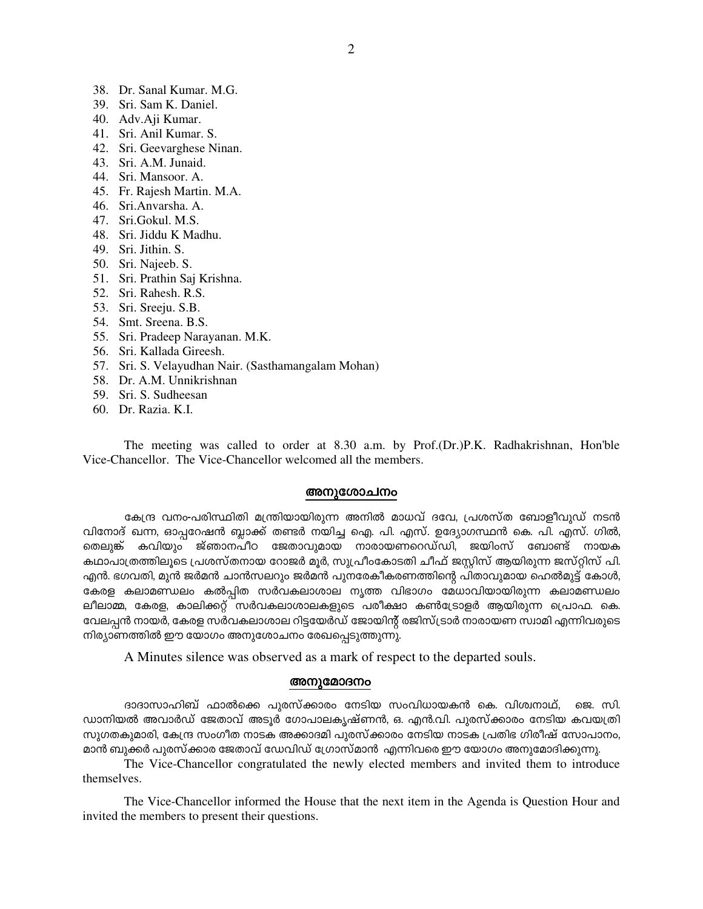38. Dr. Sanal Kumar. M.G.
39. Sri. Sam K. Daniel.
40. Adv.Aji Kumar.
41. Sri. Anil Kumar. S.
42. Sri. Geevarghese Ninan.
43. Sri. A.M. Junaid.
44. Sri. Mansoor. A.
45. Fr. Rajesh Martin. M.A.
46. Sri.Anvarsha. A.
47. Sri.Gokul. M.S.
48. Sri. Jiddu K Madhu.
49. Sri. Jithin. S.
50. Sri. Najeeb. S.
51. Sri. Prathin Saj Krishna.
52. Sri. Rahesh. R.S.
53. Sri. Sreeju. S.B.
54. Smt. Sreena. B.S.
55. Sri. Pradeep Narayanan. M.K.
56. Sri. Kallada Gireesh.
57. Sri. S. Velayudhan Nair. (Sasthamangalam Mohan)
58. Dr. A.M. Unnikrishnan
59. Sri. S. Sudheesan
60. Dr. Razia. K.I.

The meeting was called to order at 8.30 a.m. by Prof.(Dr.)P.K. Radhakrishnan, Hon'ble Vice-Chancellor. The Vice-Chancellor welcomed all the members.

## അനുശോചനം

കേന്ദ്ര വനം-പരിസ്ഥിതി മന്ത്രിയായിരുന്ന അനിൽ മാധവ് ദവേ, പ്രശസ്ത ബോളീവുഡ് നടൻ വിനോദ് ഖന്ന, ഓപ്പറേഷൻ ബ്ലാക്ക് തണ്ടർ നയിച്ച ഐ. പി. എസ്. ഉദ്യോഗസ്ഥൻ കെ. പി. എസ്. ഗിൽ, തെലുങ്ക് കവിയും ജ്ഞാനപീഠ ജേതാവുമായ നാരായണറെഡ്ഡി, ജയിംസ് ബോണ്ട് നായക കഥാപാത്രത്തിലൂടെ പ്രശസ്തനായ റോജർ മൂർ, സുപ്രീംകോടതി ചീഫ് ജസ്റ്റിസ് ആയിരുന്ന ജസ്റ്റിസ് പി. എൻ. ഭഗവതി, മുൻ ജർമൻ ചാൻസലറും ജർമൻ പുനരേകീകരണത്തിന്റെ പിതാവുമായ ഹെൽമുട്ട് കോൾ, കേരള കലാമണ്ഡലം കൽപ്പിത സർവകലാശാല നൃത്ത വിഭാഗം മേധാവിയായിരുന്ന കലാമണ്ഡലം ലീലാമ്മ, കേരള, കാലിക്കറ്റ് സർവകലാശാലകളുടെ പരീക്ഷാ കൺട്രോളർ ആയിരുന്ന പ്രൊഫ. കെ. വേലപ്പൻ നായർ, കേരള സർവകലാശാല റിട്ടയേർഡ് ജോയിന്റ് രജിസ്ട്രാർ നാരായണ സ്വാമി എന്നിവരുടെ നിര്യാണത്തിൽ ഈ യോഗം അനുശോചനം രേഖപ്പെടുത്തുന്നു.

A Minutes silence was observed as a mark of respect to the departed souls.

## അനുമോദനം

ദാദാസാഹിബ് ഫാൽക്കെ പുരസ്ക്കാരം നേടിയ സംവിധായകൻ കെ. വിശ്വനാഥ്, ജെ. സി. ഡാനിയൽ അവാർഡ് ജേതാവ് അടൂർ ഗോപാലകൃഷ്ണൻ, ഒ. എൻ.വി. പുരസ്ക്കാരം നേടിയ കവയത്രി സുഗതകുമാരി, കേന്ദ്ര സംഗീത നാടക അക്കാദമി പുരസ്ക്കാരം നേടിയ നാടക പ്രതിഭ ഗിരീഷ് സോപാനം, മാൻ ബുക്കർ പുരസ്ക്കാര ജേതാവ് ഡേവിഡ് ഗ്രോസ്മാൻ എന്നിവരെ ഈ യോഗം അനുമോദിക്കുന്നു.

The Vice-Chancellor congratulated the newly elected members and invited them to introduce themselves.

The Vice-Chancellor informed the House that the next item in the Agenda is Question Hour and invited the members to present their questions.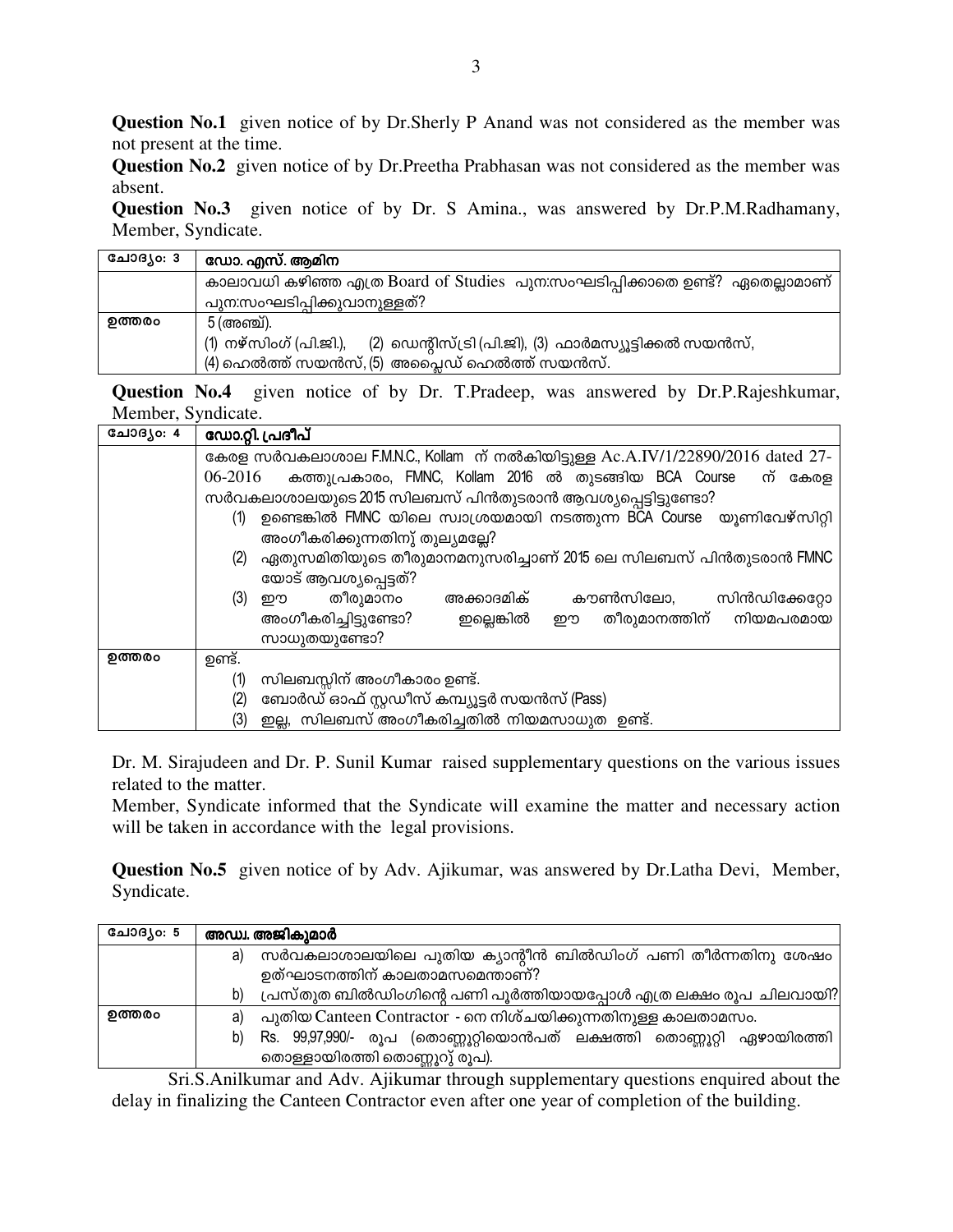**Question No.1** given notice of by Dr.Sherly P Anand was not considered as the member was not present at the time.

**Question No.2** given notice of by Dr.Preetha Prabhasan was not considered as the member was absent.

**Question No.3** given notice of by Dr. S Amina., was answered by Dr.P.M.Radhamany, Member, Syndicate.

| ചോദ്യം: 3 | **ഡോ. എസ്. ആമിന** |
|---|---|
| | കാലാവധി കഴിഞ്ഞ എത്ര Board of Studies പുന:സംഘടിപ്പിക്കാതെ ഉണ്ട്? ഏതെല്ലാമാണ് പുന:സംഘടിപ്പിക്കുവാനുള്ളത്? |
| **ഉത്തരം** | 5 (അഞ്ച്).<br>(1) നഴ്സിംഗ് (പി.ജി.), (2) ഡെന്റിസ്ട്രി (പി.ജി), (3) ഫാർമസ്യൂട്ടിക്കൽ സയൻസ്,<br>(4) ഹെൽത്ത് സയൻസ്, (5) അപ്ലൈഡ് ഹെൽത്ത് സയൻസ്. |

**Question No.4** given notice of by Dr. T.Pradeep, was answered by Dr.P.Rajeshkumar, Member, Syndicate.

| ചോദ്യം: 4 | **ഡോ.റ്റി. പ്രദീപ്** |
|---|---|
| | കേരള സർവകലാശാല F.M.N.C., Kollam ന് നൽകിയിട്ടുള്ള Ac.A.IV/1/22890/2016 dated 27-06-2016 കത്തുപ്രകാരം, FMNC, Kollam 2016 ൽ തുടങ്ങിയ BCA Course ന് കേരള സർവകലാശാലയുടെ 2015 സിലബസ് പിൻതുടരാൻ ആവശ്യപ്പെട്ടിട്ടുണ്ടോ?<br>(1) ഉണ്ടെങ്കിൽ FMNC യിലെ സ്വാശ്രയമായി നടത്തുന്ന BCA Course യൂണിവേഴ്സിറ്റി അംഗീകരിക്കുന്നതിനു് തുല്യമല്ലേ?<br>(2) ഏതുസമിതിയുടെ തീരുമാനമനുസരിച്ചാണ് 2015 ലെ സിലബസ് പിൻതുടരാൻ FMNC യോട് ആവശ്യപ്പെട്ടത്?<br>(3) ഈ തീരുമാനം അക്കാദമിക് കൗൺസിലോ, സിൻഡിക്കേറ്റോ അംഗീകരിച്ചിട്ടുണ്ടോ? ഇല്ലെങ്കിൽ ഈ തീരുമാനത്തിന് നിയമപരമായ സാധുതയുണ്ടോ? |
| **ഉത്തരം** | ഉണ്ട്.<br>(1) സിലബസ്സിന് അംഗീകാരം ഉണ്ട്.<br>(2) ബോർഡ് ഓഫ് സ്റ്റഡീസ് കമ്പ്യൂട്ടർ സയൻസ് (Pass)<br>(3) ഇല്ല, സിലബസ് അംഗീകരിച്ചതിൽ നിയമസാധുത ഉണ്ട്. |

Dr. M. Sirajudeen and Dr. P. Sunil Kumar raised supplementary questions on the various issues related to the matter.

Member, Syndicate informed that the Syndicate will examine the matter and necessary action will be taken in accordance with the legal provisions.

**Question No.5** given notice of by Adv. Ajikumar, was answered by Dr.Latha Devi, Member, Syndicate.

| ചോദ്യം: 5 | **അഡ്വ. അജികുമാർ** |
|---|---|
| | a) സർവകലാശാലയിലെ പുതിയ ക്യാന്റീൻ ബിൽഡിംഗ് പണി തീർന്നതിനു ശേഷം ഉത്ഘാടനത്തിന് കാലതാമസമെന്താണ്?<br>b) പ്രസ്തുത ബിൽഡിംഗിന്റെ പണി പൂർത്തിയായപ്പോൾ എത്ര ലക്ഷം രൂപ ചിലവായി? |
| **ഉത്തരം** | a) പുതിയ Canteen Contractor - നെ നിശ്ചയിക്കുന്നതിനുള്ള കാലതാമസം.<br>b) Rs. 99,97,990/- രൂപ (തൊണ്ണൂറ്റിയൊൻപത് ലക്ഷത്തി തൊണ്ണൂറ്റി ഏഴായിരത്തി തൊള്ളായിരത്തി തൊണ്ണൂറ് രൂപ). |

Sri.S.Anilkumar and Adv. Ajikumar through supplementary questions enquired about the delay in finalizing the Canteen Contractor even after one year of completion of the building.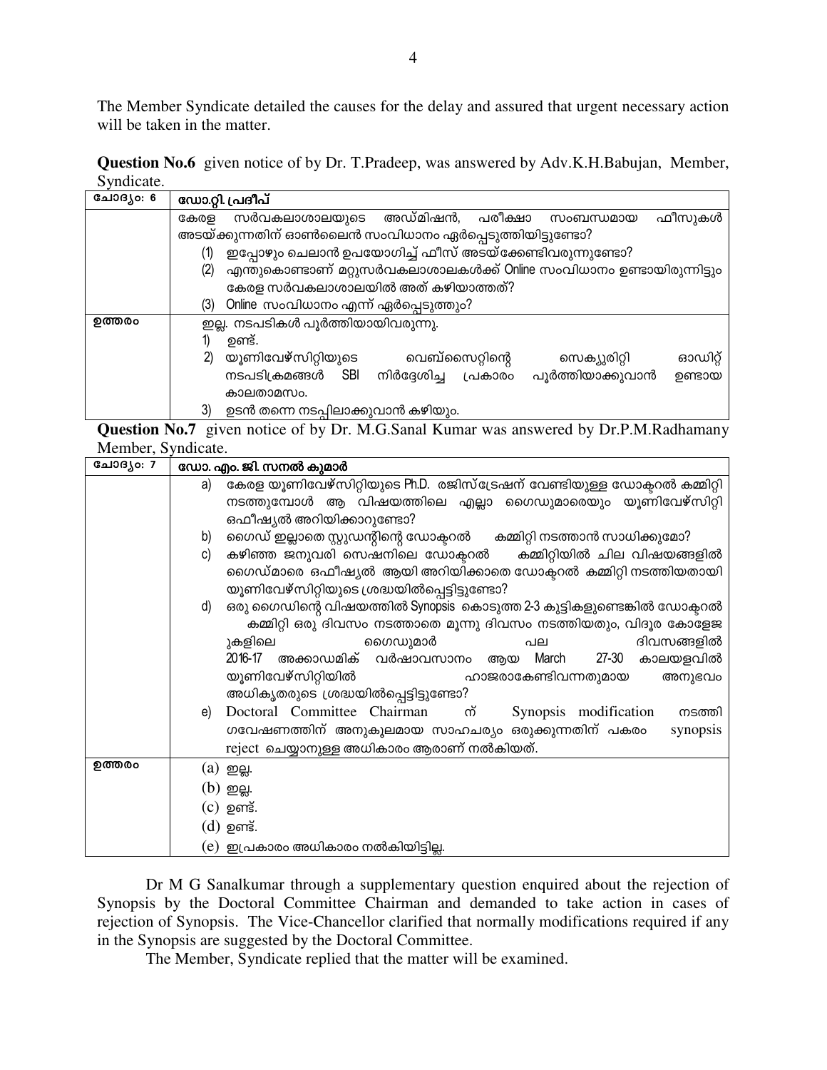The Member Syndicate detailed the causes for the delay and assured that urgent necessary action will be taken in the matter.

**Question No.6** given notice of by Dr. T.Pradeep, was answered by Adv.K.H.Babujan, Member, Syndicate.

| ചോദ്യം: 6 | ഡോ.റ്റി. പ്രദീപ് |
|---|---|
| | കേരള സർവകലാശാലയുടെ അഡ്മിഷൻ, പരീക്ഷാ സംബന്ധമായ ഫീസുകൾ അടയ്ക്കുന്നതിന് ഓൺലൈൻ സംവിധാനം ഏർപ്പെടുത്തിയിട്ടുണ്ടോ?<br>(1) ഇപ്പോഴും ചെലാൻ ഉപയോഗിച്ച് ഫീസ് അടയ്ക്കേണ്ടിവരുന്നുണ്ടോ?<br>(2) എന്തുകൊണ്ടാണ് മറ്റുസർവകലാശാലകൾക്ക് Online സംവിധാനം ഉണ്ടായിരുന്നിട്ടും കേരള സർവകലാശാലയിൽ അത് കഴിയാത്തത്?<br>(3) Online സംവിധാനം എന്ന് ഏർപ്പെടുത്തും? |
| ഉത്തരം | ഇല്ല. നടപടികൾ പൂർത്തിയായിവരുന്നു.<br>1) ഉണ്ട്.<br>2) യൂണിവേഴ്സിറ്റിയുടെ വെബ്സൈറ്റിന്റെ സെക്യൂരിറ്റി ഓഡിറ്റ് നടപടിക്രമങ്ങൾ SBI നിർദ്ദേശിച്ച പ്രകാരം പൂർത്തിയാക്കുവാൻ ഉണ്ടായ കാലതാമസം.<br>3) ഉടൻ തന്നെ നടപ്പിലാക്കുവാൻ കഴിയും. |

**Question No.7** given notice of by Dr. M.G.Sanal Kumar was answered by Dr.P.M.Radhamany Member, Syndicate.

| ചോദ്യം: 7 | ഡോ. എം. ജി. സനൽ കുമാർ |
|---|---|
| | a) കേരള യൂണിവേഴ്സിറ്റിയുടെ Ph.D. രജിസ്ട്രേഷന് വേണ്ടിയുള്ള ഡോക്ടറൽ കമ്മിറ്റി നടത്തുമ്പോൾ ആ വിഷയത്തിലെ എല്ലാ ഗൈഡുമാരെയും യൂണിവേഴ്സിറ്റി ഒഫീഷ്യൽ അറിയിക്കാറുണ്ടോ?<br>b) ഗൈഡ് ഇല്ലാതെ സ്റ്റുഡന്റിന്റെ ഡോക്ടറൽ കമ്മിറ്റി നടത്താൻ സാധിക്കുമോ?<br>c) കഴിഞ്ഞ ജനുവരി സെഷനിലെ ഡോക്ടറൽ കമ്മിറ്റിയിൽ ചില വിഷയങ്ങളിൽ ഗൈഡ്മാരെ ഒഫീഷ്യൽ ആയി അറിയിക്കാതെ ഡോക്ടറൽ കമ്മിറ്റി നടത്തിയതായി യൂണിവേഴ്സിറ്റിയുടെ ശ്രദ്ധയിൽപ്പെട്ടിട്ടുണ്ടോ?<br>d) ഒരു ഗൈഡിന്റെ വിഷയത്തിൽ Synopsis കൊടുത്ത 2-3 കുട്ടികളുണ്ടെങ്കിൽ ഡോക്ടറൽ കമ്മിറ്റി ഒരു ദിവസം നടത്താതെ മൂന്നു ദിവസം നടത്തിയതും, വിദൂര കോളേജുകളിലെ ഗൈഡുമാർ പല ദിവസങ്ങളിൽ 2016-17 അക്കാഡമിക് വർഷാവസാനം ആയ March 27-30 കാലയളവിൽ യൂണിവേഴ്സിറ്റിയിൽ ഹാജരാകേണ്ടിവന്നതുമായ അനുഭവം അധികൃതരുടെ ശ്രദ്ധയിൽപ്പെട്ടിട്ടുണ്ടോ?<br>e) Doctoral Committee Chairman ന് Synopsis modification നടത്തി ഗവേഷണത്തിന് അനുകൂലമായ സാഹചര്യം ഒരുക്കുന്നതിന് പകരം synopsis reject ചെയ്യാനുള്ള അധികാരം ആരാണ് നൽകിയത്. |
| ഉത്തരം | (a) ഇല്ല.<br>(b) ഇല്ല.<br>(c) ഉണ്ട്.<br>(d) ഉണ്ട്.<br>(e) ഇപ്രകാരം അധികാരം നൽകിയിട്ടില്ല. |

Dr M G Sanalkumar through a supplementary question enquired about the rejection of Synopsis by the Doctoral Committee Chairman and demanded to take action in cases of rejection of Synopsis. The Vice-Chancellor clarified that normally modifications required if any in the Synopsis are suggested by the Doctoral Committee.

The Member, Syndicate replied that the matter will be examined.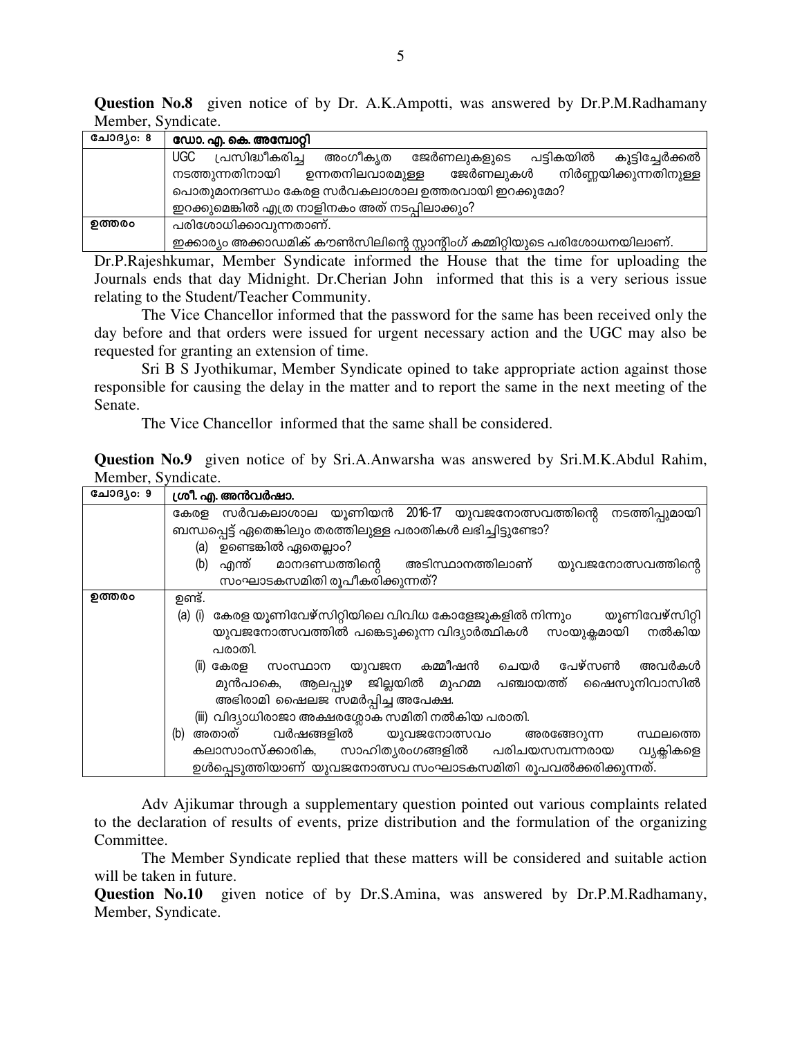**Question No.8** given notice of by Dr. A.K.Ampotti, was answered by Dr.P.M.Radhamany Member, Syndicate.

| ചോദ്യം: 8 | ഡോ. എ. കെ. അമ്പോറ്റി |
|---|---|
| | UGC പ്രസിദ്ധീകരിച്ച അംഗീകൃത ജേർണലുകളുടെ പട്ടികയിൽ കൂട്ടിച്ചേർക്കൽ നടത്തുന്നതിനായി ഉന്നതനിലവാരമുള്ള ജേർണലുകൾ നിർണ്ണയിക്കുന്നതിനുള്ള പൊതുമാനദണ്ഡം കേരള സർവകലാശാല ഉത്തരവായി ഇറക്കുമോ? ഇറക്കുമെങ്കിൽ എത്ര നാളിനകം അത് നടപ്പിലാക്കും? |
| ഉത്തരം | പരിശോധിക്കാവുന്നതാണ്. ഇക്കാര്യം അക്കാഡമിക് കൗൺസിലിന്റെ സ്റ്റാന്റിംഗ് കമ്മിറ്റിയുടെ പരിശോധനയിലാണ്. |

Dr.P.Rajeshkumar, Member Syndicate informed the House that the time for uploading the Journals ends that day Midnight. Dr.Cherian John informed that this is a very serious issue relating to the Student/Teacher Community.

The Vice Chancellor informed that the password for the same has been received only the day before and that orders were issued for urgent necessary action and the UGC may also be requested for granting an extension of time.

Sri B S Jyothikumar, Member Syndicate opined to take appropriate action against those responsible for causing the delay in the matter and to report the same in the next meeting of the Senate.

The Vice Chancellor informed that the same shall be considered.

**Question No.9** given notice of by Sri.A.Anwarsha was answered by Sri.M.K.Abdul Rahim, Member, Syndicate.

| ചോദ്യം: 9 | ശ്രീ. എ. അൻവർഷാ. |
|---|---|
| | കേരള സർവകലാശാല യൂണിയൻ 2016-17 യുവജനോത്സവത്തിന്റെ നടത്തിപ്പുമായി ബന്ധപ്പെട്ട് ഏതെങ്കിലും തരത്തിലുള്ള പരാതികൾ ലഭിച്ചിട്ടുണ്ടോ?<br>(a) ഉണ്ടെങ്കിൽ ഏതെല്ലാം?<br>(b) എന്ത് മാനദണ്ഡത്തിന്റെ അടിസ്ഥാനത്തിലാണ് യുവജനോത്സവത്തിന്റെ സംഘാടകസമിതി രൂപീകരിക്കുന്നത്? |
| ഉത്തരം | ഉണ്ട്.<br>(a) (i) കേരള യൂണിവേഴ്സിറ്റിയിലെ വിവിധ കോളേജുകളിൽ നിന്നും യൂണിവേഴ്സിറ്റി യുവജനോത്സവത്തിൽ പങ്കെടുക്കുന്ന വിദ്യാർത്ഥികൾ സംയുക്തമായി നൽകിയ പരാതി.<br>(ii) കേരള സംസ്ഥാന യുവജന കമ്മീഷൻ ചെയർ പേഴ്സൺ അവർകൾ മുൻപാകെ, ആലപ്പുഴ ജില്ലയിൽ മുഹമ്മ പഞ്ചായത്ത് ഷൈസൂനിവാസിൽ അഭിരാമി ഷൈലജ സമർപ്പിച്ച അപേക്ഷ.<br>(iii) വിദ്യാധിരാജാ അക്ഷരശ്ലോക സമിതി നൽകിയ പരാതി.<br>(b) അതാത് വർഷങ്ങളിൽ യുവജനോത്സവം അരങ്ങേറുന്ന സ്ഥലത്തെ കലാസാംസ്ക്കാരിക, സാഹിത്യരംഗങ്ങളിൽ പരിചയസമ്പന്നരായ വ്യക്തികളെ ഉൾപ്പെടുത്തിയാണ് യുവജനോത്സവ സംഘാടകസമിതി രൂപവൽക്കരിക്കുന്നത്. |

Adv Ajikumar through a supplementary question pointed out various complaints related to the declaration of results of events, prize distribution and the formulation of the organizing Committee.

The Member Syndicate replied that these matters will be considered and suitable action will be taken in future.

**Question No.10** given notice of by Dr.S.Amina, was answered by Dr.P.M.Radhamany, Member, Syndicate.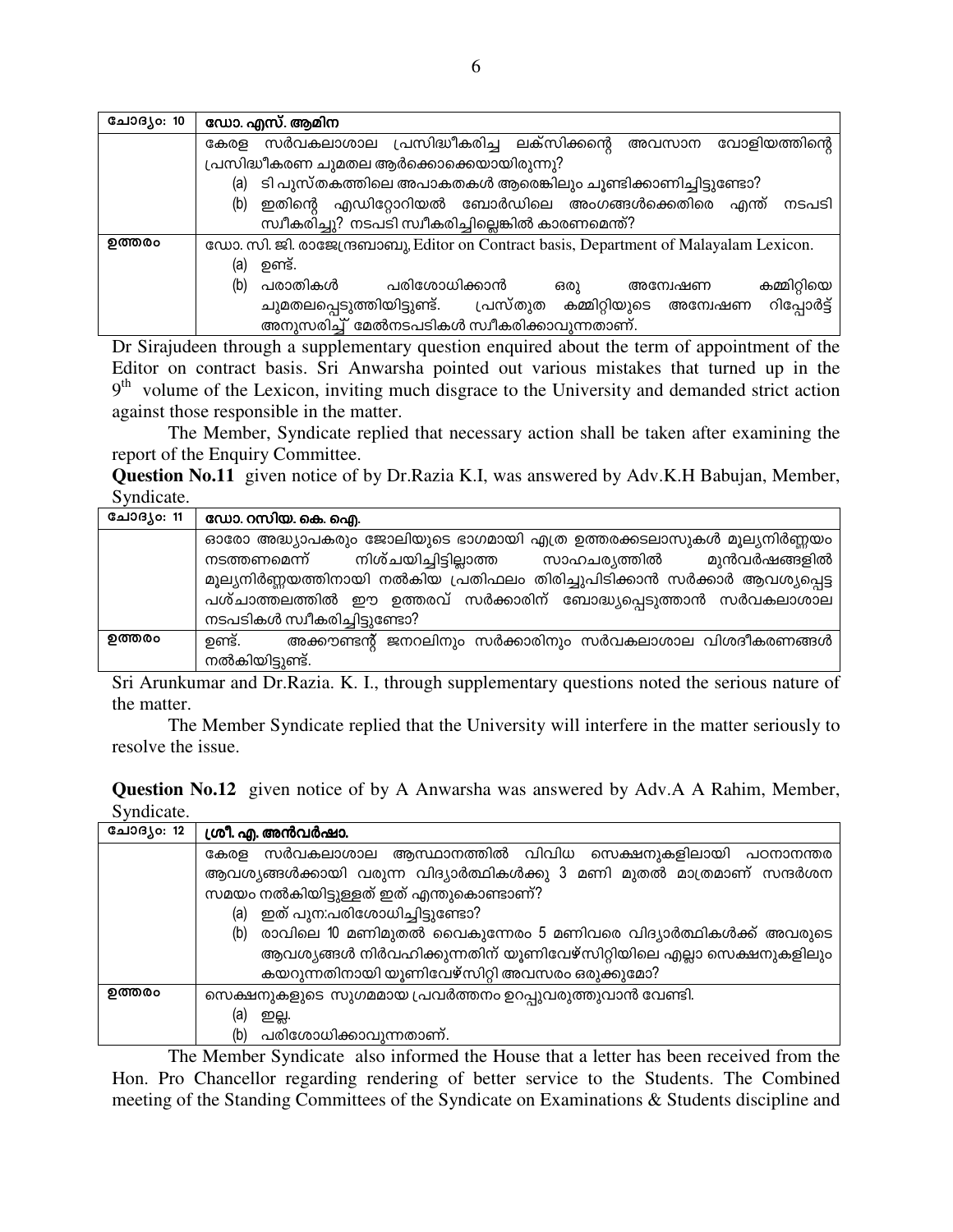| ചോദ്യം: 10 | ഡോ. എസ്. ആമിന |
|---|---|
| | കേരള സർവകലാശാല പ്രസിദ്ധീകരിച്ച ലക്സിക്കന്റെ അവസാന വോളിയത്തിന്റെ പ്രസിദ്ധീകരണ ചുമതല ആർക്കൊക്കെയായിരുന്നു?<br>(a) ടി പുസ്തകത്തിലെ അപാകതകൾ ആരെങ്കിലും ചൂണ്ടിക്കാണിച്ചിട്ടുണ്ടോ?<br>(b) ഇതിന്റെ എഡിറ്റോറിയൽ ബോർഡിലെ അംഗങ്ങൾക്കെതിരെ എന്ത് നടപടി സ്വീകരിച്ചു? നടപടി സ്വീകരിച്ചില്ലെങ്കിൽ കാരണമെന്ത്? |
| ഉത്തരം | ഡോ. സി. ജി. രാജേന്ദ്രബാബു, Editor on Contract basis, Department of Malayalam Lexicon.<br>(a) ഉണ്ട്.<br>(b) പരാതികൾ പരിശോധിക്കാൻ ഒരു അന്വേഷണ കമ്മിറ്റിയെ ചുമതലപ്പെടുത്തിയിട്ടുണ്ട്. പ്രസ്തുത കമ്മിറ്റിയുടെ അന്വേഷണ റിപ്പോർട്ട് അനുസരിച്ച് മേൽനടപടികൾ സ്വീകരിക്കാവുന്നതാണ്. |

Dr Sirajudeen through a supplementary question enquired about the term of appointment of the Editor on contract basis. Sri Anwarsha pointed out various mistakes that turned up in the 9th volume of the Lexicon, inviting much disgrace to the University and demanded strict action against those responsible in the matter.

The Member, Syndicate replied that necessary action shall be taken after examining the report of the Enquiry Committee.

**Question No.11** given notice of by Dr.Razia K.I, was answered by Adv.K.H Babujan, Member, Syndicate.

| ചോദ്യം: 11 | ഡോ. റസിയ. കെ. ഐ. |
|---|---|
| | ഓരോ അദ്ധ്യാപകരും ജോലിയുടെ ഭാഗമായി എത്ര ഉത്തരക്കടലാസുകൾ മൂല്യനിർണ്ണയം നടത്തണമെന്ന് നിശ്ചയിച്ചിട്ടില്ലാത്ത സാഹചര്യത്തിൽ മുൻവർഷങ്ങളിൽ മൂല്യനിർണ്ണയത്തിനായി നൽകിയ പ്രതിഫലം തിരിച്ചുപിടിക്കാൻ സർക്കാർ ആവശ്യപ്പെട്ട പശ്ചാത്തലത്തിൽ ഈ ഉത്തരവ് സർക്കാരിന് ബോദ്ധ്യപ്പെടുത്താൻ സർവകലാശാല നടപടികൾ സ്വീകരിച്ചിട്ടുണ്ടോ? |
| ഉത്തരം | ഉണ്ട്. അക്കൗണ്ടന്റ് ജനറലിനും സർക്കാരിനും സർവകലാശാല വിശദീകരണങ്ങൾ നൽകിയിട്ടുണ്ട്. |

Sri Arunkumar and Dr.Razia. K. I., through supplementary questions noted the serious nature of the matter.

The Member Syndicate replied that the University will interfere in the matter seriously to resolve the issue.

**Question No.12** given notice of by A Anwarsha was answered by Adv.A A Rahim, Member, Syndicate.

| ചോദ്യം: 12 | ശ്രീ. എ. അൻവർഷാ. |
|---|---|
| | കേരള സർവകലാശാല ആസ്ഥാനത്തിൽ വിവിധ സെക്ഷനുകളിലായി പഠനാനന്തര ആവശ്യങ്ങൾക്കായി വരുന്ന വിദ്യാർത്ഥികൾക്കു 3 മണി മുതൽ മാത്രമാണ് സന്ദർശന സമയം നൽകിയിട്ടുള്ളത് ഇത് എന്തുകൊണ്ടാണ്?<br>(a) ഇത് പുനഃപരിശോധിച്ചിട്ടുണ്ടോ?<br>(b) രാവിലെ 10 മണിമുതൽ വൈകുന്നേരം 5 മണിവരെ വിദ്യാർത്ഥികൾക്ക് അവരുടെ ആവശ്യങ്ങൾ നിർവഹിക്കുന്നതിന് യൂണിവേഴ്സിറ്റിയിലെ എല്ലാ സെക്ഷനുകളിലും കയറുന്നതിനായി യൂണിവേഴ്സിറ്റി അവസരം ഒരുക്കുമോ? |
| ഉത്തരം | സെക്ഷനുകളുടെ സുഗമമായ പ്രവർത്തനം ഉറപ്പുവരുത്തുവാൻ വേണ്ടി.<br>(a) ഇല്ല.<br>(b) പരിശോധിക്കാവുന്നതാണ്. |

The Member Syndicate also informed the House that a letter has been received from the Hon. Pro Chancellor regarding rendering of better service to the Students. The Combined meeting of the Standing Committees of the Syndicate on Examinations & Students discipline and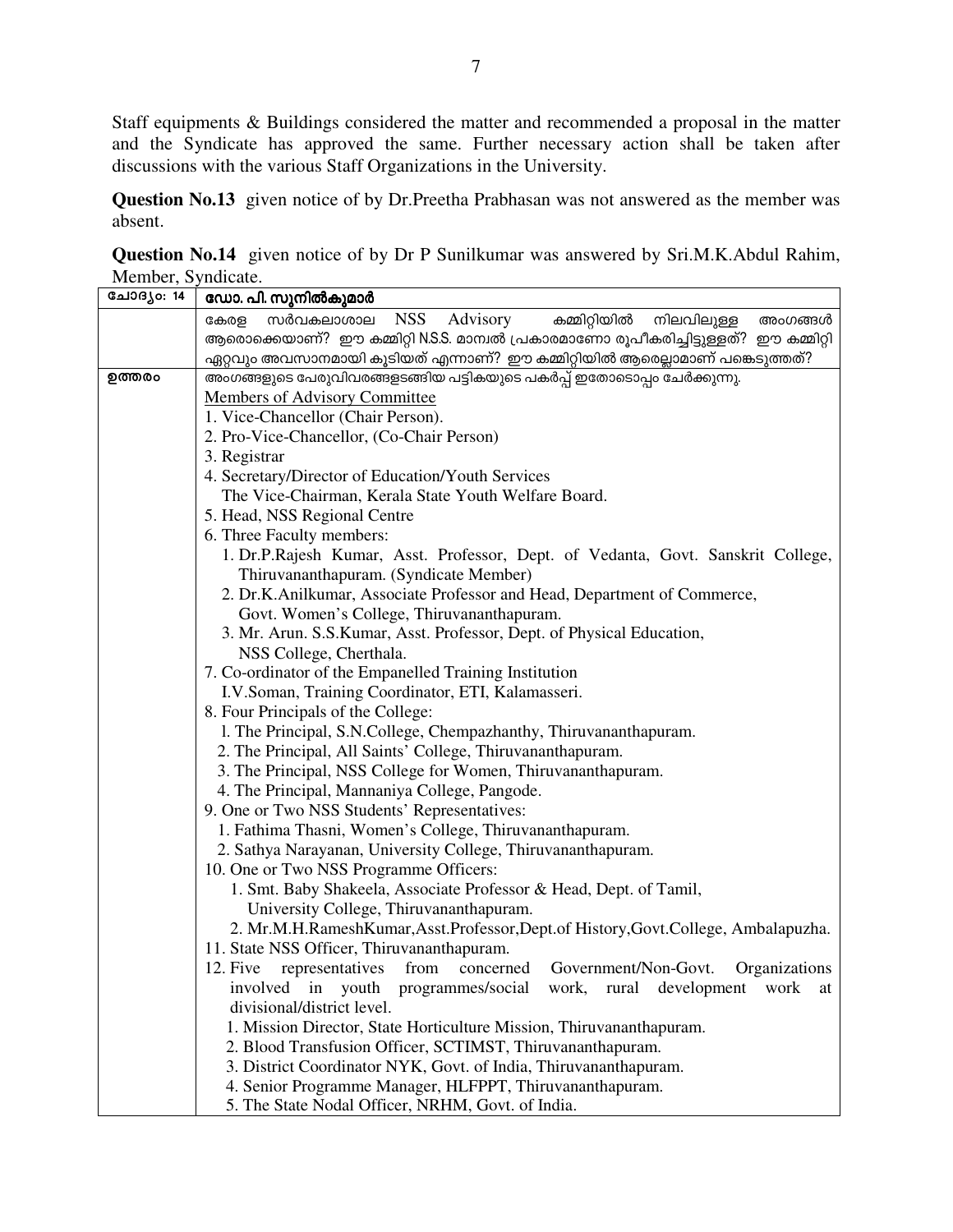Staff equipments & Buildings considered the matter and recommended a proposal in the matter and the Syndicate has approved the same. Further necessary action shall be taken after discussions with the various Staff Organizations in the University.

**Question No.13** given notice of by Dr.Preetha Prabhasan was not answered as the member was absent.

**Question No.14** given notice of by Dr P Sunilkumar was answered by Sri.M.K.Abdul Rahim, Member, Syndicate.

| ചോദ്യം: 14 | ഡോ. പി. സുനിൽകുമാർ |
|---|---|
| | കേരള സർവകലാശാല NSS Advisory കമ്മിറ്റിയിൽ നിലവിലുള്ള അംഗങ്ങൾ ആരൊക്കെയാണ്? ഈ കമ്മിറ്റി N.S.S. മാന്വൽ പ്രകാരമാണോ രൂപീകരിച്ചിട്ടുള്ളത്? ഈ കമ്മിറ്റി ഏറ്റവും അവസാനമായി കൂടിയത് എന്നാണ്? ഈ കമ്മിറ്റിയിൽ ആരെല്ലാമാണ് പങ്കെടുത്തത്? |
| ഉത്തരം | അംഗങ്ങളുടെ പേരുവിവരങ്ങളടങ്ങിയ പട്ടികയുടെ പകർപ്പ് ഇതോടൊപ്പം ചേർക്കുന്നു.<br>Members of Advisory Committee<br>1. Vice-Chancellor (Chair Person).<br>2. Pro-Vice-Chancellor, (Co-Chair Person)<br>3. Registrar<br>4. Secretary/Director of Education/Youth Services<br>The Vice-Chairman, Kerala State Youth Welfare Board.<br>5. Head, NSS Regional Centre<br>6. Three Faculty members:<br>1. Dr.P.Rajesh Kumar, Asst. Professor, Dept. of Vedanta, Govt. Sanskrit College, Thiruvananthapuram. (Syndicate Member)<br>2. Dr.K.Anilkumar, Associate Professor and Head, Department of Commerce, Govt. Women's College, Thiruvananthapuram.<br>3. Mr. Arun. S.S.Kumar, Asst. Professor, Dept. of Physical Education, NSS College, Cherthala.<br>7. Co-ordinator of the Empanelled Training Institution<br>I.V.Soman, Training Coordinator, ETI, Kalamasseri.<br>8. Four Principals of the College:<br>1. The Principal, S.N.College, Chempazhanthy, Thiruvananthapuram.<br>2. The Principal, All Saints' College, Thiruvananthapuram.<br>3. The Principal, NSS College for Women, Thiruvananthapuram.<br>4. The Principal, Mannaniya College, Pangode.<br>9. One or Two NSS Students' Representatives:<br>1. Fathima Thasni, Women's College, Thiruvananthapuram.<br>2. Sathya Narayanan, University College, Thiruvananthapuram.<br>10. One or Two NSS Programme Officers:<br>1. Smt. Baby Shakeela, Associate Professor & Head, Dept. of Tamil, University College, Thiruvananthapuram.<br>2. Mr.M.H.RameshKumar,Asst.Professor,Dept.of History,Govt.College, Ambalapuzha.<br>11. State NSS Officer, Thiruvananthapuram.<br>12. Five representatives from concerned Government/Non-Govt. Organizations involved in youth programmes/social work, rural development work at divisional/district level.<br>1. Mission Director, State Horticulture Mission, Thiruvananthapuram.<br>2. Blood Transfusion Officer, SCTIMST, Thiruvananthapuram.<br>3. District Coordinator NYK, Govt. of India, Thiruvananthapuram.<br>4. Senior Programme Manager, HLFPPT, Thiruvananthapuram.<br>5. The State Nodal Officer, NRHM, Govt. of India. |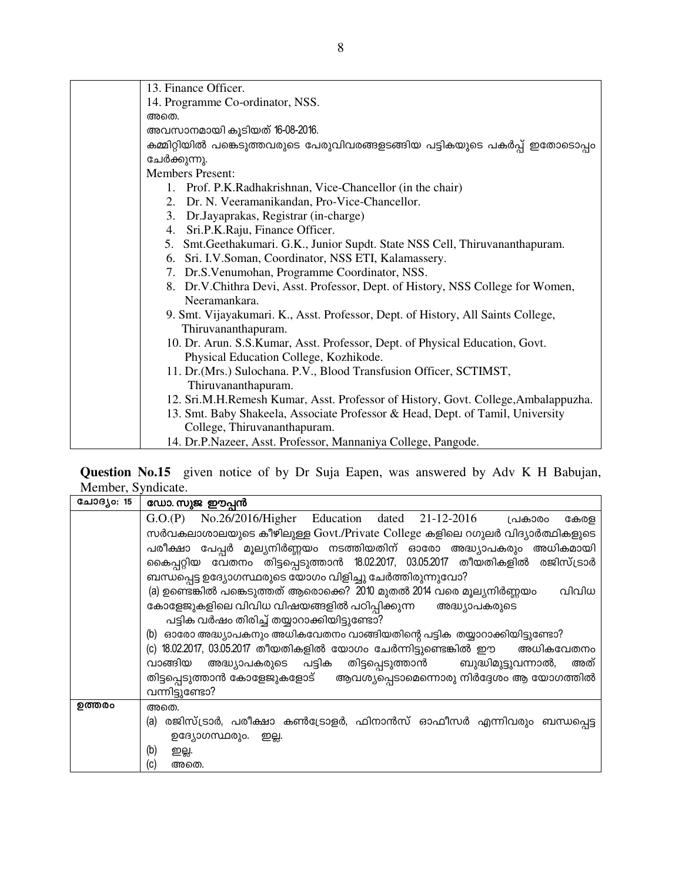| | 13. Finance Officer.<br>14. Programme Co-ordinator, NSS.<br>അതെ.<br>അവസാനമായി കൂടിയത് 16-08-2016.<br>കമ്മിറ്റിയിൽ പങ്കെടുത്തവരുടെ പേരുവിവരങ്ങളടങ്ങിയ പട്ടികയുടെ പകർപ്പ് ഇതോടൊപ്പം ചേർക്കുന്നു.<br>Members Present:<br>1. Prof. P.K.Radhakrishnan, Vice-Chancellor (in the chair)<br>2. Dr. N. Veeramanikandan, Pro-Vice-Chancellor.<br>3. Dr.Jayaprakas, Registrar (in-charge)<br>4. Sri.P.K.Raju, Finance Officer.<br>5. Smt.Geethakumari. G.K., Junior Supdt. State NSS Cell, Thiruvananthapuram.<br>6. Sri. I.V.Soman, Coordinator, NSS ETI, Kalamassery.<br>7. Dr.S.Venumohan, Programme Coordinator, NSS.<br>8. Dr.V.Chithra Devi, Asst. Professor, Dept. of History, NSS College for Women, Neeramankara.<br>9. Smt. Vijayakumari. K., Asst. Professor, Dept. of History, All Saints College, Thiruvananthapuram.<br>10. Dr. Arun. S.S.Kumar, Asst. Professor, Dept. of Physical Education, Govt. Physical Education College, Kozhikode.<br>11. Dr.(Mrs.) Sulochana. P.V., Blood Transfusion Officer, SCTIMST, Thiruvananthapuram.<br>12. Sri.M.H.Remesh Kumar, Asst. Professor of History, Govt. College,Ambalappuzha.<br>13. Smt. Baby Shakeela, Associate Professor & Head, Dept. of Tamil, University College, Thiruvananthapuram.<br>14. Dr.P.Nazeer, Asst. Professor, Mannaniya College, Pangode. |
|---|---|

**Question No.15** given notice of by Dr Suja Eapen, was answered by Adv K H Babujan, Member, Syndicate.

| ചോദ്യം: 15 | ഡോ. സുജ ഈപ്പൻ |
|---|---|
| | G.O.(P) No.26/2016/Higher Education dated 21-12-2016 പ്രകാരം കേരള സർവകലാശാലയുടെ കീഴിലുള്ള Govt./Private College കളിലെ റഗുലർ വിദ്യാർത്ഥികളുടെ പരീക്ഷാ പേപ്പർ മൂല്യനിർണ്ണയം നടത്തിയതിന് ഓരോ അദ്ധ്യാപകരും അധികമായി കൈപ്പറ്റിയ വേതനം തിട്ടപ്പെടുത്താൻ 18.02.2017, 03.05.2017 തീയതികളിൽ രജിസ്ട്രാർ ബന്ധപ്പെട്ട ഉദ്യോഗസ്ഥരുടെ യോഗം വിളിച്ചു ചേർത്തിരുന്നുവോ?<br>(a) ഉണ്ടെങ്കിൽ പങ്കെടുത്തത് ആരൊക്കെ? 2010 മുതൽ 2014 വരെ മൂല്യനിർണ്ണയം വിവിധ കോളേജുകളിലെ വിവിധ വിഷയങ്ങളിൽ പഠിപ്പിക്കുന്ന അദ്ധ്യാപകരുടെ പട്ടിക വർഷം തിരിച്ച് തയ്യാറാക്കിയിട്ടുണ്ടോ?<br>(b) ഓരോ അദ്ധ്യാപകനും അധികവേതനം വാങ്ങിയതിന്റെ പട്ടിക തയ്യാറാക്കിയിട്ടുണ്ടോ?<br>(c) 18.02.2017, 03.05.2017 തീയതികളിൽ യോഗം ചേർന്നിട്ടുണ്ടെങ്കിൽ ഈ അധികവേതനം വാങ്ങിയ അദ്ധ്യാപകരുടെ പട്ടിക തിട്ടപ്പെടുത്താൻ ബുദ്ധിമുട്ടുവന്നാൽ, അത് തിട്ടപ്പെടുത്താൻ കോളേജുകളോട് ആവശ്യപ്പെടാമെന്നൊരു നിർദ്ദേശം ആ യോഗത്തിൽ വന്നിട്ടുണ്ടോ? |
| ഉത്തരം | അതെ.<br>(a) രജിസ്ട്രാർ, പരീക്ഷാ കൺട്രോളർ, ഫിനാൻസ് ഓഫീസർ എന്നിവരും ബന്ധപ്പെട്ട ഉദ്യോഗസ്ഥരും. ഇല്ല.<br>(b) ഇല്ല.<br>(c) അതെ. |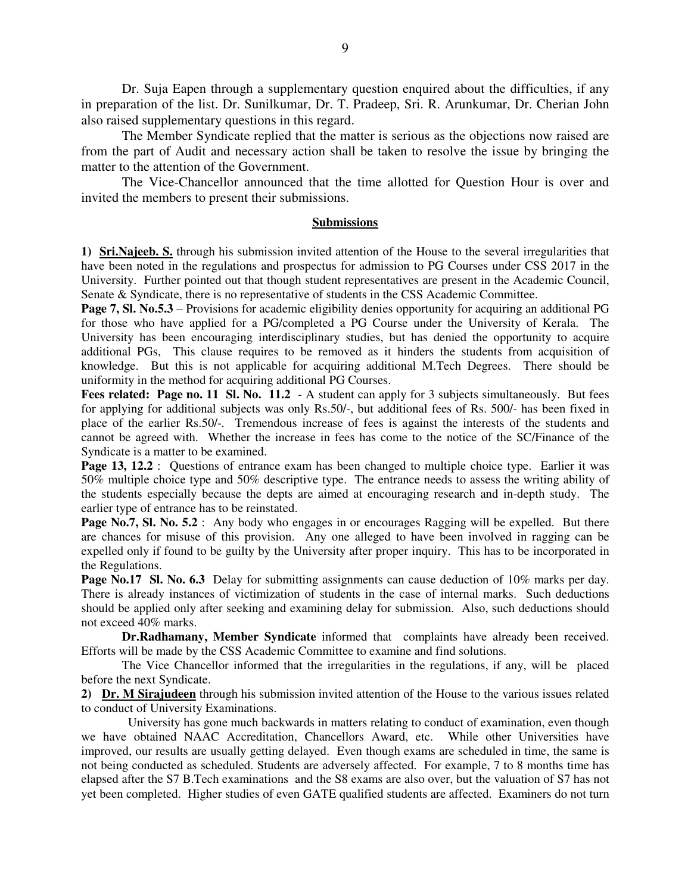Dr. Suja Eapen through a supplementary question enquired about the difficulties, if any in preparation of the list. Dr. Sunilkumar, Dr. T. Pradeep, Sri. R. Arunkumar, Dr. Cherian John also raised supplementary questions in this regard.

The Member Syndicate replied that the matter is serious as the objections now raised are from the part of Audit and necessary action shall be taken to resolve the issue by bringing the matter to the attention of the Government.

The Vice-Chancellor announced that the time allotted for Question Hour is over and invited the members to present their submissions.

## Submissions

**1) Sri.Najeeb. S.** through his submission invited attention of the House to the several irregularities that have been noted in the regulations and prospectus for admission to PG Courses under CSS 2017 in the University. Further pointed out that though student representatives are present in the Academic Council, Senate & Syndicate, there is no representative of students in the CSS Academic Committee.

**Page 7, Sl. No.5.3** – Provisions for academic eligibility denies opportunity for acquiring an additional PG for those who have applied for a PG/completed a PG Course under the University of Kerala. The University has been encouraging interdisciplinary studies, but has denied the opportunity to acquire additional PGs, This clause requires to be removed as it hinders the students from acquisition of knowledge. But this is not applicable for acquiring additional M.Tech Degrees. There should be uniformity in the method for acquiring additional PG Courses.

**Fees related: Page no. 11 Sl. No. 11.2** - A student can apply for 3 subjects simultaneously. But fees for applying for additional subjects was only Rs.50/-, but additional fees of Rs. 500/- has been fixed in place of the earlier Rs.50/-. Tremendous increase of fees is against the interests of the students and cannot be agreed with. Whether the increase in fees has come to the notice of the SC/Finance of the Syndicate is a matter to be examined.

**Page 13, 12.2** : Questions of entrance exam has been changed to multiple choice type. Earlier it was 50% multiple choice type and 50% descriptive type. The entrance needs to assess the writing ability of the students especially because the depts are aimed at encouraging research and in-depth study. The earlier type of entrance has to be reinstated.

**Page No.7, Sl. No. 5.2** : Any body who engages in or encourages Ragging will be expelled. But there are chances for misuse of this provision. Any one alleged to have been involved in ragging can be expelled only if found to be guilty by the University after proper inquiry. This has to be incorporated in the Regulations.

**Page No.17 Sl. No. 6.3** Delay for submitting assignments can cause deduction of 10% marks per day. There is already instances of victimization of students in the case of internal marks. Such deductions should be applied only after seeking and examining delay for submission. Also, such deductions should not exceed 40% marks.

**Dr.Radhamany, Member Syndicate** informed that complaints have already been received. Efforts will be made by the CSS Academic Committee to examine and find solutions.

The Vice Chancellor informed that the irregularities in the regulations, if any, will be placed before the next Syndicate.

**2) Dr. M Sirajudeen** through his submission invited attention of the House to the various issues related to conduct of University Examinations.

University has gone much backwards in matters relating to conduct of examination, even though we have obtained NAAC Accreditation, Chancellors Award, etc. While other Universities have improved, our results are usually getting delayed. Even though exams are scheduled in time, the same is not being conducted as scheduled. Students are adversely affected. For example, 7 to 8 months time has elapsed after the S7 B.Tech examinations and the S8 exams are also over, but the valuation of S7 has not yet been completed. Higher studies of even GATE qualified students are affected. Examiners do not turn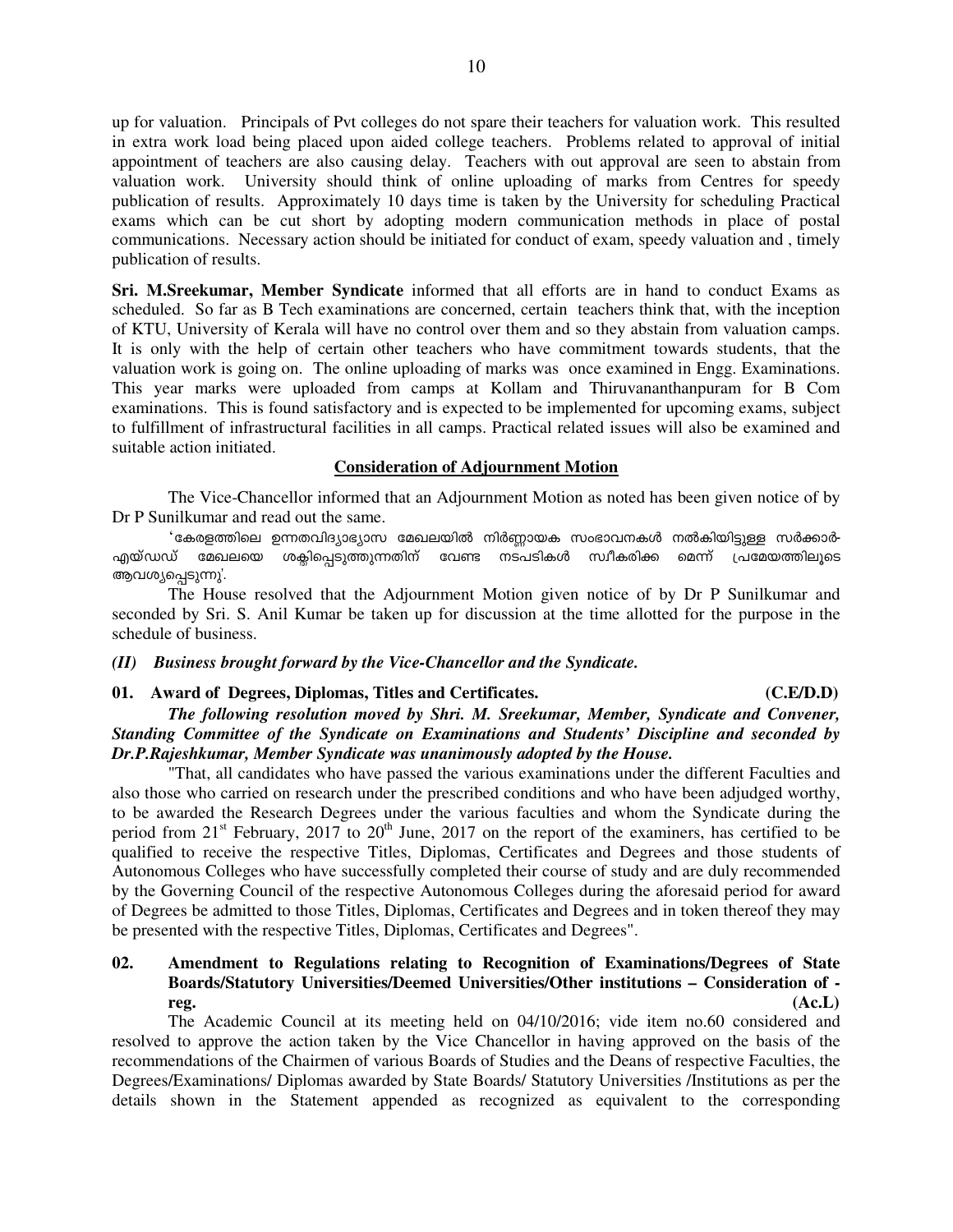up for valuation. Principals of Pvt colleges do not spare their teachers for valuation work. This resulted in extra work load being placed upon aided college teachers. Problems related to approval of initial appointment of teachers are also causing delay. Teachers with out approval are seen to abstain from valuation work. University should think of online uploading of marks from Centres for speedy publication of results. Approximately 10 days time is taken by the University for scheduling Practical exams which can be cut short by adopting modern communication methods in place of postal communications. Necessary action should be initiated for conduct of exam, speedy valuation and , timely publication of results.

**Sri. M.Sreekumar, Member Syndicate** informed that all efforts are in hand to conduct Exams as scheduled. So far as B Tech examinations are concerned, certain teachers think that, with the inception of KTU, University of Kerala will have no control over them and so they abstain from valuation camps. It is only with the help of certain other teachers who have commitment towards students, that the valuation work is going on. The online uploading of marks was once examined in Engg. Examinations. This year marks were uploaded from camps at Kollam and Thiruvananthapuram for B Com examinations. This is found satisfactory and is expected to be implemented for upcoming exams, subject to fulfillment of infrastructural facilities in all camps. Practical related issues will also be examined and suitable action initiated.

**Consideration of Adjournment Motion**

The Vice-Chancellor informed that an Adjournment Motion as noted has been given notice of by Dr P Sunilkumar and read out the same.

'കേരളത്തിലെ ഉന്നതവിദ്യാഭ്യാസ മേഖലയിൽ നിർണ്ണായക സംഭാവനകൾ നൽകിയിട്ടുള്ള സർക്കാർ-എയ്ഡഡ് മേഖലയെ ശക്തിപ്പെടുത്തുന്നതിന് വേണ്ട നടപടികൾ സ്വീകരിക്ക മെന്ന് പ്രമേയത്തിലൂടെ ആവശ്യപ്പെടുന്നു'.

The House resolved that the Adjournment Motion given notice of by Dr P Sunilkumar and seconded by Sri. S. Anil Kumar be taken up for discussion at the time allotted for the purpose in the schedule of business.

***(II) Business brought forward by the Vice-Chancellor and the Syndicate.***

**01. Award of Degrees, Diplomas, Titles and Certificates. (C.E/D.D)**

***The following resolution moved by Shri. M. Sreekumar, Member, Syndicate and Convener, Standing Committee of the Syndicate on Examinations and Students' Discipline and seconded by Dr.P.Rajeshkumar, Member Syndicate was unanimously adopted by the House.***

"That, all candidates who have passed the various examinations under the different Faculties and also those who carried on research under the prescribed conditions and who have been adjudged worthy, to be awarded the Research Degrees under the various faculties and whom the Syndicate during the period from 21st February, 2017 to 20th June, 2017 on the report of the examiners, has certified to be qualified to receive the respective Titles, Diplomas, Certificates and Degrees and those students of Autonomous Colleges who have successfully completed their course of study and are duly recommended by the Governing Council of the respective Autonomous Colleges during the aforesaid period for award of Degrees be admitted to those Titles, Diplomas, Certificates and Degrees and in token thereof they may be presented with the respective Titles, Diplomas, Certificates and Degrees".

**02. Amendment to Regulations relating to Recognition of Examinations/Degrees of State Boards/Statutory Universities/Deemed Universities/Other institutions – Consideration of - reg. (Ac.L)**

The Academic Council at its meeting held on 04/10/2016; vide item no.60 considered and resolved to approve the action taken by the Vice Chancellor in having approved on the basis of the recommendations of the Chairmen of various Boards of Studies and the Deans of respective Faculties, the Degrees/Examinations/ Diplomas awarded by State Boards/ Statutory Universities /Institutions as per the details shown in the Statement appended as recognized as equivalent to the corresponding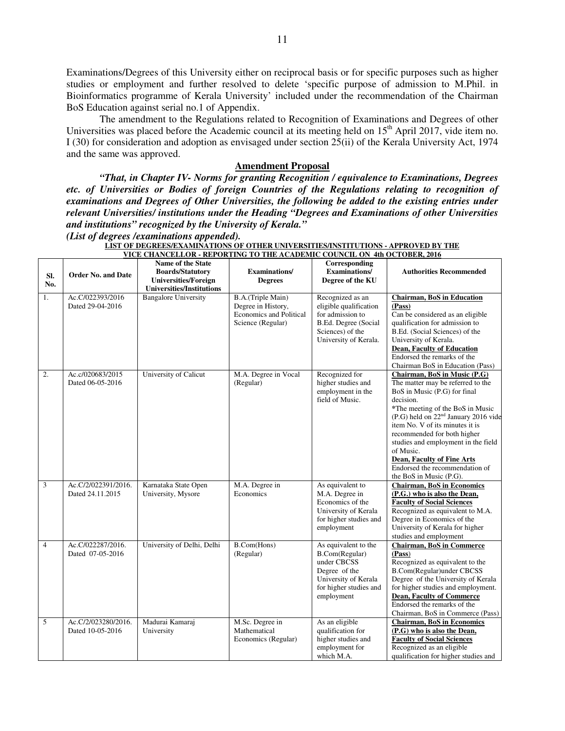Examinations/Degrees of this University either on reciprocal basis or for specific purposes such as higher studies or employment and further resolved to delete 'specific purpose of admission to M.Phil. in Bioinformatics programme of Kerala University' included under the recommendation of the Chairman BoS Education against serial no.1 of Appendix.

The amendment to the Regulations related to Recognition of Examinations and Degrees of other Universities was placed before the Academic council at its meeting held on 15th April 2017, vide item no. I (30) for consideration and adoption as envisaged under section 25(ii) of the Kerala University Act, 1974 and the same was approved.

## Amendment Proposal

***"That, in Chapter IV- Norms for granting Recognition / equivalence to Examinations, Degrees etc. of Universities or Bodies of foreign Countries of the Regulations relating to recognition of examinations and Degrees of Other Universities, the following be added to the existing entries under relevant Universities/ institutions under the Heading "Degrees and Examinations of other Universities and institutions" recognized by the University of Kerala."***

***(List of degrees /examinations appended).***

**LIST OF DEGREES/EXAMINATIONS OF OTHER UNIVERSITIES/INSTITUTIONS - APPROVED BY THE VICE CHANCELLOR - REPORTING TO THE ACADEMIC COUNCIL ON 4th OCTOBER, 2016**

| Sl. No. | Order No. and Date | Name of the State Boards/Statutory Universities/Foreign Universities/Institutions | Examinations/ Degrees | Corresponding Examinations/ Degree of the KU | Authorities Recommended |
|---|---|---|---|---|---|
| 1. | Ac.C/022393/2016 Dated 29-04-2016 | Bangalore University | B.A.(Triple Main) Degree in History, Economics and Political Science (Regular) | Recognized as an eligible qualification for admission to B.Ed. Degree (Social Sciences) of the University of Kerala. | **Chairman, BoS in Education (Pass)** Can be considered as an eligible qualification for admission to B.Ed. (Social Sciences) of the University of Kerala. **Dean, Faculty of Education** Endorsed the remarks of the Chairman BoS in Education (Pass) |
| 2. | Ac.c/020683/2015 Dated 06-05-2016 | University of Calicut | M.A. Degree in Vocal (Regular) | Recognized for higher studies and employment in the field of Music. | **Chairman, BoS in Music (P.G)** The matter may be referred to the BoS in Music (P.G) for final decision. *The meeting of the BoS in Music (P.G) held on 22nd January 2016 vide item No. V of its minutes it is recommended for both higher studies and employment in the field of Music. **Dean, Faculty of Fine Arts** Endorsed the recommendation of the BoS in Music (P.G). |
| 3 | Ac.C/2/022391/2016. Dated 24.11.2015 | Karnataka State Open University, Mysore | M.A. Degree in Economics | As equivalent to M.A. Degree in Economics of the University of Kerala for higher studies and employment | **Chairman, BoS in Economics (P.G.) who is also the Dean, Faculty of Social Sciences** Recognized as equivalent to M.A. Degree in Economics of the University of Kerala for higher studies and employment |
| 4 | Ac.C/022287/2016. Dated 07-05-2016 | University of Delhi, Delhi | B.Com(Hons) (Regular) | As equivalent to the B.Com(Regular) under CBCSS Degree of the University of Kerala for higher studies and employment | **Chairman, BoS in Commerce (Pass)** Recognized as equivalent to the B.Com(Regular)under CBCSS Degree of the University of Kerala for higher studies and employment. **Dean, Faculty of Commerce** Endorsed the remarks of the Chairman, BoS in Commerce (Pass) |
| 5 | Ac.C/2/023280/2016. Dated 10-05-2016 | Madurai Kamaraj University | M.Sc. Degree in Mathematical Economics (Regular) | As an eligible qualification for higher studies and employment for which M.A. | **Chairman, BoS in Economics (P.G) who is also the Dean, Faculty of Social Sciences** Recognized as an eligible qualification for higher studies and |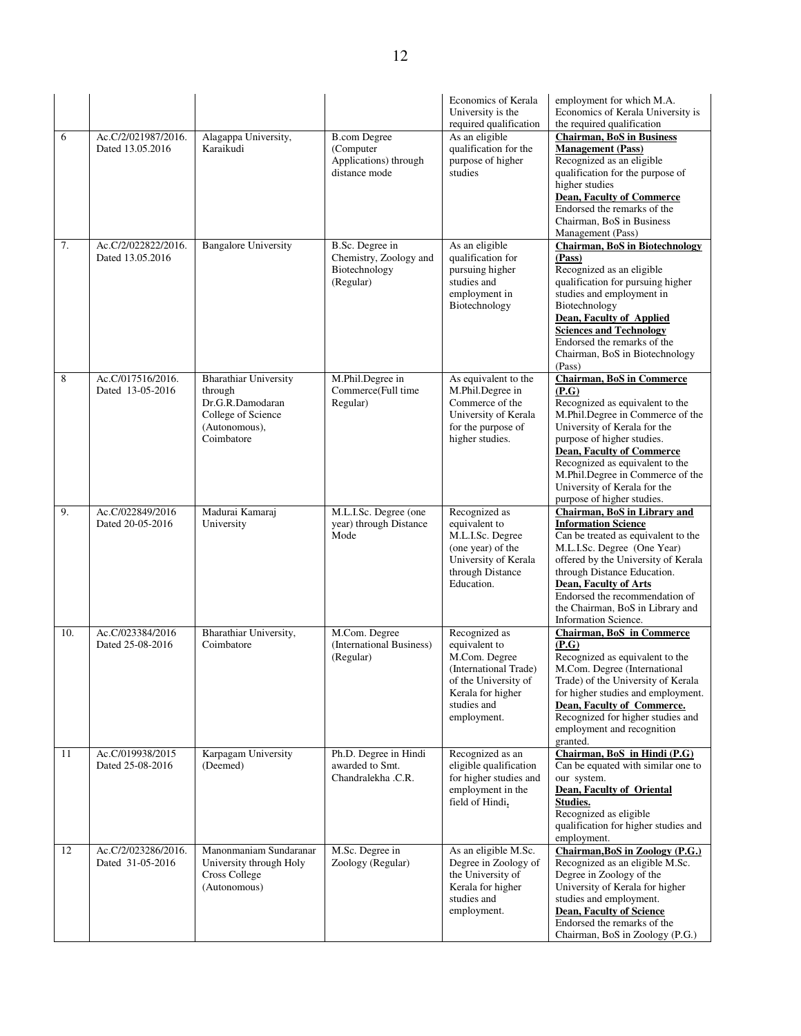| | | | | | |
|---|---|---|---|---|---|
| | | | | Economics of Kerala University is the required qualification | employment for which M.A. Economics of Kerala University is the required qualification |
| 6 | Ac.C/2/021987/2016. Dated 13.05.2016 | Alagappa University, Karaikudi | B.com Degree (Computer Applications) through distance mode | As an eligible qualification for the purpose of higher studies | **Chairman, BoS in Business Management (Pass)** Recognized as an eligible qualification for the purpose of higher studies **Dean, Faculty of Commerce** Endorsed the remarks of the Chairman, BoS in Business Management (Pass) |
| 7. | Ac.C/2/022822/2016. Dated 13.05.2016 | Bangalore University | B.Sc. Degree in Chemistry, Zoology and Biotechnology (Regular) | As an eligible qualification for pursuing higher studies and employment in Biotechnology | **Chairman, BoS in Biotechnology (Pass)** Recognized as an eligible qualification for pursuing higher studies and employment in Biotechnology **Dean, Faculty of Applied Sciences and Technology** Endorsed the remarks of the Chairman, BoS in Biotechnology (Pass) |
| 8 | Ac.C/017516/2016. Dated 13-05-2016 | Bharathiar University through Dr.G.R.Damodaran College of Science (Autonomous), Coimbatore | M.Phil.Degree in Commerce(Full time Regular) | As equivalent to the M.Phil.Degree in Commerce of the University of Kerala for the purpose of higher studies. | **Chairman, BoS in Commerce (P.G)** Recognized as equivalent to the M.Phil.Degree in Commerce of the University of Kerala for the purpose of higher studies. **Dean, Faculty of Commerce** Recognized as equivalent to the M.Phil.Degree in Commerce of the University of Kerala for the purpose of higher studies. |
| 9. | Ac.C/022849/2016 Dated 20-05-2016 | Madurai Kamaraj University | M.L.I.Sc. Degree (one year) through Distance Mode | Recognized as equivalent to M.L.I.Sc. Degree (one year) of the University of Kerala through Distance Education. | **Chairman, BoS in Library and Information Science** Can be treated as equivalent to the M.L.I.Sc. Degree (One Year) offered by the University of Kerala through Distance Education. **Dean, Faculty of Arts** Endorsed the recommendation of the Chairman, BoS in Library and Information Science. |
| 10. | Ac.C/023384/2016 Dated 25-08-2016 | Bharathiar University, Coimbatore | M.Com. Degree (International Business) (Regular) | Recognized as equivalent to M.Com. Degree (International Trade) of the University of Kerala for higher studies and employment. | **Chairman, BoS in Commerce (P.G)** Recognized as equivalent to the M.Com. Degree (International Trade) of the University of Kerala for higher studies and employment. **Dean, Faculty of Commerce.** Recognized for higher studies and employment and recognition granted. |
| 11 | Ac.C/019938/2015 Dated 25-08-2016 | Karpagam University (Deemed) | Ph.D. Degree in Hindi awarded to Smt. Chandralekha .C.R. | Recognized as an eligible qualification for higher studies and employment in the field of Hindi. | **Chairman, BoS in Hindi (P.G)** Can be equated with similar one to our system. **Dean, Faculty of Oriental Studies.** Recognized as eligible qualification for higher studies and employment. |
| 12 | Ac.C/2/023286/2016. Dated 31-05-2016 | Manonmaniam Sundaranar University through Holy Cross College (Autonomous) | M.Sc. Degree in Zoology (Regular) | As an eligible M.Sc. Degree in Zoology of the University of Kerala for higher studies and employment. | **Chairman,BoS in Zoology (P.G.)** Recognized as an eligible M.Sc. Degree in Zoology of the University of Kerala for higher studies and employment. **Dean, Faculty of Science** Endorsed the remarks of the Chairman, BoS in Zoology (P.G.) |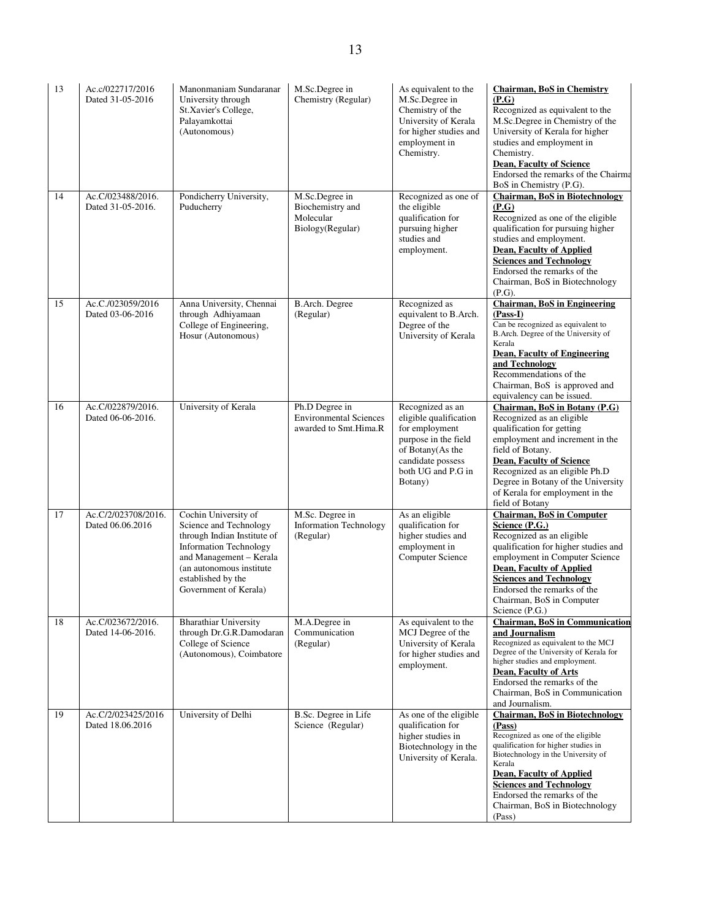| 13 | Ac.c/022717/2016 Dated 31-05-2016 | Manonmaniam Sundaranar University through St.Xavier's College, Palayamkottai (Autonomous) | M.Sc.Degree in Chemistry (Regular) | As equivalent to the M.Sc.Degree in Chemistry of the University of Kerala for higher studies and employment in Chemistry. | **Chairman, BoS in Chemistry (P.G)** Recognized as equivalent to the M.Sc.Degree in Chemistry of the University of Kerala for higher studies and employment in Chemistry. **Dean, Faculty of Science** Endorsed the remarks of the Chairma BoS in Chemistry (P.G). |
|---|---|---|---|---|---|
| 14 | Ac.C/023488/2016. Dated 31-05-2016. | Pondicherry University, Puducherry | M.Sc.Degree in Biochemistry and Molecular Biology(Regular) | Recognized as one of the eligible qualification for pursuing higher studies and employment. | **Chairman, BoS in Biotechnology (P.G)** Recognized as one of the eligible qualification for pursuing higher studies and employment. **Dean, Faculty of Applied Sciences and Technology** Endorsed the remarks of the Chairman, BoS in Biotechnology (P.G). |
| 15 | Ac.C./023059/2016 Dated 03-06-2016 | Anna University, Chennai through Adhiyamaan College of Engineering, Hosur (Autonomous) | B.Arch. Degree (Regular) | Recognized as equivalent to B.Arch. Degree of the University of Kerala | **Chairman, BoS in Engineering (Pass-I)** Can be recognized as equivalent to B.Arch. Degree of the University of Kerala **Dean, Faculty of Engineering and Technology** Recommendations of the Chairman, BoS is approved and equivalency can be issued. |
| 16 | Ac.C/022879/2016. Dated 06-06-2016. | University of Kerala | Ph.D Degree in Environmental Sciences awarded to Smt.Hima.R | Recognized as an eligible qualification for employment purpose in the field of Botany(As the candidate possess both UG and P.G in Botany) | **Chairman, BoS in Botany (P.G)** Recognized as an eligible qualification for getting employment and increment in the field of Botany. **Dean, Faculty of Science** Recognized as an eligible Ph.D Degree in Botany of the University of Kerala for employment in the field of Botany |
| 17 | Ac.C/2/023708/2016. Dated 06.06.2016 | Cochin University of Science and Technology through Indian Institute of Information Technology and Management – Kerala (an autonomous institute established by the Government of Kerala) | M.Sc. Degree in Information Technology (Regular) | As an eligible qualification for higher studies and employment in Computer Science | **Chairman, BoS in Computer Science (P.G.)** Recognized as an eligible qualification for higher studies and employment in Computer Science **Dean, Faculty of Applied Sciences and Technology** Endorsed the remarks of the Chairman, BoS in Computer Science (P.G.) |
| 18 | Ac.C/023672/2016. Dated 14-06-2016. | Bharathiar University through Dr.G.R.Damodaran College of Science (Autonomous), Coimbatore | M.A.Degree in Communication (Regular) | As equivalent to the MCJ Degree of the University of Kerala for higher studies and employment. | **Chairman, BoS in Communication and Journalism** Recognized as equivalent to the MCJ Degree of the University of Kerala for higher studies and employment. **Dean, Faculty of Arts** Endorsed the remarks of the Chairman, BoS in Communication and Journalism. |
| 19 | Ac.C/2/023425/2016 Dated 18.06.2016 | University of Delhi | B.Sc. Degree in Life Science (Regular) | As one of the eligible qualification for higher studies in Biotechnology in the University of Kerala. | **Chairman, BoS in Biotechnology (Pass)** Recognized as one of the eligible qualification for higher studies in Biotechnology in the University of Kerala **Dean, Faculty of Applied Sciences and Technology** Endorsed the remarks of the Chairman, BoS in Biotechnology (Pass) |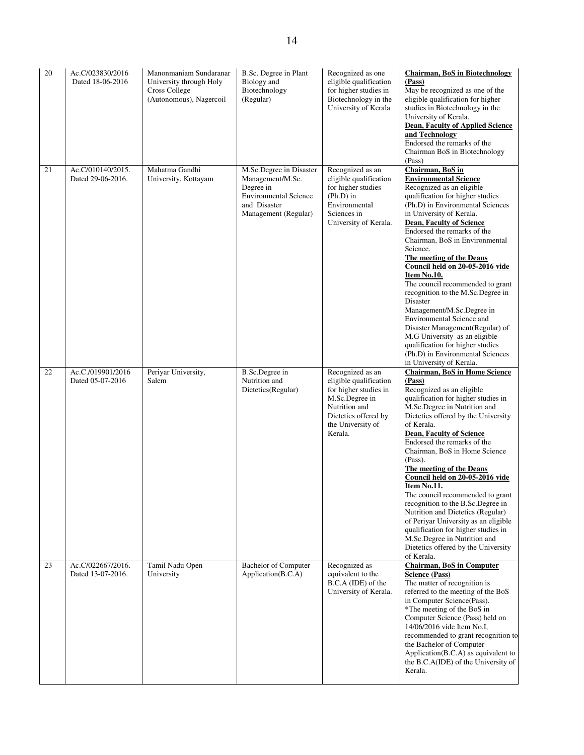| 20 | Ac.C/023830/2016 Dated 18-06-2016 | Manonmaniam Sundaranar University through Holy Cross College (Autonomous), Nagercoil | B.Sc. Degree in Plant Biology and Biotechnology (Regular) | Recognized as one eligible qualification for higher studies in Biotechnology in the University of Kerala | **Chairman, BoS in Biotechnology (Pass)**<br>May be recognized as one of the eligible qualification for higher studies in Biotechnology in the University of Kerala.<br>**Dean, Faculty of Applied Science and Technology**<br>Endorsed the remarks of the Chairman BoS in Biotechnology (Pass) |
|---|---|---|---|---|---|
| 21 | Ac.C/010140/2015. Dated 29-06-2016. | Mahatma Gandhi University, Kottayam | M.Sc.Degree in Disaster Management/M.Sc. Degree in Environmental Science and Disaster Management (Regular) | Recognized as an eligible qualification for higher studies (Ph.D) in Environmental Sciences in University of Kerala. | **Chairman, BoS in Environmental Science**<br>Recognized as an eligible qualification for higher studies (Ph.D) in Environmental Sciences in University of Kerala.<br>**Dean, Faculty of Science**<br>Endorsed the remarks of the Chairman, BoS in Environmental Science.<br>**The meeting of the Deans Council held on 20-05-2016 vide Item No.10.**<br>The council recommended to grant recognition to the M.Sc.Degree in Disaster Management/M.Sc.Degree in Environmental Science and Disaster Management(Regular) of M.G University as an eligible qualification for higher studies (Ph.D) in Environmental Sciences in University of Kerala. |
| 22 | Ac.C./019901/2016 Dated 05-07-2016 | Periyar University, Salem | B.Sc.Degree in Nutrition and Dietetics(Regular) | Recognized as an eligible qualification for higher studies in M.Sc.Degree in Nutrition and Dietetics offered by the University of Kerala. | **Chairman, BoS in Home Science (Pass)**<br>Recognized as an eligible qualification for higher studies in M.Sc.Degree in Nutrition and Dietetics offered by the University of Kerala.<br>**Dean, Faculty of Science**<br>Endorsed the remarks of the Chairman, BoS in Home Science (Pass).<br>**The meeting of the Deans Council held on 20-05-2016 vide Item No.11.**<br>The council recommended to grant recognition to the B.Sc.Degree in Nutrition and Dietetics (Regular) of Periyar University as an eligible qualification for higher studies in M.Sc.Degree in Nutrition and Dietetics offered by the University of Kerala. |
| 23 | Ac.C/022667/2016. Dated 13-07-2016. | Tamil Nadu Open University | Bachelor of Computer Application(B.C.A) | Recognized as equivalent to the B.C.A (IDE) of the University of Kerala. | **Chairman, BoS in Computer Science (Pass)**<br>The matter of recognition is referred to the meeting of the BoS in Computer Science(Pass).<br>*The meeting of the BoS in Computer Science (Pass) held on 14/06/2016 vide Item No.I, recommended to grant recognition to the Bachelor of Computer Application(B.C.A) as equivalent to the B.C.A(IDE) of the University of Kerala. |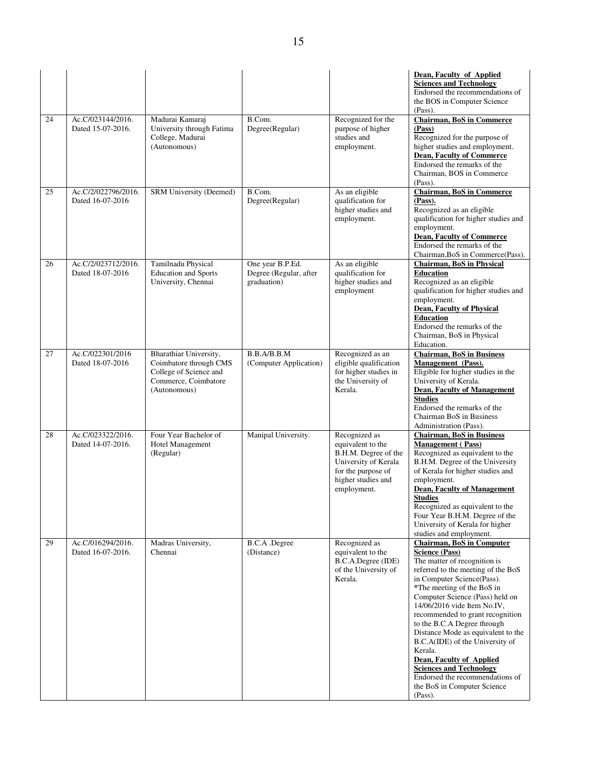| | | | | | |
|---|---|---|---|---|---|
| | | | | | **Dean, Faculty of Applied Sciences and Technology** Endorsed the recommendations of the BOS in Computer Science (Pass). |
| 24 | Ac.C/023144/2016. Dated 15-07-2016. | Madurai Kamaraj University through Fatima College, Madurai (Autonomous) | B.Com. Degree(Regular) | Recognized for the purpose of higher studies and employment. | **Chairman, BoS in Commerce (Pass)** Recognized for the purpose of higher studies and employment. **Dean, Faculty of Commerce** Endorsed the remarks of the Chairman, BOS in Commerce (Pass). |
| 25 | Ac.C/2/022796/2016. Dated 16-07-2016 | SRM University (Deemed) | B.Com. Degree(Regular) | As an eligible qualification for higher studies and employment. | **Chairman, BoS in Commerce (Pass).** Recognized as an eligible qualification for higher studies and employment. **Dean, Faculty of Commerce** Endorsed the remarks of the Chairman,BoS in Commerce(Pass). |
| 26 | Ac.C/2/023712/2016. Dated 18-07-2016 | Tamilnadu Physical Education and Sports University, Chennai | One year B.P.Ed. Degree (Regular, after graduation) | As an eligible qualification for higher studies and employment | **Chairman, BoS in Physical Education** Recognized as an eligible qualification for higher studies and employment. **Dean, Faculty of Physical Education** Endorsed the remarks of the Chairman, BoS in Physical Education. |
| 27 | Ac.C/022301/2016 Dated 18-07-2016 | Bharathiar University, Coimbatore through CMS College of Science and Commerce, Coimbatore (Autonomous) | B.B.A/B.B.M (Computer Application) | Recognized as an eligible qualification for higher studies in the University of Kerala. | **Chairman, BoS in Business Management (Pass).** Eligible for higher studies in the University of Kerala. **Dean, Faculty of Management Studies** Endorsed the remarks of the Chairman BoS in Business Administration (Pass). |
| 28 | Ac.C/023322/2016. Dated 14-07-2016. | Four Year Bachelor of Hotel Management (Regular) | Manipal University. | Recognized as equivalent to the B.H.M. Degree of the University of Kerala for the purpose of higher studies and employment. | **Chairman, BoS in Business Management ( Pass)** Recognized as equivalent to the B.H.M. Degree of the University of Kerala for higher studies and employment. **Dean, Faculty of Management Studies** Recognized as equivalent to the Four Year B.H.M. Degree of the University of Kerala for higher studies and employment. |
| 29 | Ac.C/016294/2016. Dated 16-07-2016. | Madras University, Chennai | B.C.A .Degree (Distance) | Recognized as equivalent to the B.C.A.Degree (IDE) of the University of Kerala. | **Chairman, BoS in Computer Science (Pass)** The matter of recognition is referred to the meeting of the BoS in Computer Science(Pass). *The meeting of the BoS in Computer Science (Pass) held on 14/06/2016 vide Item No.IV, recommended to grant recognition to the B.C.A Degree through Distance Mode as equivalent to the B.C.A(IDE) of the University of Kerala. **Dean, Faculty of Applied Sciences and Technology** Endorsed the recommendations of the BoS in Computer Science (Pass). |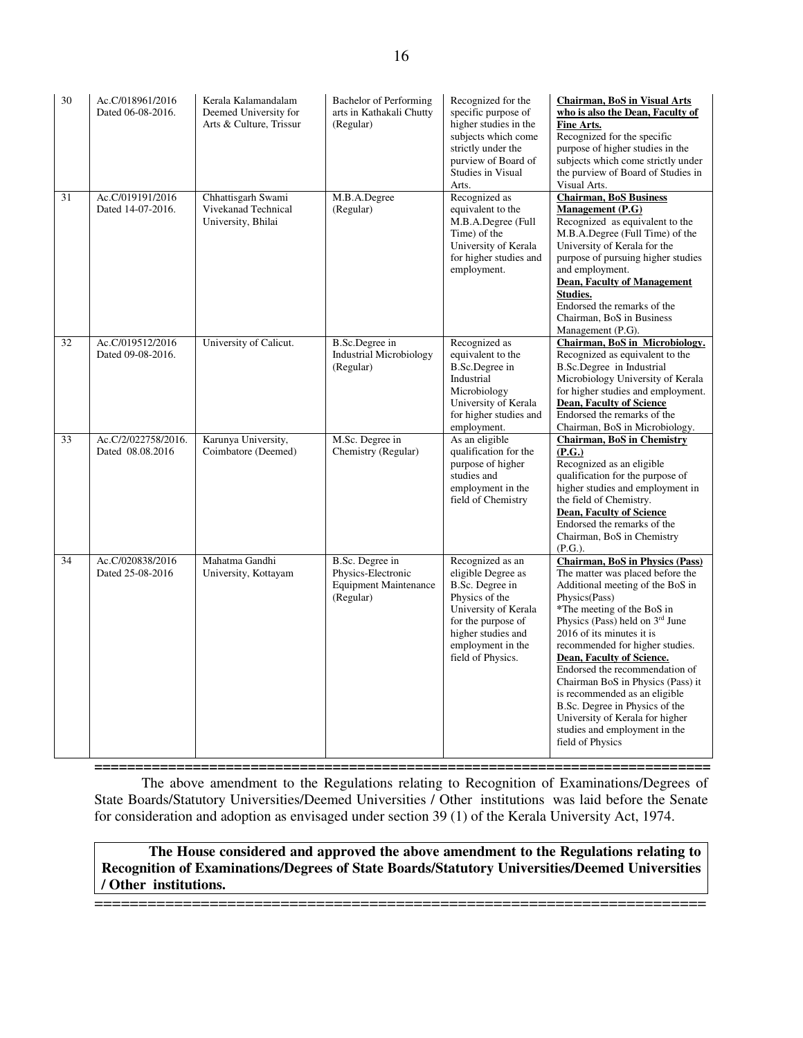| 30 | Ac.C/018961/2016 Dated 06-08-2016. | Kerala Kalamandalam Deemed University for Arts & Culture, Trissur | Bachelor of Performing arts in Kathakali Chutty (Regular) | Recognized for the specific purpose of higher studies in the subjects which come strictly under the purview of Board of Studies in Visual Arts. | **Chairman, BoS in Visual Arts who is also the Dean, Faculty of Fine Arts.** Recognized for the specific purpose of higher studies in the subjects which come strictly under the purview of Board of Studies in Visual Arts. |
|---|---|---|---|---|---|
| 31 | Ac.C/019191/2016 Dated 14-07-2016. | Chhattisgarh Swami Vivekanad Technical University, Bhilai | M.B.A.Degree (Regular) | Recognized as equivalent to the M.B.A.Degree (Full Time) of the University of Kerala for higher studies and employment. | **Chairman, BoS Business Management (P.G)** Recognized as equivalent to the M.B.A.Degree (Full Time) of the University of Kerala for the purpose of pursuing higher studies and employment. **Dean, Faculty of Management Studies.** Endorsed the remarks of the Chairman, BoS in Business Management (P.G). |
| 32 | Ac.C/019512/2016 Dated 09-08-2016. | University of Calicut. | B.Sc.Degree in Industrial Microbiology (Regular) | Recognized as equivalent to the B.Sc.Degree in Industrial Microbiology University of Kerala for higher studies and employment. | **Chairman, BoS in Microbiology.** Recognized as equivalent to the B.Sc.Degree in Industrial Microbiology University of Kerala for higher studies and employment. **Dean, Faculty of Science** Endorsed the remarks of the Chairman, BoS in Microbiology. |
| 33 | Ac.C/2/022758/2016. Dated 08.08.2016 | Karunya University, Coimbatore (Deemed) | M.Sc. Degree in Chemistry (Regular) | As an eligible qualification for the purpose of higher studies and employment in the field of Chemistry | **Chairman, BoS in Chemistry (P.G.)** Recognized as an eligible qualification for the purpose of higher studies and employment in the field of Chemistry. **Dean, Faculty of Science** Endorsed the remarks of the Chairman, BoS in Chemistry (P.G.). |
| 34 | Ac.C/020838/2016 Dated 25-08-2016 | Mahatma Gandhi University, Kottayam | B.Sc. Degree in Physics-Electronic Equipment Maintenance (Regular) | Recognized as an eligible Degree as B.Sc. Degree in Physics of the University of Kerala for the purpose of higher studies and employment in the field of Physics. | **Chairman, BoS in Physics (Pass)** The matter was placed before the Additional meeting of the BoS in Physics(Pass) *The meeting of the BoS in Physics (Pass) held on 3rd June 2016 of its minutes it is recommended for higher studies. **Dean, Faculty of Science.** Endorsed the recommendation of Chairman BoS in Physics (Pass) it is recommended as an eligible B.Sc. Degree in Physics of the University of Kerala for higher studies and employment in the field of Physics |

==========================================================================

The above amendment to the Regulations relating to Recognition of Examinations/Degrees of State Boards/Statutory Universities/Deemed Universities / Other institutions was laid before the Senate for consideration and adoption as envisaged under section 39 (1) of the Kerala University Act, 1974.

**The House considered and approved the above amendment to the Regulations relating to Recognition of Examinations/Degrees of State Boards/Statutory Universities/Deemed Universities / Other institutions.**

==========================================================================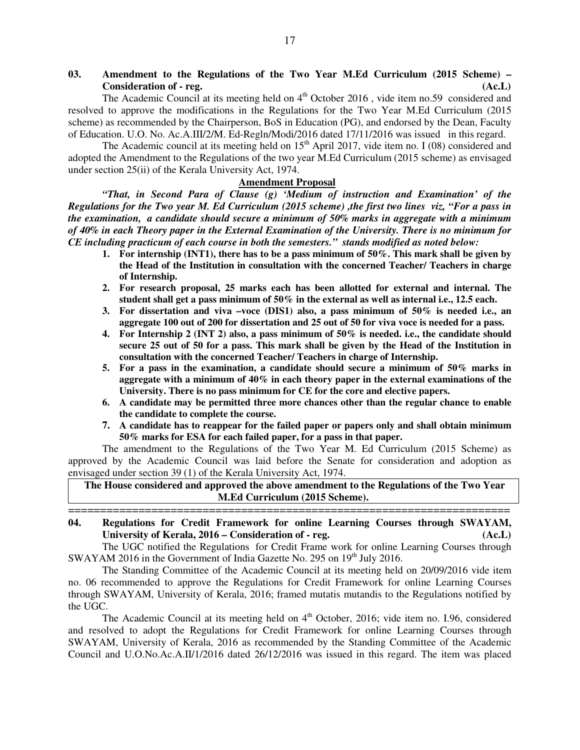**03. Amendment to the Regulations of the Two Year M.Ed Curriculum (2015 Scheme) – Consideration of - reg. (Ac.L)**

The Academic Council at its meeting held on 4th October 2016 , vide item no.59 considered and resolved to approve the modifications in the Regulations for the Two Year M.Ed Curriculum (2015 scheme) as recommended by the Chairperson, BoS in Education (PG), and endorsed by the Dean, Faculty of Education. U.O. No. Ac.A.III/2/M. Ed-Regln/Modi/2016 dated 17/11/2016 was issued in this regard.

The Academic council at its meeting held on 15th April 2017, vide item no. I (08) considered and adopted the Amendment to the Regulations of the two year M.Ed Curriculum (2015 scheme) as envisaged under section 25(ii) of the Kerala University Act, 1974.

**Amendment Proposal**

***"That, in Second Para of Clause (g) 'Medium of instruction and Examination' of the Regulations for the Two year M. Ed Curriculum (2015 scheme) ,the first two lines viz, "For a pass in the examination, a candidate should secure a minimum of 50% marks in aggregate with a minimum of 40% in each Theory paper in the External Examination of the University. There is no minimum for CE including practicum of each course in both the semesters." stands modified as noted below:***

1. **For internship (INT1), there has to be a pass minimum of 50%. This mark shall be given by the Head of the Institution in consultation with the concerned Teacher/ Teachers in charge of Internship.**
2. **For research proposal, 25 marks each has been allotted for external and internal. The student shall get a pass minimum of 50% in the external as well as internal i.e., 12.5 each.**
3. **For dissertation and viva –voce (DIS1) also, a pass minimum of 50% is needed i.e., an aggregate 100 out of 200 for dissertation and 25 out of 50 for viva voce is needed for a pass.**
4. **For Internship 2 (INT 2) also, a pass minimum of 50% is needed. i.e., the candidate should secure 25 out of 50 for a pass. This mark shall be given by the Head of the Institution in consultation with the concerned Teacher/ Teachers in charge of Internship.**
5. **For a pass in the examination, a candidate should secure a minimum of 50% marks in aggregate with a minimum of 40% in each theory paper in the external examinations of the University. There is no pass minimum for CE for the core and elective papers.**
6. **A candidate may be permitted three more chances other than the regular chance to enable the candidate to complete the course.**
7. **A candidate has to reappear for the failed paper or papers only and shall obtain minimum 50% marks for ESA for each failed paper, for a pass in that paper.**

The amendment to the Regulations of the Two Year M. Ed Curriculum (2015 Scheme) as approved by the Academic Council was laid before the Senate for consideration and adoption as envisaged under section 39 (1) of the Kerala University Act, 1974.

**The House considered and approved the above amendment to the Regulations of the Two Year M.Ed Curriculum (2015 Scheme).**

======================================================================

**04. Regulations for Credit Framework for online Learning Courses through SWAYAM, University of Kerala, 2016 – Consideration of - reg. (Ac.L)**

The UGC notified the Regulations for Credit Frame work for online Learning Courses through SWAYAM 2016 in the Government of India Gazette No. 295 on 19th July 2016.

The Standing Committee of the Academic Council at its meeting held on 20/09/2016 vide item no. 06 recommended to approve the Regulations for Credit Framework for online Learning Courses through SWAYAM, University of Kerala, 2016; framed mutatis mutandis to the Regulations notified by the UGC.

The Academic Council at its meeting held on 4th October, 2016; vide item no. I.96, considered and resolved to adopt the Regulations for Credit Framework for online Learning Courses through SWAYAM, University of Kerala, 2016 as recommended by the Standing Committee of the Academic Council and U.O.No.Ac.A.II/1/2016 dated 26/12/2016 was issued in this regard. The item was placed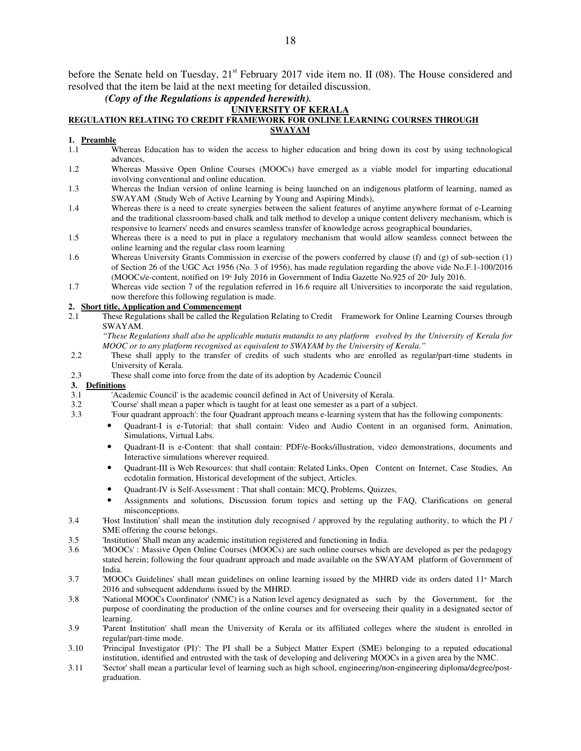before the Senate held on Tuesday, 21st February 2017 vide item no. II (08). The House considered and resolved that the item be laid at the next meeting for detailed discussion.

***(Copy of the Regulations is appended herewith).***

**UNIVERSITY OF KERALA**

**REGULATION RELATING TO CREDIT FRAMEWORK FOR ONLINE LEARNING COURSES THROUGH SWAYAM**

**1. Preamble**

1.1 Whereas Education has to widen the access to higher education and bring down its cost by using technological advances,

1.2 Whereas Massive Open Online Courses (MOOCs) have emerged as a viable model for imparting educational involving conventional and online education.

1.3 Whereas the Indian version of online learning is being launched on an indigenous platform of learning, named as SWAYAM (Study Web of Active Learning by Young and Aspiring Minds),

1.4 Whereas there is a need to create synergies between the salient features of anytime anywhere format of e-Learning and the traditional classroom-based chalk and talk method to develop a unique content delivery mechanism, which is responsive to learners' needs and ensures seamless transfer of knowledge across geographical boundaries,

1.5 Whereas there is a need to put in place a regulatory mechanism that would allow seamless connect between the online learning and the regular class room learning

1.6 Whereas University Grants Commission in exercise of the powers conferred by clause (f) and (g) of sub-section (1) of Section 26 of the UGC Act 1956 (No. 3 of 1956), has made regulation regarding the above vide No.F.1-100/2016 (MOOCs/e-content, notified on 19th July 2016 in Government of India Gazette No.925 of 20th July 2016.

1.7 Whereas vide section 7 of the regulation referred in 16.6 require all Universities to incorporate the said regulation, now therefore this following regulation is made.

**2. Short title, Application and Commencement**

2.1 These Regulations shall be called the Regulation Relating to Credit Framework for Online Learning Courses through SWAYAM.

*"These Regulations shall also be applicable mutatis mutandis to any platform evolved by the University of Kerala for MOOC or to any platform recognised as equivalent to SWAYAM by the University of Kerala."*

2.2 These shall apply to the transfer of credits of such students who are enrolled as regular/part-time students in University of Kerala.

2.3 These shall come into force from the date of its adoption by Academic Council

**3. Definitions**

3.1 'Academic Council' is the academic council defined in Act of University of Kerala.

3.2 'Course' shall mean a paper which is taught for at least one semester as a part of a subject.

3.3 'Four quadrant approach': the four Quadrant approach means e-learning system that has the following components:

- Quadrant-I is e-Tutorial: that shall contain: Video and Audio Content in an organised form, Animation, Simulations, Virtual Labs.
- Quadrant-II is e-Content: that shall contain: PDF/e-Books/illustration, video demonstrations, documents and Interactive simulations wherever required.
- Quadrant-III is Web Resources: that shall contain: Related Links, Open Content on Internet, Case Studies, An ecdotalin formation, Historical development of the subject, Articles.
- Quadrant-IV is Self-Assessment : That shall contain: MCQ, Problems, Quizzes,
- Assignments and solutions, Discussion forum topics and setting up the FAQ, Clarifications on general misconceptions.

3.4 'Host Institution' shall mean the institution duly recognised / approved by the regulating authority, to which the PI / SME offering the course belongs.

3.5 'Institution' Shall mean any academic institution registered and functioning in India.

3.6 'MOOCs' : Massive Open Online Courses (MOOCs) are such online courses which are developed as per the pedagogy stated herein; following the four quadrant approach and made available on the SWAYAM platform of Government of India.

3.7 'MOOCs Guidelines' shall mean guidelines on online learning issued by the MHRD vide its orders dated 11th March 2016 and subsequent addendums issued by the MHRD.

3.8 'National MOOCs Coordinator' (NMC) is a Nation level agency designated as such by the Government, for the purpose of coordinating the production of the online courses and for overseeing their quality in a designated sector of learning.

3.9 'Parent Institution' shall mean the University of Kerala or its affiliated colleges where the student is enrolled in regular/part-time mode.

3.10 'Principal Investigator (PI)': The PI shall be a Subject Matter Expert (SME) belonging to a reputed educational institution, identified and entrusted with the task of developing and delivering MOOCs in a given area by the NMC.

3.11 'Sector' shall mean a particular level of learning such as high school, engineering/non-engineering diploma/degree/post-graduation.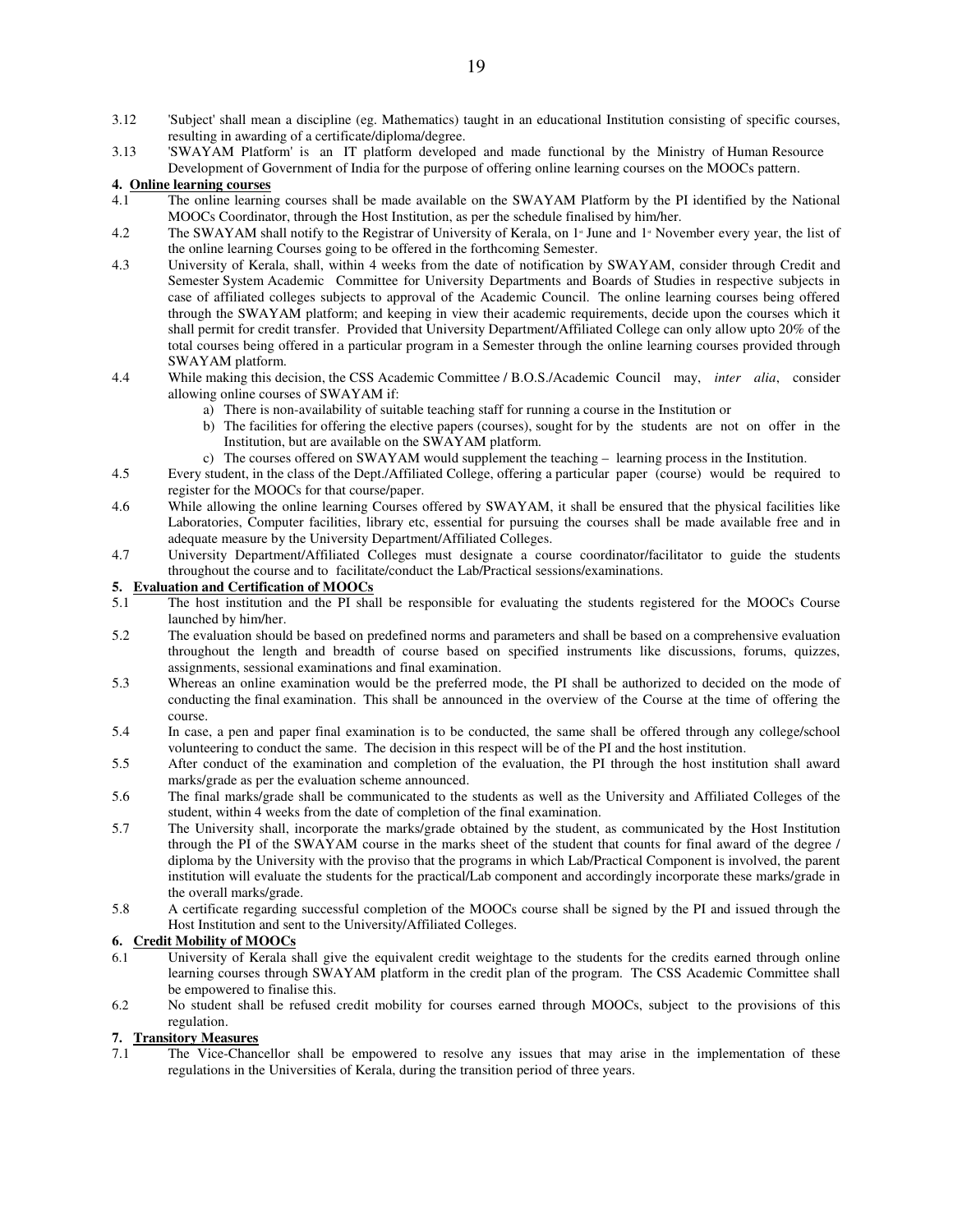3.12 'Subject' shall mean a discipline (eg. Mathematics) taught in an educational Institution consisting of specific courses, resulting in awarding of a certificate/diploma/degree.

3.13 'SWAYAM Platform' is an IT platform developed and made functional by the Ministry of Human Resource Development of Government of India for the purpose of offering online learning courses on the MOOCs pattern.

**4. Online learning courses**

4.1 The online learning courses shall be made available on the SWAYAM Platform by the PI identified by the National MOOCs Coordinator, through the Host Institution, as per the schedule finalised by him/her.

4.2 The SWAYAM shall notify to the Registrar of University of Kerala, on 1st June and 1st November every year, the list of the online learning Courses going to be offered in the forthcoming Semester.

4.3 University of Kerala, shall, within 4 weeks from the date of notification by SWAYAM, consider through Credit and Semester System Academic Committee for University Departments and Boards of Studies in respective subjects in case of affiliated colleges subjects to approval of the Academic Council. The online learning courses being offered through the SWAYAM platform; and keeping in view their academic requirements, decide upon the courses which it shall permit for credit transfer. Provided that University Department/Affiliated College can only allow upto 20% of the total courses being offered in a particular program in a Semester through the online learning courses provided through SWAYAM platform.

4.4 While making this decision, the CSS Academic Committee / B.O.S./Academic Council may, *inter alia*, consider allowing online courses of SWAYAM if:

a) There is non-availability of suitable teaching staff for running a course in the Institution or
b) The facilities for offering the elective papers (courses), sought for by the students are not on offer in the Institution, but are available on the SWAYAM platform.
c) The courses offered on SWAYAM would supplement the teaching – learning process in the Institution.

4.5 Every student, in the class of the Dept./Affiliated College, offering a particular paper (course) would be required to register for the MOOCs for that course/paper.

4.6 While allowing the online learning Courses offered by SWAYAM, it shall be ensured that the physical facilities like Laboratories, Computer facilities, library etc, essential for pursuing the courses shall be made available free and in adequate measure by the University Department/Affiliated Colleges.

4.7 University Department/Affiliated Colleges must designate a course coordinator/facilitator to guide the students throughout the course and to facilitate/conduct the Lab/Practical sessions/examinations.

**5. Evaluation and Certification of MOOCs**

5.1 The host institution and the PI shall be responsible for evaluating the students registered for the MOOCs Course launched by him/her.

5.2 The evaluation should be based on predefined norms and parameters and shall be based on a comprehensive evaluation throughout the length and breadth of course based on specified instruments like discussions, forums, quizzes, assignments, sessional examinations and final examination.

5.3 Whereas an online examination would be the preferred mode, the PI shall be authorized to decided on the mode of conducting the final examination. This shall be announced in the overview of the Course at the time of offering the course.

5.4 In case, a pen and paper final examination is to be conducted, the same shall be offered through any college/school volunteering to conduct the same. The decision in this respect will be of the PI and the host institution.

5.5 After conduct of the examination and completion of the evaluation, the PI through the host institution shall award marks/grade as per the evaluation scheme announced.

5.6 The final marks/grade shall be communicated to the students as well as the University and Affiliated Colleges of the student, within 4 weeks from the date of completion of the final examination.

5.7 The University shall, incorporate the marks/grade obtained by the student, as communicated by the Host Institution through the PI of the SWAYAM course in the marks sheet of the student that counts for final award of the degree / diploma by the University with the proviso that the programs in which Lab/Practical Component is involved, the parent institution will evaluate the students for the practical/Lab component and accordingly incorporate these marks/grade in the overall marks/grade.

5.8 A certificate regarding successful completion of the MOOCs course shall be signed by the PI and issued through the Host Institution and sent to the University/Affiliated Colleges.

**6. Credit Mobility of MOOCs**

6.1 University of Kerala shall give the equivalent credit weightage to the students for the credits earned through online learning courses through SWAYAM platform in the credit plan of the program. The CSS Academic Committee shall be empowered to finalise this.

6.2 No student shall be refused credit mobility for courses earned through MOOCs, subject to the provisions of this regulation.

**7. Transitory Measures**

7.1 The Vice-Chancellor shall be empowered to resolve any issues that may arise in the implementation of these regulations in the Universities of Kerala, during the transition period of three years.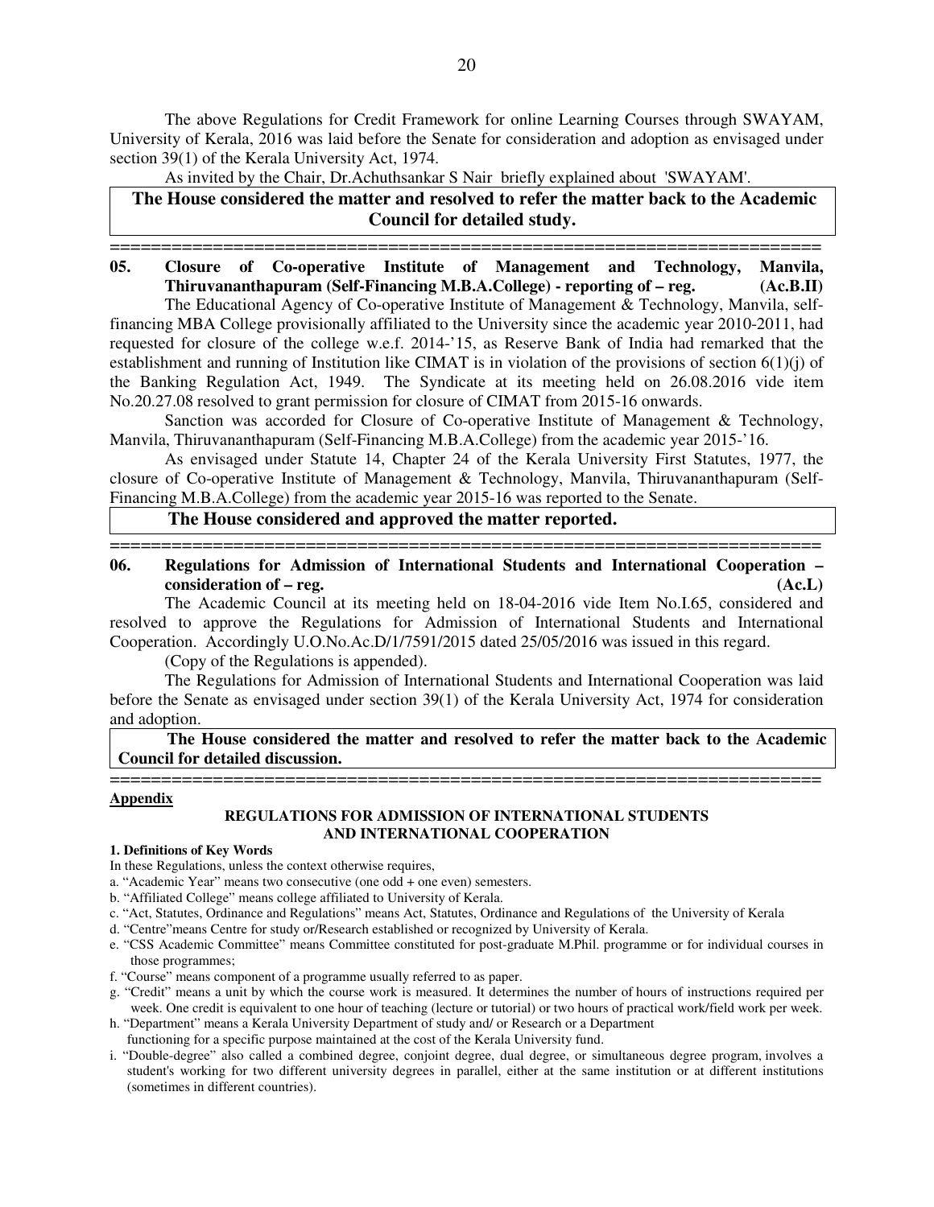The above Regulations for Credit Framework for online Learning Courses through SWAYAM, University of Kerala, 2016 was laid before the Senate for consideration and adoption as envisaged under section 39(1) of the Kerala University Act, 1974.

As invited by the Chair, Dr.Achuthsankar S Nair briefly explained about 'SWAYAM'.

**The House considered the matter and resolved to refer the matter back to the Academic Council for detailed study.**

=====================================================================

**05. Closure of Co-operative Institute of Management and Technology, Manvila, Thiruvananthapuram (Self-Financing M.B.A.College) - reporting of – reg. (Ac.B.II)**

The Educational Agency of Co-operative Institute of Management & Technology, Manvila, self-financing MBA College provisionally affiliated to the University since the academic year 2010-2011, had requested for closure of the college w.e.f. 2014-'15, as Reserve Bank of India had remarked that the establishment and running of Institution like CIMAT is in violation of the provisions of section 6(1)(j) of the Banking Regulation Act, 1949. The Syndicate at its meeting held on 26.08.2016 vide item No.20.27.08 resolved to grant permission for closure of CIMAT from 2015-16 onwards.

Sanction was accorded for Closure of Co-operative Institute of Management & Technology, Manvila, Thiruvananthapuram (Self-Financing M.B.A.College) from the academic year 2015-'16.

As envisaged under Statute 14, Chapter 24 of the Kerala University First Statutes, 1977, the closure of Co-operative Institute of Management & Technology, Manvila, Thiruvananthapuram (Self-Financing M.B.A.College) from the academic year 2015-16 was reported to the Senate.

**The House considered and approved the matter reported.**

=====================================================================

**06. Regulations for Admission of International Students and International Cooperation – consideration of – reg. (Ac.L)**

The Academic Council at its meeting held on 18-04-2016 vide Item No.I.65, considered and resolved to approve the Regulations for Admission of International Students and International Cooperation. Accordingly U.O.No.Ac.D/1/7591/2015 dated 25/05/2016 was issued in this regard.

(Copy of the Regulations is appended).

The Regulations for Admission of International Students and International Cooperation was laid before the Senate as envisaged under section 39(1) of the Kerala University Act, 1974 for consideration and adoption.

**The House considered the matter and resolved to refer the matter back to the Academic Council for detailed discussion.**

=====================================================================

**Appendix**

**REGULATIONS FOR ADMISSION OF INTERNATIONAL STUDENTS AND INTERNATIONAL COOPERATION**

**1. Definitions of Key Words**

In these Regulations, unless the context otherwise requires,

a. "Academic Year" means two consecutive (one odd + one even) semesters.

b. "Affiliated College" means college affiliated to University of Kerala.

c. "Act, Statutes, Ordinance and Regulations" means Act, Statutes, Ordinance and Regulations of the University of Kerala

d. "Centre"means Centre for study or/Research established or recognized by University of Kerala.

e. "CSS Academic Committee" means Committee constituted for post-graduate M.Phil. programme or for individual courses in those programmes;

f. "Course" means component of a programme usually referred to as paper.

g. "Credit" means a unit by which the course work is measured. It determines the number of hours of instructions required per week. One credit is equivalent to one hour of teaching (lecture or tutorial) or two hours of practical work/field work per week.

h. "Department" means a Kerala University Department of study and/ or Research or a Department functioning for a specific purpose maintained at the cost of the Kerala University fund.

i. "Double-degree" also called a combined degree, conjoint degree, dual degree, or simultaneous degree program, involves a student's working for two different university degrees in parallel, either at the same institution or at different institutions (sometimes in different countries).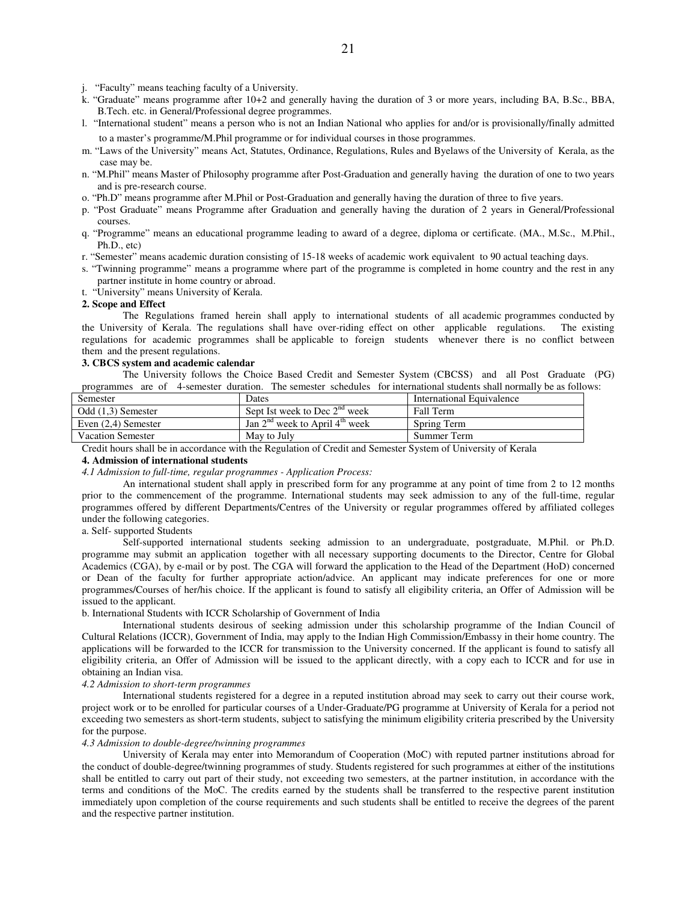j. "Faculty" means teaching faculty of a University.

k. "Graduate" means programme after 10+2 and generally having the duration of 3 or more years, including BA, B.Sc., BBA, B.Tech. etc. in General/Professional degree programmes.

l. "International student" means a person who is not an Indian National who applies for and/or is provisionally/finally admitted to a master's programme/M.Phil programme or for individual courses in those programmes.

m. "Laws of the University" means Act, Statutes, Ordinance, Regulations, Rules and Byelaws of the University of Kerala, as the case may be.

n. "M.Phil" means Master of Philosophy programme after Post-Graduation and generally having the duration of one to two years and is pre-research course.

o. "Ph.D" means programme after M.Phil or Post-Graduation and generally having the duration of three to five years.

p. "Post Graduate" means Programme after Graduation and generally having the duration of 2 years in General/Professional courses.

q. "Programme" means an educational programme leading to award of a degree, diploma or certificate. (MA., M.Sc., M.Phil., Ph.D., etc)

r. "Semester" means academic duration consisting of 15-18 weeks of academic work equivalent to 90 actual teaching days.

s. "Twinning programme" means a programme where part of the programme is completed in home country and the rest in any partner institute in home country or abroad.

t. "University" means University of Kerala.

**2. Scope and Effect**

The Regulations framed herein shall apply to international students of all academic programmes conducted by the University of Kerala. The regulations shall have over-riding effect on other applicable regulations. The existing regulations for academic programmes shall be applicable to foreign students whenever there is no conflict between them and the present regulations.

**3. CBCS system and academic calendar**

The University follows the Choice Based Credit and Semester System (CBCSS) and all Post Graduate (PG) programmes are of 4-semester duration. The semester schedules for international students shall normally be as follows:

| Semester | Dates | International Equivalence |
|---|---|---|
| Odd (1,3) Semester | Sept Ist week to Dec 2nd week | Fall Term |
| Even (2,4) Semester | Jan 2nd week to April 4th week | Spring Term |
| Vacation Semester | May to July | Summer Term |

Credit hours shall be in accordance with the Regulation of Credit and Semester System of University of Kerala

**4. Admission of international students**

*4.1 Admission to full-time, regular programmes - Application Process:*

An international student shall apply in prescribed form for any programme at any point of time from 2 to 12 months prior to the commencement of the programme. International students may seek admission to any of the full-time, regular programmes offered by different Departments/Centres of the University or regular programmes offered by affiliated colleges under the following categories.

a. Self- supported Students

Self-supported international students seeking admission to an undergraduate, postgraduate, M.Phil. or Ph.D. programme may submit an application together with all necessary supporting documents to the Director, Centre for Global Academics (CGA), by e-mail or by post. The CGA will forward the application to the Head of the Department (HoD) concerned or Dean of the faculty for further appropriate action/advice. An applicant may indicate preferences for one or more programmes/Courses of her/his choice. If the applicant is found to satisfy all eligibility criteria, an Offer of Admission will be issued to the applicant.

b. International Students with ICCR Scholarship of Government of India

International students desirous of seeking admission under this scholarship programme of the Indian Council of Cultural Relations (ICCR), Government of India, may apply to the Indian High Commission/Embassy in their home country. The applications will be forwarded to the ICCR for transmission to the University concerned. If the applicant is found to satisfy all eligibility criteria, an Offer of Admission will be issued to the applicant directly, with a copy each to ICCR and for use in obtaining an Indian visa.

*4.2 Admission to short-term programmes*

International students registered for a degree in a reputed institution abroad may seek to carry out their course work, project work or to be enrolled for particular courses of a Under-Graduate/PG programme at University of Kerala for a period not exceeding two semesters as short-term students, subject to satisfying the minimum eligibility criteria prescribed by the University for the purpose.

*4.3 Admission to double-degree/twinning programmes*

University of Kerala may enter into Memorandum of Cooperation (MoC) with reputed partner institutions abroad for the conduct of double-degree/twinning programmes of study. Students registered for such programmes at either of the institutions shall be entitled to carry out part of their study, not exceeding two semesters, at the partner institution, in accordance with the terms and conditions of the MoC. The credits earned by the students shall be transferred to the respective parent institution immediately upon completion of the course requirements and such students shall be entitled to receive the degrees of the parent and the respective partner institution.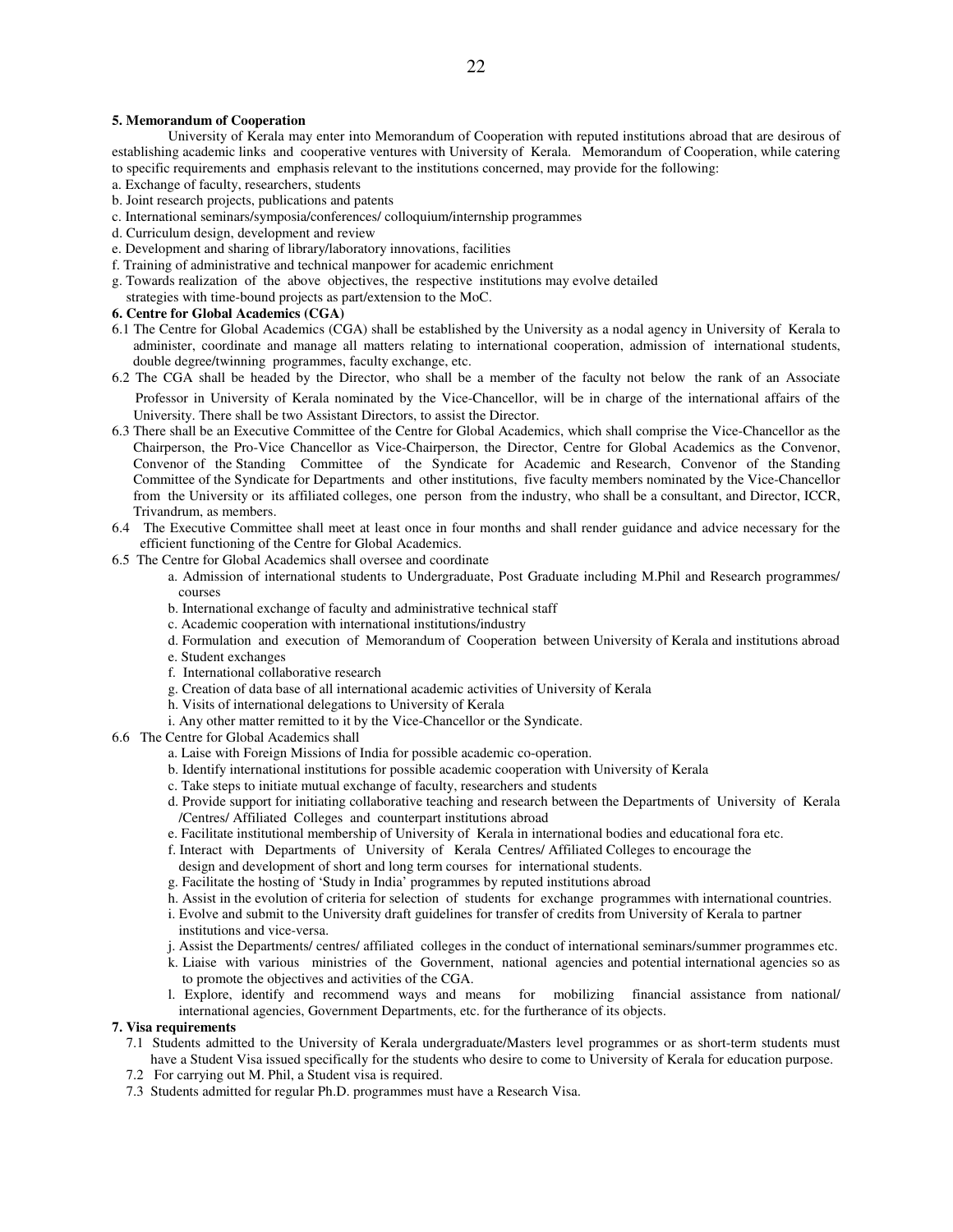**5. Memorandum of Cooperation**

University of Kerala may enter into Memorandum of Cooperation with reputed institutions abroad that are desirous of establishing academic links and cooperative ventures with University of Kerala. Memorandum of Cooperation, while catering to specific requirements and emphasis relevant to the institutions concerned, may provide for the following:

a. Exchange of faculty, researchers, students
b. Joint research projects, publications and patents
c. International seminars/symposia/conferences/ colloquium/internship programmes
d. Curriculum design, development and review
e. Development and sharing of library/laboratory innovations, facilities
f. Training of administrative and technical manpower for academic enrichment
g. Towards realization of the above objectives, the respective institutions may evolve detailed strategies with time-bound projects as part/extension to the MoC.

**6. Centre for Global Academics (CGA)**

6.1 The Centre for Global Academics (CGA) shall be established by the University as a nodal agency in University of Kerala to administer, coordinate and manage all matters relating to international cooperation, admission of international students, double degree/twinning programmes, faculty exchange, etc.

6.2 The CGA shall be headed by the Director, who shall be a member of the faculty not below the rank of an Associate Professor in University of Kerala nominated by the Vice-Chancellor, will be in charge of the international affairs of the University. There shall be two Assistant Directors, to assist the Director.

6.3 There shall be an Executive Committee of the Centre for Global Academics, which shall comprise the Vice-Chancellor as the Chairperson, the Pro-Vice Chancellor as Vice-Chairperson, the Director, Centre for Global Academics as the Convenor, Convenor of the Standing Committee of the Syndicate for Academic and Research, Convenor of the Standing Committee of the Syndicate for Departments and other institutions, five faculty members nominated by the Vice-Chancellor from the University or its affiliated colleges, one person from the industry, who shall be a consultant, and Director, ICCR, Trivandrum, as members.

6.4 The Executive Committee shall meet at least once in four months and shall render guidance and advice necessary for the efficient functioning of the Centre for Global Academics.

6.5 The Centre for Global Academics shall oversee and coordinate

a. Admission of international students to Undergraduate, Post Graduate including M.Phil and Research programmes/ courses
b. International exchange of faculty and administrative technical staff
c. Academic cooperation with international institutions/industry
d. Formulation and execution of Memorandum of Cooperation between University of Kerala and institutions abroad
e. Student exchanges
f. International collaborative research
g. Creation of data base of all international academic activities of University of Kerala
h. Visits of international delegations to University of Kerala
i. Any other matter remitted to it by the Vice-Chancellor or the Syndicate.

6.6 The Centre for Global Academics shall

a. Laise with Foreign Missions of India for possible academic co-operation.
b. Identify international institutions for possible academic cooperation with University of Kerala
c. Take steps to initiate mutual exchange of faculty, researchers and students
d. Provide support for initiating collaborative teaching and research between the Departments of University of Kerala /Centres/ Affiliated Colleges and counterpart institutions abroad
e. Facilitate institutional membership of University of Kerala in international bodies and educational fora etc.
f. Interact with Departments of University of Kerala Centres/ Affiliated Colleges to encourage the design and development of short and long term courses for international students.
g. Facilitate the hosting of 'Study in India' programmes by reputed institutions abroad
h. Assist in the evolution of criteria for selection of students for exchange programmes with international countries.
i. Evolve and submit to the University draft guidelines for transfer of credits from University of Kerala to partner institutions and vice-versa.
j. Assist the Departments/ centres/ affiliated colleges in the conduct of international seminars/summer programmes etc.
k. Liaise with various ministries of the Government, national agencies and potential international agencies so as to promote the objectives and activities of the CGA.
l. Explore, identify and recommend ways and means for mobilizing financial assistance from national/ international agencies, Government Departments, etc. for the furtherance of its objects.

**7. Visa requirements**

7.1 Students admitted to the University of Kerala undergraduate/Masters level programmes or as short-term students must have a Student Visa issued specifically for the students who desire to come to University of Kerala for education purpose.

7.2 For carrying out M. Phil, a Student visa is required.

7.3 Students admitted for regular Ph.D. programmes must have a Research Visa.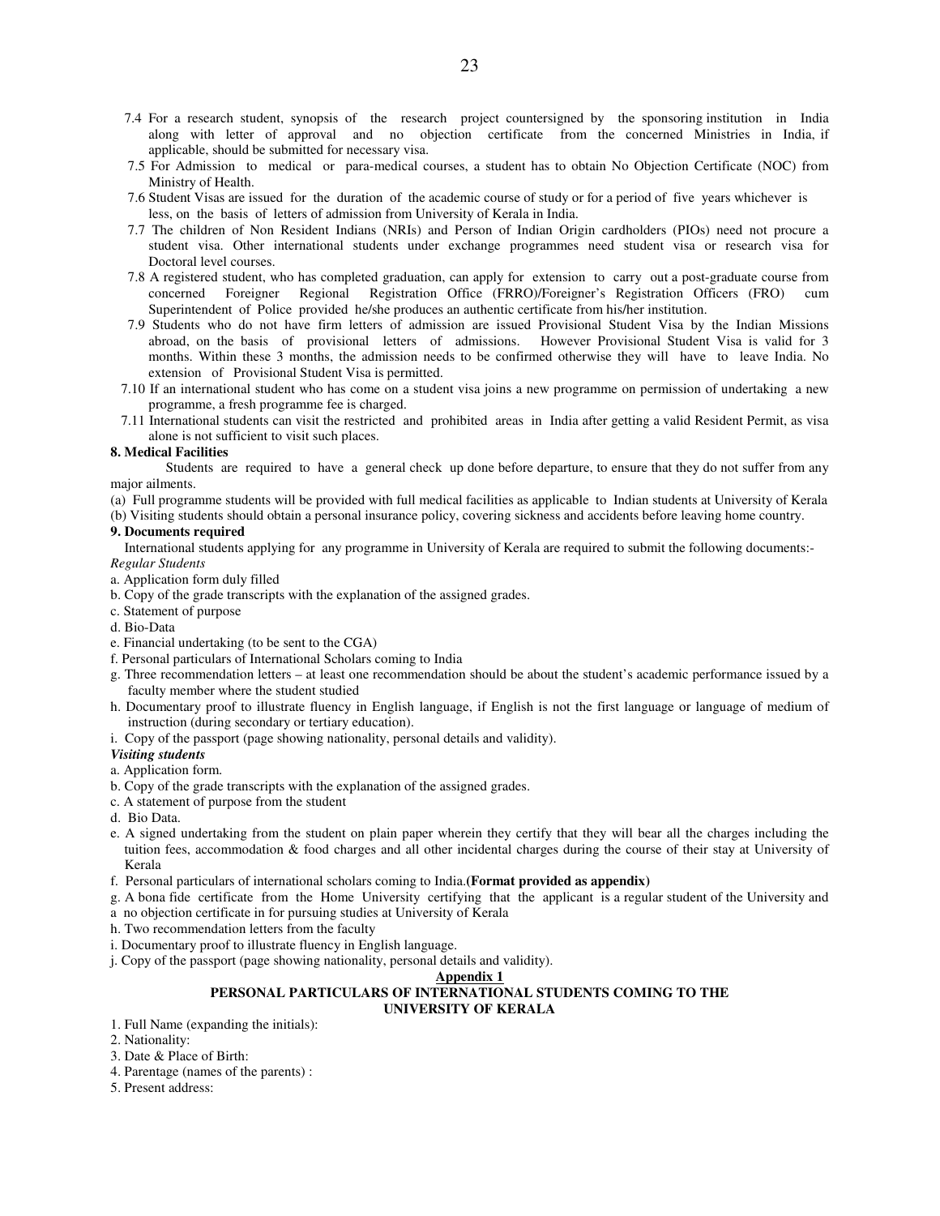7.4 For a research student, synopsis of the research project countersigned by the sponsoring institution in India along with letter of approval and no objection certificate from the concerned Ministries in India, if applicable, should be submitted for necessary visa.

7.5 For Admission to medical or para-medical courses, a student has to obtain No Objection Certificate (NOC) from Ministry of Health.

7.6 Student Visas are issued for the duration of the academic course of study or for a period of five years whichever is less, on the basis of letters of admission from University of Kerala in India.

7.7 The children of Non Resident Indians (NRIs) and Person of Indian Origin cardholders (PIOs) need not procure a student visa. Other international students under exchange programmes need student visa or research visa for Doctoral level courses.

7.8 A registered student, who has completed graduation, can apply for extension to carry out a post-graduate course from concerned Foreigner Regional Registration Office (FRRO)/Foreigner's Registration Officers (FRO) cum Superintendent of Police provided he/she produces an authentic certificate from his/her institution.

7.9 Students who do not have firm letters of admission are issued Provisional Student Visa by the Indian Missions abroad, on the basis of provisional letters of admissions. However Provisional Student Visa is valid for 3 months. Within these 3 months, the admission needs to be confirmed otherwise they will have to leave India. No extension of Provisional Student Visa is permitted.

7.10 If an international student who has come on a student visa joins a new programme on permission of undertaking a new programme, a fresh programme fee is charged.

7.11 International students can visit the restricted and prohibited areas in India after getting a valid Resident Permit, as visa alone is not sufficient to visit such places.

**8. Medical Facilities**

Students are required to have a general check up done before departure, to ensure that they do not suffer from any major ailments.

(a) Full programme students will be provided with full medical facilities as applicable to Indian students at University of Kerala

(b) Visiting students should obtain a personal insurance policy, covering sickness and accidents before leaving home country.

**9. Documents required**

International students applying for any programme in University of Kerala are required to submit the following documents:-

*Regular Students*

a. Application form duly filled
b. Copy of the grade transcripts with the explanation of the assigned grades.
c. Statement of purpose
d. Bio-Data
e. Financial undertaking (to be sent to the CGA)
f. Personal particulars of International Scholars coming to India
g. Three recommendation letters – at least one recommendation should be about the student's academic performance issued by a faculty member where the student studied
h. Documentary proof to illustrate fluency in English language, if English is not the first language or language of medium of instruction (during secondary or tertiary education).
i. Copy of the passport (page showing nationality, personal details and validity).

***Visiting students***

a. Application form.
b. Copy of the grade transcripts with the explanation of the assigned grades.
c. A statement of purpose from the student
d. Bio Data.
e. A signed undertaking from the student on plain paper wherein they certify that they will bear all the charges including the tuition fees, accommodation & food charges and all other incidental charges during the course of their stay at University of Kerala
f. Personal particulars of international scholars coming to India.**(Format provided as appendix)**
g. A bona fide certificate from the Home University certifying that the applicant is a regular student of the University and a no objection certificate in for pursuing studies at University of Kerala
h. Two recommendation letters from the faculty
i. Documentary proof to illustrate fluency in English language.
j. Copy of the passport (page showing nationality, personal details and validity).

**Appendix 1**

**PERSONAL PARTICULARS OF INTERNATIONAL STUDENTS COMING TO THE UNIVERSITY OF KERALA**

1. Full Name (expanding the initials):
2. Nationality:
3. Date & Place of Birth:
4. Parentage (names of the parents) :
5. Present address: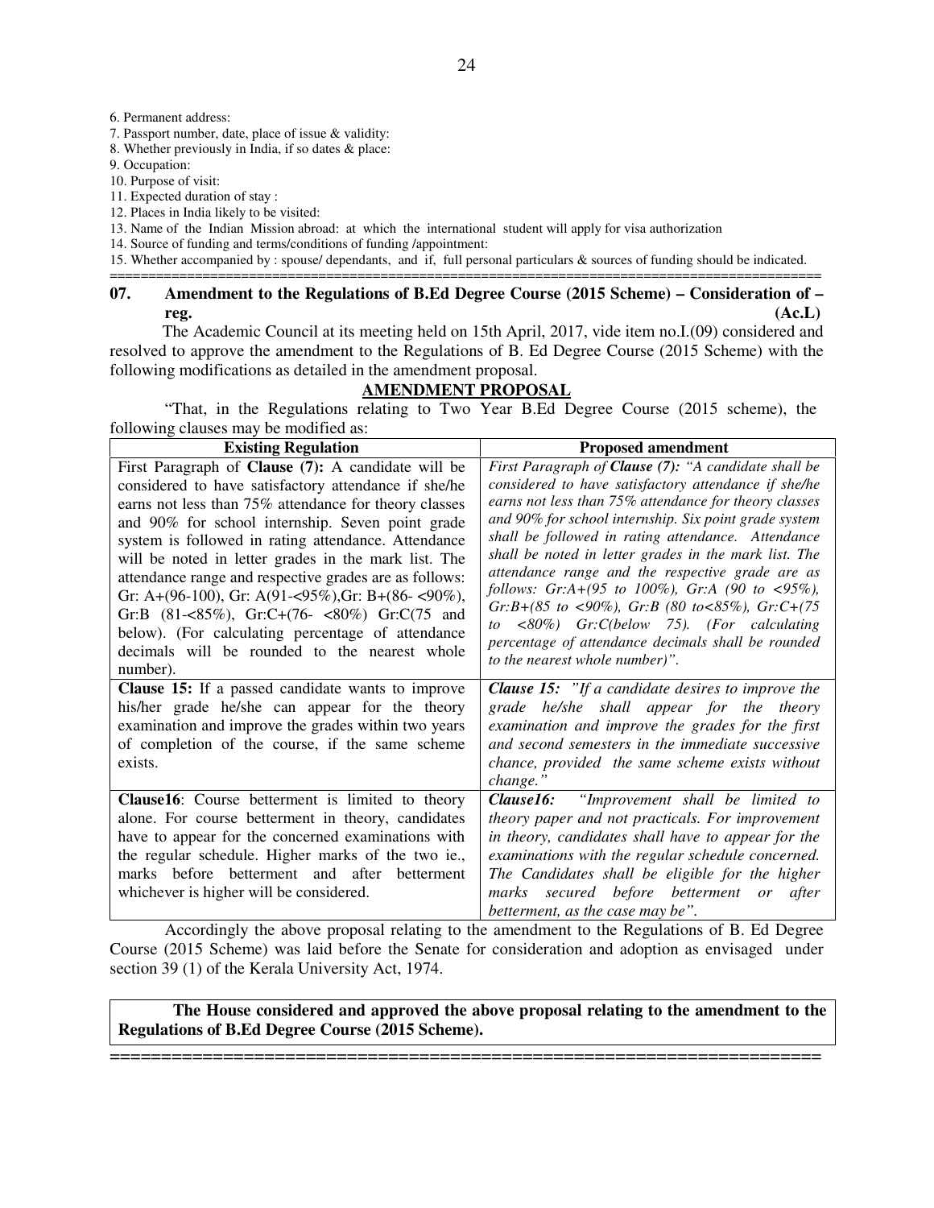6. Permanent address:
7. Passport number, date, place of issue & validity:
8. Whether previously in India, if so dates & place:
9. Occupation:
10. Purpose of visit:
11. Expected duration of stay :
12. Places in India likely to be visited:
13. Name of the Indian Mission abroad: at which the international student will apply for visa authorization
14. Source of funding and terms/conditions of funding /appointment:
15. Whether accompanied by : spouse/ dependants, and if, full personal particulars & sources of funding should be indicated.

=====================================================================================

## 07. Amendment to the Regulations of B.Ed Degree Course (2015 Scheme) – Consideration of – reg. (Ac.L)

The Academic Council at its meeting held on 15th April, 2017, vide item no.I.(09) considered and resolved to approve the amendment to the Regulations of B. Ed Degree Course (2015 Scheme) with the following modifications as detailed in the amendment proposal.

**AMENDMENT PROPOSAL**

"That, in the Regulations relating to Two Year B.Ed Degree Course (2015 scheme), the following clauses may be modified as:

| Existing Regulation | Proposed amendment |
|---|---|
| First Paragraph of **Clause (7):** A candidate will be considered to have satisfactory attendance if she/he earns not less than 75% attendance for theory classes and 90% for school internship. Seven point grade system is followed in rating attendance. Attendance will be noted in letter grades in the mark list. The attendance range and respective grades are as follows: Gr: A+(96-100), Gr: A(91-<95%),Gr: B+(86- <90%), Gr:B (81-<85%), Gr:C+(76- <80%) Gr:C(75 and below). (For calculating percentage of attendance decimals will be rounded to the nearest whole number). | *First Paragraph of **Clause (7):** "A candidate shall be considered to have satisfactory attendance if she/he earns not less than 75% attendance for theory classes and 90% for school internship. Six point grade system shall be followed in rating attendance. Attendance shall be noted in letter grades in the mark list. The attendance range and the respective grade are as follows: Gr:A+(95 to 100%), Gr:A (90 to <95%), Gr:B+(85 to <90%), Gr:B (80 to<85%), Gr:C+(75 to <80%) Gr:C(below 75). (For calculating percentage of attendance decimals shall be rounded to the nearest whole number)".* |
| **Clause 15:** If a passed candidate wants to improve his/her grade he/she can appear for the theory examination and improve the grades within two years of completion of the course, if the same scheme exists. | ***Clause 15:** "If a candidate desires to improve the grade he/she shall appear for the theory examination and improve the grades for the first and second semesters in the immediate successive chance, provided the same scheme exists without change."* |
| **Clause16**: Course betterment is limited to theory alone. For course betterment in theory, candidates have to appear for the concerned examinations with the regular schedule. Higher marks of the two ie., marks before betterment and after betterment whichever is higher will be considered. | ***Clause16:** "Improvement shall be limited to theory paper and not practicals. For improvement in theory, candidates shall have to appear for the examinations with the regular schedule concerned. The Candidates shall be eligible for the higher marks secured before betterment or after betterment, as the case may be".* |

Accordingly the above proposal relating to the amendment to the Regulations of B. Ed Degree Course (2015 Scheme) was laid before the Senate for consideration and adoption as envisaged under section 39 (1) of the Kerala University Act, 1974.

**The House considered and approved the above proposal relating to the amendment to the Regulations of B.Ed Degree Course (2015 Scheme).**

=====================================================================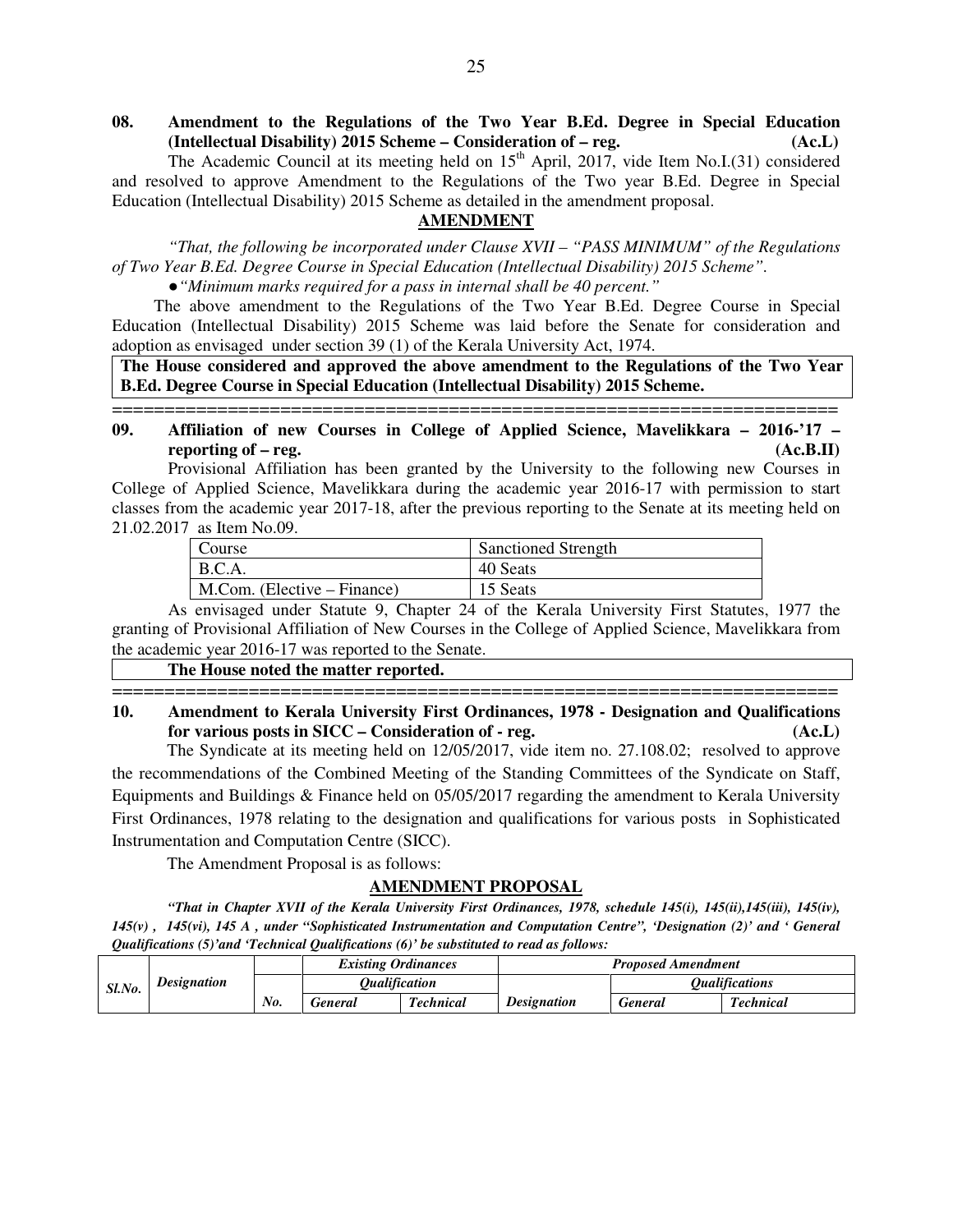**08. Amendment to the Regulations of the Two Year B.Ed. Degree in Special Education (Intellectual Disability) 2015 Scheme – Consideration of – reg. (Ac.L)**

The Academic Council at its meeting held on 15th April, 2017, vide Item No.I.(31) considered and resolved to approve Amendment to the Regulations of the Two year B.Ed. Degree in Special Education (Intellectual Disability) 2015 Scheme as detailed in the amendment proposal.

**AMENDMENT**

*"That, the following be incorporated under Clause XVII – "PASS MINIMUM" of the Regulations of Two Year B.Ed. Degree Course in Special Education (Intellectual Disability) 2015 Scheme".*

- *"Minimum marks required for a pass in internal shall be 40 percent."*

The above amendment to the Regulations of the Two Year B.Ed. Degree Course in Special Education (Intellectual Disability) 2015 Scheme was laid before the Senate for consideration and adoption as envisaged under section 39 (1) of the Kerala University Act, 1974.

**The House considered and approved the above amendment to the Regulations of the Two Year B.Ed. Degree Course in Special Education (Intellectual Disability) 2015 Scheme.**

====================================================================

**09. Affiliation of new Courses in College of Applied Science, Mavelikkara – 2016-'17 – reporting of – reg. (Ac.B.II)**

Provisional Affiliation has been granted by the University to the following new Courses in College of Applied Science, Mavelikkara during the academic year 2016-17 with permission to start classes from the academic year 2017-18, after the previous reporting to the Senate at its meeting held on 21.02.2017 as Item No.09.

| Course | Sanctioned Strength |
|---|---|
| B.C.A. | 40 Seats |
| M.Com. (Elective – Finance) | 15 Seats |

As envisaged under Statute 9, Chapter 24 of the Kerala University First Statutes, 1977 the granting of Provisional Affiliation of New Courses in the College of Applied Science, Mavelikkara from the academic year 2016-17 was reported to the Senate.

**The House noted the matter reported.**

====================================================================

**10. Amendment to Kerala University First Ordinances, 1978 - Designation and Qualifications for various posts in SICC – Consideration of - reg. (Ac.L)**

The Syndicate at its meeting held on 12/05/2017, vide item no. 27.108.02; resolved to approve the recommendations of the Combined Meeting of the Standing Committees of the Syndicate on Staff, Equipments and Buildings & Finance held on 05/05/2017 regarding the amendment to Kerala University First Ordinances, 1978 relating to the designation and qualifications for various posts in Sophisticated Instrumentation and Computation Centre (SICC).

The Amendment Proposal is as follows:

**AMENDMENT PROPOSAL**

***"That in Chapter XVII of the Kerala University First Ordinances, 1978, schedule 145(i), 145(ii),145(iii), 145(iv), 145(v) , 145(vi), 145 A , under "Sophisticated Instrumentation and Computation Centre", 'Designation (2)' and ' General Qualifications (5)'and 'Technical Qualifications (6)' be substituted to read as follows:***

| Sl.No. | Designation | *Existing Ordinances* | | | *Proposed Amendment* | | |
|---|---|---|---|---|---|---|---|
| | | | *Qualification* | | | *Qualifications* | |
| | | *No.* | *General* | *Technical* | *Designation* | *General* | *Technical* |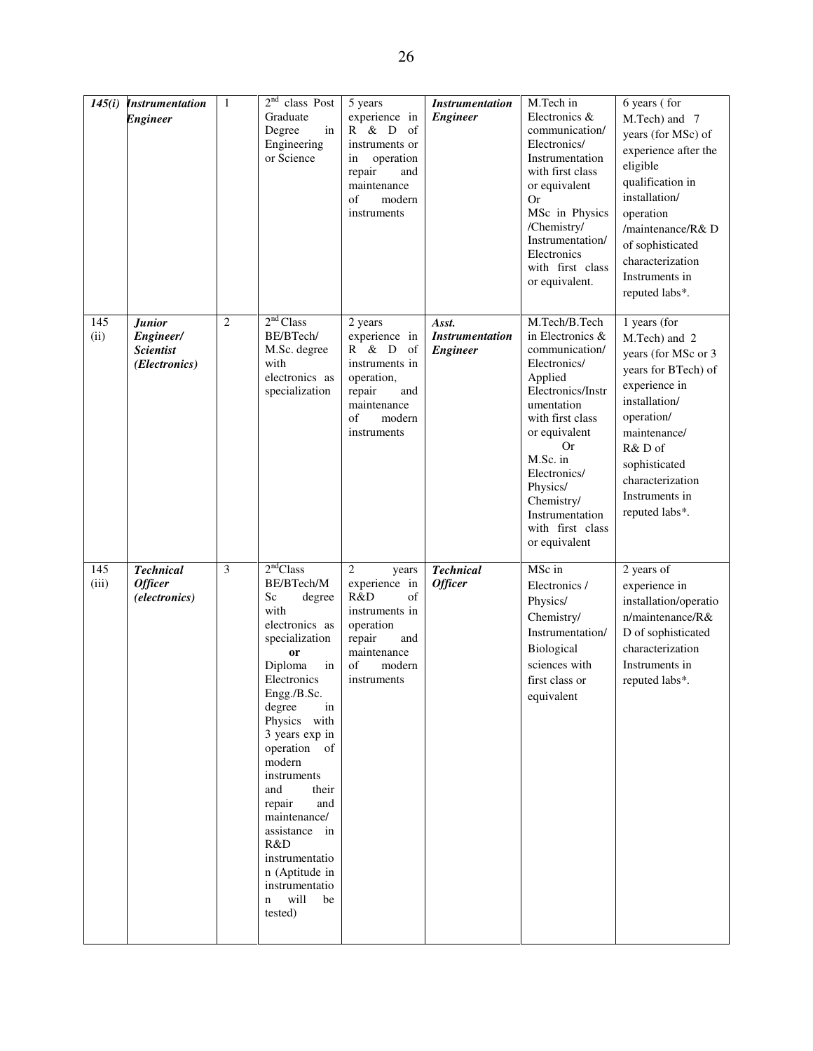| *145(i)* | ***Instrumentation Engineer*** | 1 | $2^{nd}$ class Post Graduate Degree in Engineering or Science | 5 years experience in R & D of instruments or in operation repair and maintenance of modern instruments | ***Instrumentation Engineer*** | M.Tech in Electronics & communication/ Electronics/ Instrumentation with first class or equivalent Or MSc in Physics /Chemistry/ Instrumentation/ Electronics with first class or equivalent. | 6 years ( for M.Tech) and 7 years (for MSc) of experience after the eligible qualification in installation/ operation /maintenance/R& D of sophisticated characterization Instruments in reputed labs*. |
|---|---|---|---|---|---|---|---|
| 145 (ii) | ***Junior Engineer/ Scientist (Electronics)*** | 2 | $2^{nd}$ Class BE/BTech/ M.Sc. degree with electronics as specialization | 2 years experience in R & D of instruments in operation, repair and maintenance of modern instruments | ***Asst. Instrumentation Engineer*** | M.Tech/B.Tech in Electronics & communication/ Electronics/ Applied Electronics/Instrumentation with first class or equivalent Or M.Sc. in Electronics/ Physics/ Chemistry/ Instrumentation with first class or equivalent | 1 years (for M.Tech) and 2 years (for MSc or 3 years for BTech) of experience in installation/ operation/ maintenance/ R& D of sophisticated characterization Instruments in reputed labs*. |
| 145 (iii) | ***Technical Officer (electronics)*** | 3 | $2^{nd}$Class BE/BTech/M Sc degree with electronics as specialization **or** Diploma in Electronics Engg./B.Sc. degree in Physics with 3 years exp in operation of modern instruments and their repair and maintenance/ assistance in R&D instrumentation (Aptitude in instrumentation will be tested) | 2 years experience in R&D of instruments in operation repair and maintenance of modern instruments | ***Technical Officer*** | MSc in Electronics / Physics/ Chemistry/ Instrumentation/ Biological sciences with first class or equivalent | 2 years of experience in installation/operation/maintenance/R& D of sophisticated characterization Instruments in reputed labs*. |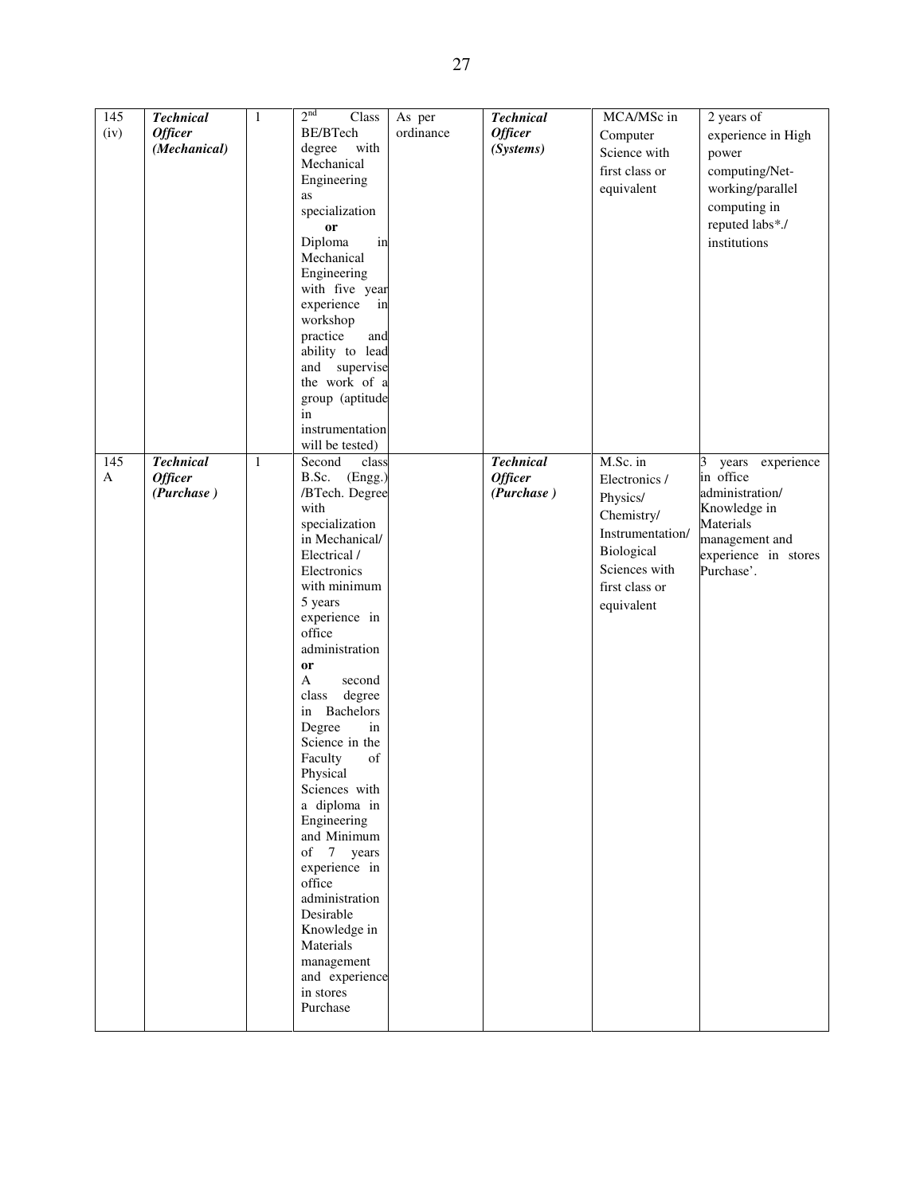| 145 (iv) | ***Technical Officer (Mechanical)*** | 1 | $2^{nd}$ Class BE/BTech degree with Mechanical Engineering as specialization **or** Diploma in Mechanical Engineering with five year experience in workshop practice and ability to lead and supervise the work of a group (aptitude in instrumentation will be tested) | As per ordinance | ***Technical Officer (Systems)*** | MCA/MSc in Computer Science with first class or equivalent | 2 years of experience in High power computing/Net-working/parallel computing in reputed labs*./ institutions |
|---|---|---|---|---|---|---|---|
| 145 A | ***Technical Officer (Purchase )*** | 1 | Second class B.Sc. (Engg.) /BTech. Degree with specialization in Mechanical/ Electrical / Electronics with minimum 5 years experience in office administration **or** A second class degree in Bachelors Degree in Science in the Faculty of Physical Sciences with a diploma in Engineering and Minimum of 7 years experience in office administration Desirable Knowledge in Materials management and experience in stores Purchase | | ***Technical Officer (Purchase )*** | M.Sc. in Electronics / Physics/ Chemistry/ Instrumentation/ Biological Sciences with first class or equivalent | 3 years experience in office administration/ Knowledge in Materials management and experience in stores Purchase'. |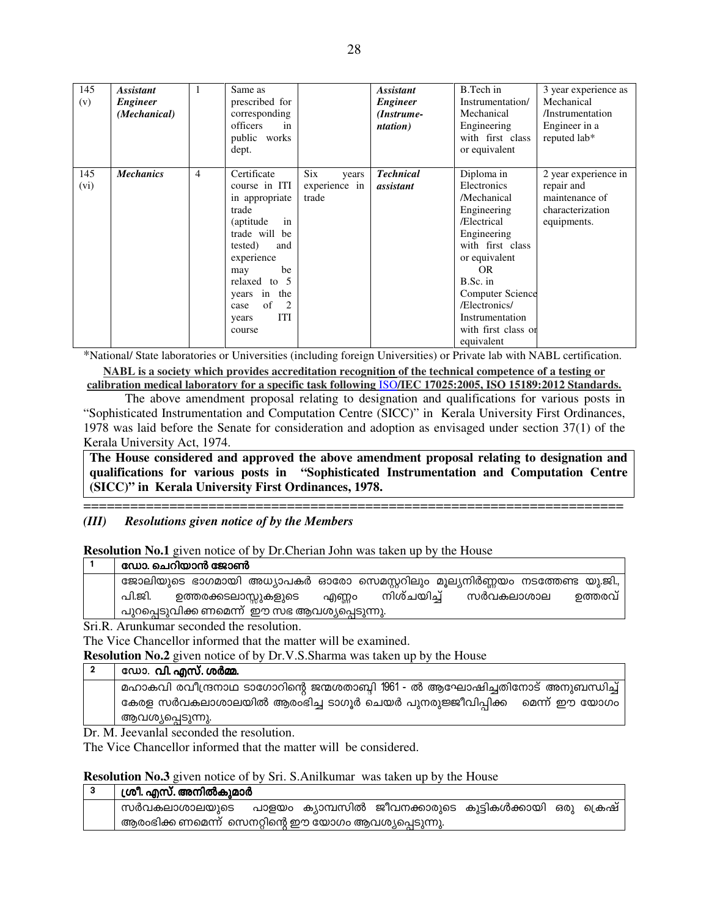| 145 (v) | ***Assistant Engineer (Mechanical)*** | 1 | Same as prescribed for corresponding officers in public works dept. | | ***Assistant Engineer (Instrume-ntation)*** | B.Tech in Instrumentation/ Mechanical Engineering with first class or equivalent | 3 year experience as Mechanical /Instrumentation Engineer in a reputed lab* |
|---|---|---|---|---|---|---|---|
| 145 (vi) | ***Mechanics*** | 4 | Certificate course in ITI in appropriate trade (aptitude in trade will be tested) and experience may be relaxed to 5 years in the case of 2 years ITI course | Six years experience in trade | ***Technical assistant*** | Diploma in Electronics /Mechanical Engineering /Electrical Engineering with first class or equivalent OR B.Sc. in Computer Science /Electronics/ Instrumentation with first class or equivalent | 2 year experience in repair and maintenance of characterization equipments. |

*National/ State laboratories or Universities (including foreign Universities) or Private lab with NABL certification.

**NABL is a society which provides accreditation recognition of the technical competence of a testing or calibration medical laboratory for a specific task following ISO/IEC 17025:2005, ISO 15189:2012 Standards.**

The above amendment proposal relating to designation and qualifications for various posts in "Sophisticated Instrumentation and Computation Centre (SICC)" in Kerala University First Ordinances, 1978 was laid before the Senate for consideration and adoption as envisaged under section 37(1) of the Kerala University Act, 1974.

**The House considered and approved the above amendment proposal relating to designation and qualifications for various posts in "Sophisticated Instrumentation and Computation Centre (SICC)" in Kerala University First Ordinances, 1978.**

===================================================================

### *(III) Resolutions given notice of by the Members*

**Resolution No.1** given notice of by Dr.Cherian John was taken up by the House

| 1 | **ഡോ. ചെറിയാൻ ജോൺ** |
|---|---|
| | ജോലിയുടെ ഭാഗമായി അധ്യാപകർ ഓരോ സെമസ്റ്ററിലും മൂല്യനിർണ്ണയം നടത്തേണ്ട യു.ജി., പി.ജി. ഉത്തരക്കടലാസ്സുകളുടെ എണ്ണം നിശ്ചയിച്ച് സർവകലാശാല ഉത്തരവ് പുറപ്പെടുവിക്ക ണമെന്ന് ഈ സഭ ആവശ്യപ്പെടുന്നു. |

Sri.R. Arunkumar seconded the resolution.

The Vice Chancellor informed that the matter will be examined.

**Resolution No.2** given notice of by Dr.V.S.Sharma was taken up by the House

| 2 | **ഡോ. വി. എസ്. ശർമ്മ.** |
|---|---|
| | മഹാകവി രവീന്ദ്രനാഥ ടാഗോറിന്റെ ജന്മശതാബ്ദി 1961 - ൽ ആഘോഷിച്ചതിനോട് അനുബന്ധിച്ച് കേരള സർവകലാശാലയിൽ ആരംഭിച്ച ടാഗൂർ ചെയർ പുനരുജ്ജീവിപ്പിക്ക മെന്ന് ഈ യോഗം ആവശ്യപ്പെടുന്നു. |

Dr. M. Jeevanlal seconded the resolution.

The Vice Chancellor informed that the matter will be considered.

**Resolution No.3** given notice of by Sri. S.Anilkumar was taken up by the House

| 3 | **ശ്രീ. എസ്. അനിൽകുമാർ** |
|---|---|
| | സർവകലാശാലയുടെ പാളയം ക്യാമ്പസിൽ ജീവനക്കാരുടെ കുട്ടികൾക്കായി ഒരു ക്രെഷ് ആരംഭിക്ക ണമെന്ന് സെനറ്റിന്റെ ഈ യോഗം ആവശ്യപ്പെടുന്നു. |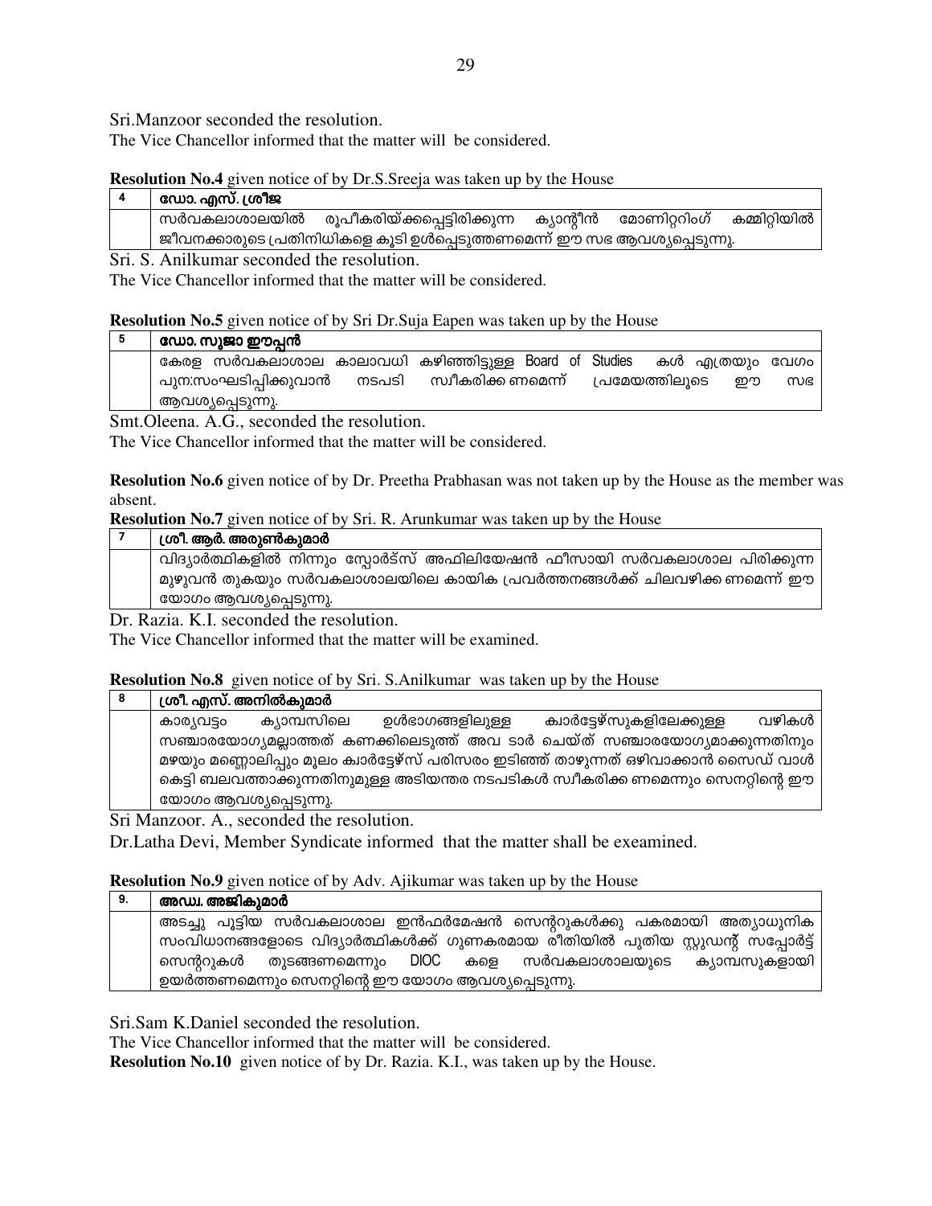Sri.Manzoor seconded the resolution.

The Vice Chancellor informed that the matter will be considered.

**Resolution No.4** given notice of by Dr.S.Sreeja was taken up by the House

| 4 | **ഡോ. എസ്. ശ്രീജ** |
|---|---|
| | സർവകലാശാലയിൽ രൂപീകരിയ്ക്കപ്പെട്ടിരിക്കുന്ന ക്യാന്റീൻ മോണിറ്ററിംഗ് കമ്മിറ്റിയിൽ ജീവനക്കാരുടെ പ്രതിനിധികളെ കൂടി ഉൾപ്പെടുത്തണമെന്ന് ഈ സഭ ആവശ്യപ്പെടുന്നു. |

Sri. S. Anilkumar seconded the resolution.

The Vice Chancellor informed that the matter will be considered.

**Resolution No.5** given notice of by Sri Dr.Suja Eapen was taken up by the House

| 5 | **ഡോ. സൂജാ ഈപ്പൻ** |
|---|---|
| | കേരള സർവകലാശാല കാലാവധി കഴിഞ്ഞിട്ടുള്ള Board of Studies കൾ എത്രയും വേഗം പുന:സംഘടിപ്പിക്കുവാൻ നടപടി സ്വീകരിക്ക ണമെന്ന് പ്രമേയത്തിലൂടെ ഈ സഭ ആവശ്യപ്പെടുന്നു. |

Smt.Oleena. A.G., seconded the resolution.

The Vice Chancellor informed that the matter will be considered.

**Resolution No.6** given notice of by Dr. Preetha Prabhasan was not taken up by the House as the member was absent.

**Resolution No.7** given notice of by Sri. R. Arunkumar was taken up by the House

| 7 | **ശ്രീ. ആർ. അരുൺകുമാർ** |
|---|---|
| | വിദ്യാർത്ഥികളിൽ നിന്നും സ്പോർട്സ് അഫിലിയേഷൻ ഫീസായി സർവകലാശാല പിരിക്കുന്ന മുഴുവൻ തുകയും സർവകലാശാലയിലെ കായിക പ്രവർത്തനങ്ങൾക്ക് ചിലവഴിക്ക ണമെന്ന് ഈ യോഗം ആവശ്യപ്പെടുന്നു. |

Dr. Razia. K.I. seconded the resolution.

The Vice Chancellor informed that the matter will be examined.

**Resolution No.8** given notice of by Sri. S.Anilkumar was taken up by the House

| 8 | **ശ്രീ. എസ്. അനിൽകുമാർ** |
|---|---|
| | കാര്യവട്ടം ക്യാമ്പസിലെ ഉൾഭാഗങ്ങളിലുള്ള ക്വാർട്ടേഴ്സുകളിലേക്കുള്ള വഴികൾ സഞ്ചാരയോഗ്യമല്ലാത്തത് കണക്കിലെടുത്ത് അവ ടാർ ചെയ്ത് സഞ്ചാരയോഗ്യമാക്കുന്നതിനും മഴയും മണ്ണൊലിപ്പും മൂലം ക്വാർട്ടേഴ്സ് പരിസരം ഇടിഞ്ഞ് താഴുന്നത് ഒഴിവാക്കാൻ സൈഡ് വാൾ കെട്ടി ബലവത്താക്കുന്നതിനുമുള്ള അടിയന്തര നടപടികൾ സ്വീകരിക്ക ണമെന്നും സെനറ്റിന്റെ ഈ യോഗം ആവശ്യപ്പെടുന്നു. |

Sri Manzoor. A., seconded the resolution.

Dr.Latha Devi, Member Syndicate informed that the matter shall be exeamined.

**Resolution No.9** given notice of by Adv. Ajikumar was taken up by the House

| 9. | **അഡ്വ. അജികുമാർ** |
|---|---|
| | അടച്ചു പൂട്ടിയ സർവകലാശാല ഇൻഫർമേഷൻ സെന്ററുകൾക്കു പകരമായി അത്യാധുനിക സംവിധാനങ്ങളോടെ വിദ്യാർത്ഥികൾക്ക് ഗുണകരമായ രീതിയിൽ പുതിയ സ്റ്റുഡന്റ് സപ്പോർട്ട് സെന്ററുകൾ തുടങ്ങണമെന്നും DIOC കളെ സർവകലാശാലയുടെ ക്യാമ്പസുകളായി ഉയർത്തണമെന്നും സെനറ്റിന്റെ ഈ യോഗം ആവശ്യപ്പെടുന്നു. |

Sri.Sam K.Daniel seconded the resolution.

The Vice Chancellor informed that the matter will be considered.

**Resolution No.10** given notice of by Dr. Razia. K.I., was taken up by the House.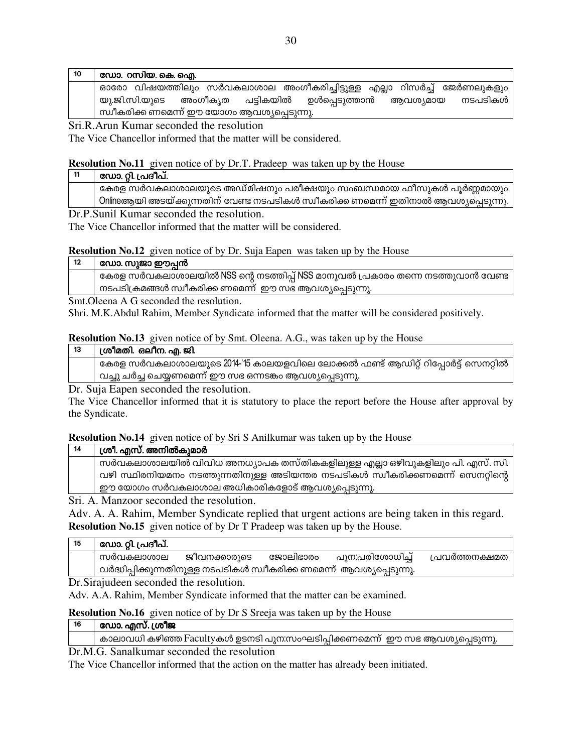| 10 | ഡോ. റസിയ. കെ. ഐ. |
|---|---|
| | ഓരോ വിഷയത്തിലും സർവകലാശാല അംഗീകരിച്ചിട്ടുള്ള എല്ലാ റിസർച്ച് ജേർണലുകളും യു.ജി.സി.യുടെ അംഗീകൃത പട്ടികയിൽ ഉൾപ്പെടുത്താൻ ആവശ്യമായ നടപടികൾ സ്വീകരിക്ക ണമെന്ന് ഈ യോഗം ആവശ്യപ്പെടുന്നു. |

Sri.R.Arun Kumar seconded the resolution

The Vice Chancellor informed that the matter will be considered.

**Resolution No.11** given notice of by Dr.T. Pradeep was taken up by the House

| 11 | ഡോ. റ്റി. പ്രദീപ്. |
|---|---|
| | കേരള സർവകലാശാലയുടെ അഡ്മിഷനും പരീക്ഷയും സംബന്ധമായ ഫീസുകൾ പൂർണ്ണമായും Onlineആയി അടയ്ക്കുന്നതിന് വേണ്ട നടപടികൾ സ്വീകരിക്ക ണമെന്ന് ഇതിനാൽ ആവശ്യപ്പെടുന്നു. |

Dr.P.Sunil Kumar seconded the resolution.

The Vice Chancellor informed that the matter will be considered.

**Resolution No.12** given notice of by Dr. Suja Eapen was taken up by the House

| 12 | ഡോ. സുജാ ഈപ്പൻ |
|---|---|
| | കേരള സർവകലാശാലയിൽ NSS ന്റെ നടത്തിപ്പ് NSS മാനുവൽ പ്രകാരം തന്നെ നടത്തുവാൻ വേണ്ട നടപടിക്രമങ്ങൾ സ്വീകരിക്ക ണമെന്ന് ഈ സഭ ആവശ്യപ്പെടുന്നു. |

Smt.Oleena A G seconded the resolution.

Shri. M.K.Abdul Rahim, Member Syndicate informed that the matter will be considered positively.

**Resolution No.13** given notice of by Smt. Oleena. A.G., was taken up by the House

| 13 | ശ്രീമതി. ഒലീന. എ. ജി. |
|---|---|
| | കേരള സർവകലാശാലയുടെ 2014-'15 കാലയളവിലെ ലോക്കൽ ഫണ്ട് ആഡിറ്റ് റിപ്പോർട്ട് സെനറ്റിൽ വച്ചു ചർച്ച ചെയ്യണമെന്ന് ഈ സഭ ഒന്നടങ്കം ആവശ്യപ്പെടുന്നു. |

Dr. Suja Eapen seconded the resolution.

The Vice Chancellor informed that it is statutory to place the report before the House after approval by the Syndicate.

**Resolution No.14** given notice of by Sri S Anilkumar was taken up by the House

| 14 | ശ്രീ. എസ്. അനിൽകുമാർ |
|---|---|
| | സർവകലാശാലയിൽ വിവിധ അനധ്യാപക തസ്തികകളിലുള്ള എല്ലാ ഒഴിവുകളിലും പി. എസ്. സി. വഴി സ്ഥിരനിയമനം നടത്തുന്നതിനുള്ള അടിയന്തര നടപടികൾ സ്വീകരിക്കണമെന്ന് സെനറ്റിന്റെ ഈ യോഗം സർവകലാശാല അധികാരികളോട് ആവശ്യപ്പെടുന്നു. |

Sri. A. Manzoor seconded the resolution.

Adv. A. A. Rahim, Member Syndicate replied that urgent actions are being taken in this regard.

**Resolution No.15** given notice of by Dr T Pradeep was taken up by the House.

| 15 | ഡോ. റ്റി. പ്രദീപ്. |
|---|---|
| | സർവകലാശാല ജീവനക്കാരുടെ ജോലിഭാരം പുന:പരിശോധിച്ച് പ്രവർത്തനക്ഷമത വർദ്ധിപ്പിക്കുന്നതിനുള്ള നടപടികൾ സ്വീകരിക്ക ണമെന്ന് ആവശ്യപ്പെടുന്നു. |

Dr.Sirajudeen seconded the resolution.

Adv. A.A. Rahim, Member Syndicate informed that the matter can be examined.

**Resolution No.16** given notice of by Dr S Sreeja was taken up by the House

| 16 | ഡോ. എസ്. ശ്രീജ |
|---|---|
| | കാലാവധി കഴിഞ്ഞ Facultyകൾ ഉടനടി പുന:സംഘടിപ്പിക്കണമെന്ന് ഈ സഭ ആവശ്യപ്പെടുന്നു. |

Dr.M.G. Sanalkumar seconded the resolution

The Vice Chancellor informed that the action on the matter has already been initiated.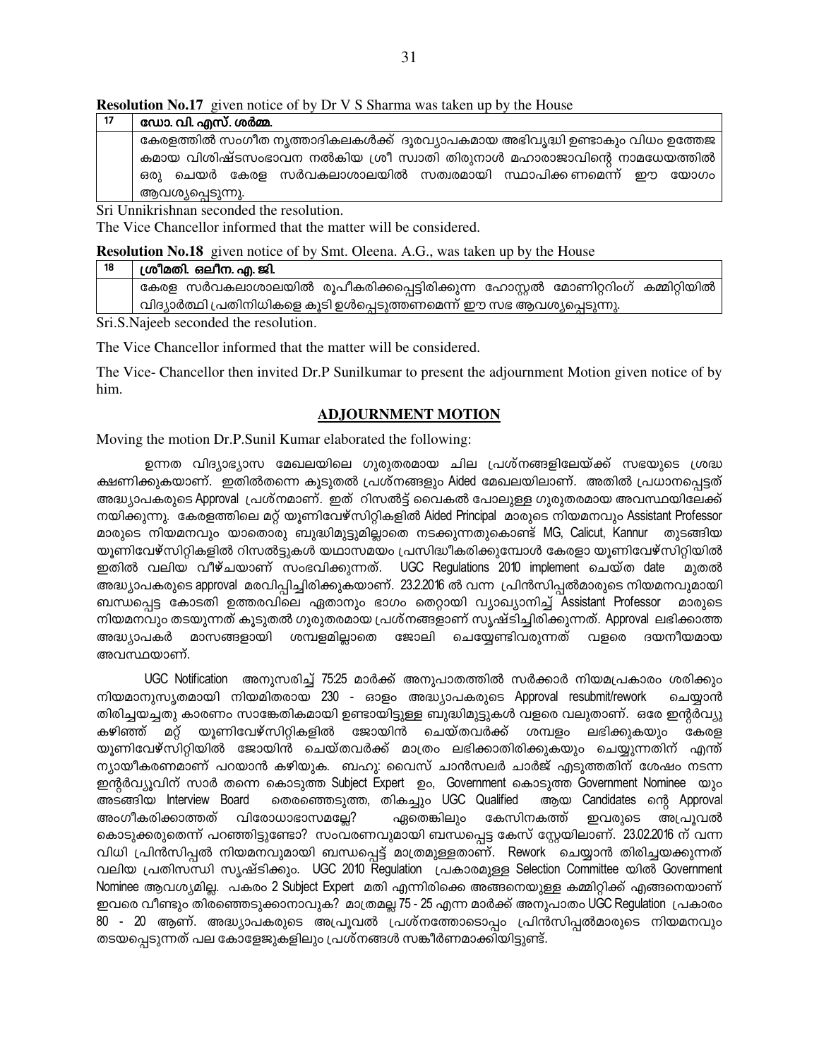**Resolution No.17** given notice of by Dr V S Sharma was taken up by the House

| 17 | ഡോ. വി. എസ്. ശർമ്മ. |
|---|---|
| | കേരളത്തിൽ സംഗീത നൃത്താദികലകൾക്ക് ദൂരവ്യാപകമായ അഭിവൃദ്ധി ഉണ്ടാകും വിധം ഉത്തേജ കമായ വിശിഷ്ടസംഭാവന നൽകിയ ശ്രീ സ്വാതി തിരുനാൾ മഹാരാജാവിന്റെ നാമധേയത്തിൽ ഒരു ചെയർ കേരള സർവകലാശാലയിൽ സത്വരമായി സ്ഥാപിക്കണമെന്ന് ഈ യോഗം ആവശ്യപ്പെടുന്നു. |

Sri Unnikrishnan seconded the resolution.

The Vice Chancellor informed that the matter will be considered.

**Resolution No.18** given notice of by Smt. Oleena. A.G., was taken up by the House

| 18 | ശ്രീമതി. ഒലീന. എ. ജി. |
|---|---|
| | കേരള സർവകലാശാലയിൽ രൂപീകരിക്കപ്പെട്ടിരിക്കുന്ന ഹോസ്റ്റൽ മോണിറ്ററിംഗ് കമ്മിറ്റിയിൽ വിദ്യാർത്ഥി പ്രതിനിധികളെ കൂടി ഉൾപ്പെടുത്തണമെന്ന് ഈ സഭ ആവശ്യപ്പെടുന്നു. |

Sri.S.Najeeb seconded the resolution.

The Vice Chancellor informed that the matter will be considered.

The Vice- Chancellor then invited Dr.P Sunilkumar to present the adjournment Motion given notice of by him.

## ADJOURNMENT MOTION

Moving the motion Dr.P.Sunil Kumar elaborated the following:

ഉന്നത വിദ്യാഭ്യാസ മേഖലയിലെ ഗുരുതരമായ ചില പ്രശ്നങ്ങളിലേയ്ക്ക് സഭയുടെ ശ്രദ്ധ ക്ഷണിക്കുകയാണ്. ഇതിൽതന്നെ കൂടുതൽ പ്രശ്നങ്ങളും Aided മേഖലയിലാണ്. അതിൽ പ്രധാനപ്പെട്ടത് അദ്ധ്യാപകരുടെ Approval പ്രശ്നമാണ്. ഇത് റിസൽട്ട് വൈകൽ പോലുള്ള ഗുരുതരമായ അവസ്ഥയിലേക്ക് നയിക്കുന്നു. കേരളത്തിലെ മറ്റ് യൂണിവേഴ്സിറ്റികളിൽ Aided Principal മാരുടെ നിയമനവും Assistant Professor മാരുടെ നിയമനവും യാതൊരു ബുദ്ധിമുട്ടുമില്ലാതെ നടക്കുന്നതുകൊണ്ട് MG, Calicut, Kannur തുടങ്ങിയ യൂണിവേഴ്സിറ്റികളിൽ റിസൽട്ടുകൾ യഥാസമയം പ്രസിദ്ധീകരിക്കുമ്പോൾ കേരളാ യൂണിവേഴ്സിറ്റിയിൽ ഇതിൽ വലിയ വീഴ്ചയാണ് സംഭവിക്കുന്നത്. UGC Regulations 2010 implement ചെയ്ത date മുതൽ അദ്ധ്യാപകരുടെ approval മരവിപ്പിച്ചിരിക്കുകയാണ്. 23.2.2016 ൽ വന്ന പ്രിൻസിപ്പൽമാരുടെ നിയമനവുമായി ബന്ധപ്പെട്ട കോടതി ഉത്തരവിലെ ഏതാനും ഭാഗം തെറ്റായി വ്യാഖ്യാനിച്ച് Assistant Professor മാരുടെ നിയമനവും തടയുന്നത് കൂടുതൽ ഗുരുതരമായ പ്രശ്നങ്ങളാണ് സൃഷ്ടിച്ചിരിക്കുന്നത്. Approval ലഭിക്കാത്ത അദ്ധ്യാപകർ മാസങ്ങളായി ശമ്പളമില്ലാതെ ജോലി ചെയ്യേണ്ടിവരുന്നത് വളരെ ദയനീയമായ അവസ്ഥയാണ്.

UGC Notification അനുസരിച്ച് 75:25 മാർക്ക് അനുപാതത്തിൽ സർക്കാർ നിയമപ്രകാരം ശരിക്കും നിയമാനുസൃതമായി നിയമിതരായ 230 - ഓളം അദ്ധ്യാപകരുടെ Approval resubmit/rework ചെയ്യാൻ തിരിച്ചയച്ചതു കാരണം സാങ്കേതികമായി ഉണ്ടായിട്ടുള്ള ബുദ്ധിമുട്ടുകൾ വളരെ വലുതാണ്. ഒരേ ഇന്റർവ്യൂ കഴിഞ്ഞ് മറ്റ് യൂണിവേഴ്സിറ്റികളിൽ ജോയിൻ ചെയ്തവർക്ക് ശമ്പളം ലഭിക്കുകയും കേരള യൂണിവേഴ്സിറ്റിയിൽ ജോയിൻ ചെയ്തവർക്ക് മാത്രം ലഭിക്കാതിരിക്കുകയും ചെയ്യുന്നതിന് എന്ത് ന്യായീകരണമാണ് പറയാൻ കഴിയുക. ബഹു: വൈസ് ചാൻസലർ ചാർജ് എടുത്തതിന് ശേഷം നടന്ന ഇന്റർവ്യൂവിന് സാർ തന്നെ കൊടുത്ത Subject Expert ഉം, Government കൊടുത്ത Government Nominee യും അടങ്ങിയ Interview Board തെരഞ്ഞെടുത്ത, തികച്ചും UGC Qualified ആയ Candidates ന്റെ Approval അംഗീകരിക്കാത്തത് വിരോധാഭാസമല്ലേ? ഏതെങ്കിലും കേസിനകത്ത് ഇവരുടെ അപ്രൂവൽ കൊടുക്കരുതെന്ന് പറഞ്ഞിട്ടുണ്ടോ? സംവരണവുമായി ബന്ധപ്പെട്ട കേസ് സ്റ്റേയിലാണ്. 23.02.2016 ന് വന്ന വിധി പ്രിൻസിപ്പൽ നിയമനവുമായി ബന്ധപ്പെട്ട് മാത്രമുള്ളതാണ്. Rework ചെയ്യാൻ തിരിച്ചയക്കുന്നത് വലിയ പ്രതിസന്ധി സൃഷ്ടിക്കും. UGC 2010 Regulation പ്രകാരമുള്ള Selection Committee യിൽ Government Nominee ആവശ്യമില്ല. പകരം 2 Subject Expert മതി എന്നിരിക്കെ അങ്ങനെയുള്ള കമ്മിറ്റിക്ക് എങ്ങനെയാണ് ഇവരെ വീണ്ടും തിരഞ്ഞെടുക്കാനാവുക? മാത്രമല്ല 75 - 25 എന്ന മാർക്ക് അനുപാതം UGC Regulation പ്രകാരം 80 - 20 ആണ്. അദ്ധ്യാപകരുടെ അപ്രൂവൽ പ്രശ്നത്തോടൊപ്പം പ്രിൻസിപ്പൽമാരുടെ നിയമനവും തടയപ്പെടുന്നത് പല കോളേജുകളിലും പ്രശ്നങ്ങൾ സങ്കീർണമാക്കിയിട്ടുണ്ട്.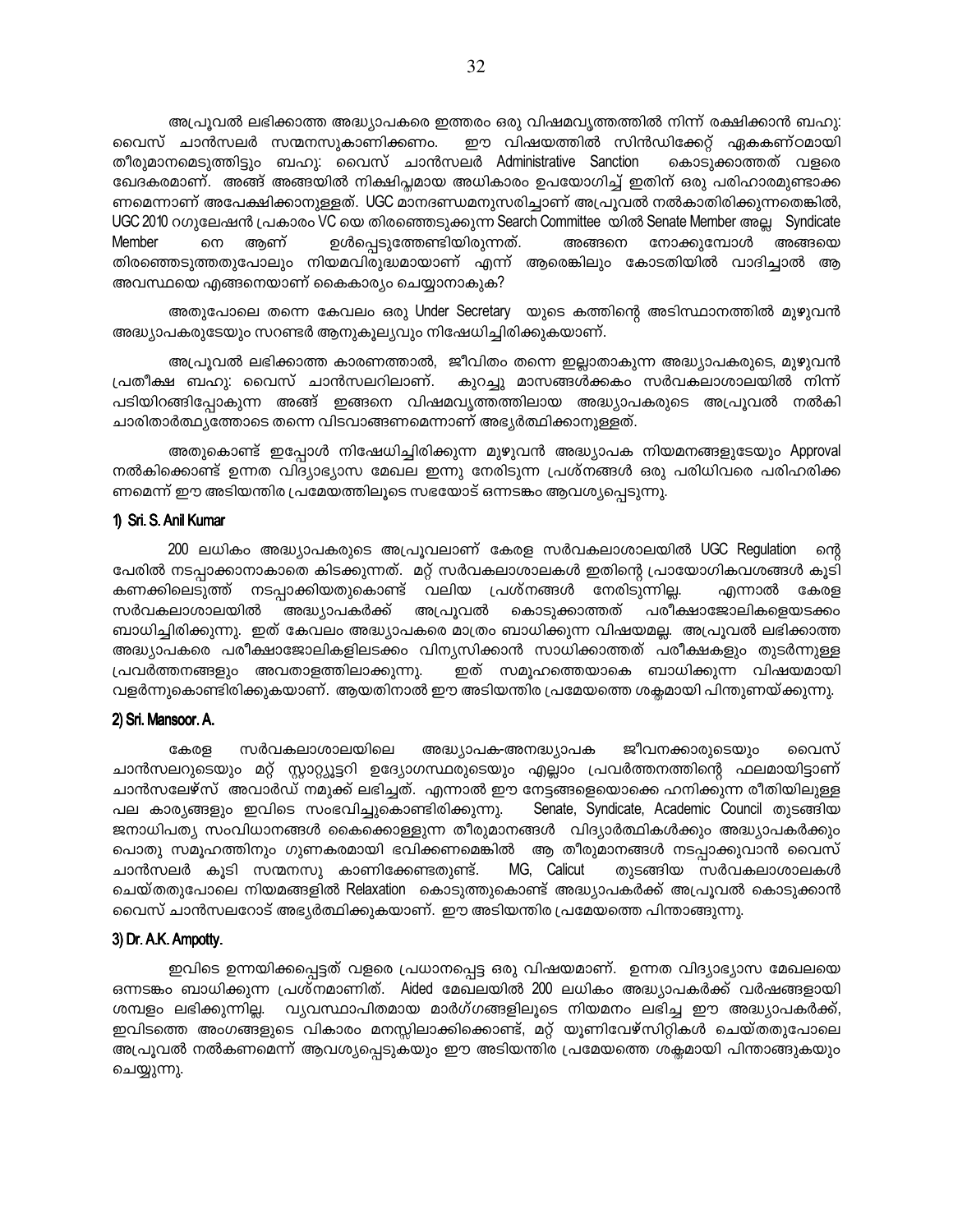അപ്രൂവൽ ലഭിക്കാത്ത അദ്ധ്യാപകരെ ഇത്തരം ഒരു വിഷമവൃത്തത്തിൽ നിന്ന് രക്ഷിക്കാൻ ബഹു: വൈസ് ചാൻസലർ സന്മനസുകാണിക്കണം. ഈ വിഷയത്തിൽ സിൻഡിക്കേറ്റ് ഏകകണ്ഠമായി തീരുമാനമെടുത്തിട്ടും ബഹു: വൈസ് ചാൻസലർ Administrative Sanction കൊടുക്കാത്തത് വളരെ ഖേദകരമാണ്. അങ്ങ് അങ്ങയിൽ നിക്ഷിപ്തമായ അധികാരം ഉപയോഗിച്ച് ഇതിന് ഒരു പരിഹാരമുണ്ടാക്കണമെന്നാണ് അപേക്ഷിക്കാനുള്ളത്. UGC മാനദണ്ഡമനുസരിച്ചാണ് അപ്രൂവൽ നൽകാതിരിക്കുന്നതെങ്കിൽ, UGC 2010 റഗുലേഷൻ പ്രകാരം VC യെ തിരഞ്ഞെടുക്കുന്ന Search Committee യിൽ Senate Member അല്ല Syndicate Member നെ ആണ് ഉൾപ്പെടുത്തേണ്ടിയിരുന്നത്. അങ്ങനെ നോക്കുമ്പോൾ അങ്ങയെ തിരഞ്ഞെടുത്തതുപോലും നിയമവിരുദ്ധമായാണ് എന്ന് ആരെങ്കിലും കോടതിയിൽ വാദിച്ചാൽ ആ അവസ്ഥയെ എങ്ങനെയാണ് കൈകാര്യം ചെയ്യാനാകുക?

അതുപോലെ തന്നെ കേവലം ഒരു Under Secretary യുടെ കത്തിന്റെ അടിസ്ഥാനത്തിൽ മുഴുവൻ അദ്ധ്യാപകരുടേയും സറണ്ടർ ആനുകൂല്യവും നിഷേധിച്ചിരിക്കുകയാണ്.

അപ്രൂവൽ ലഭിക്കാത്ത കാരണത്താൽ, ജീവിതം തന്നെ ഇല്ലാതാകുന്ന അദ്ധ്യാപകരുടെ, മുഴുവൻ പ്രതീക്ഷ ബഹു: വൈസ് ചാൻസലറിലാണ്. കുറച്ചു മാസങ്ങൾക്കകം സർവകലാശാലയിൽ നിന്ന് പടിയിറങ്ങിപ്പോകുന്ന അങ്ങ് ഇങ്ങനെ വിഷമവൃത്തത്തിലായ അദ്ധ്യാപകരുടെ അപ്രൂവൽ നൽകി ചാരിതാർത്ഥ്യത്തോടെ തന്നെ വിടവാങ്ങണമെന്നാണ് അഭ്യർത്ഥിക്കാനുള്ളത്.

അതുകൊണ്ട് ഇപ്പോൾ നിഷേധിച്ചിരിക്കുന്ന മുഴുവൻ അദ്ധ്യാപക നിയമനങ്ങളുടേയും Approval നൽകിക്കൊണ്ട് ഉന്നത വിദ്യാഭ്യാസ മേഖല ഇന്നു നേരിടുന്ന പ്രശ്നങ്ങൾ ഒരു പരിധിവരെ പരിഹരിക്കണമെന്ന് ഈ അടിയന്തിര പ്രമേയത്തിലൂടെ സഭയോട് ഒന്നടങ്കം ആവശ്യപ്പെടുന്നു.

### 1) Sri. S. Anil Kumar

200 ലധികം അദ്ധ്യാപകരുടെ അപ്രൂവലാണ് കേരള സർവകലാശാലയിൽ UGC Regulation ന്റെ പേരിൽ നടപ്പാക്കാനാകാതെ കിടക്കുന്നത്. മറ്റ് സർവകലാശാലകൾ ഇതിന്റെ പ്രായോഗികവശങ്ങൾ കൂടി കണക്കിലെടുത്ത് നടപ്പാക്കിയതുകൊണ്ട് വലിയ പ്രശ്നങ്ങൾ നേരിടുന്നില്ല. എന്നാൽ കേരള സർവകലാശാലയിൽ അദ്ധ്യാപകർക്ക് അപ്രൂവൽ കൊടുക്കാത്തത് പരീക്ഷാജോലികളെയടക്കം ബാധിച്ചിരിക്കുന്നു. ഇത് കേവലം അദ്ധ്യാപകരെ മാത്രം ബാധിക്കുന്ന വിഷയമല്ല. അപ്രൂവൽ ലഭിക്കാത്ത അദ്ധ്യാപകരെ പരീക്ഷാജോലികളിലടക്കം വിന്യസിക്കാൻ സാധിക്കാത്തത് പരീക്ഷകളും തുടർന്നുള്ള പ്രവർത്തനങ്ങളും അവതാളത്തിലാക്കുന്നു. ഇത് സമൂഹത്തെയാകെ ബാധിക്കുന്ന വിഷയമായി വളർന്നുകൊണ്ടിരിക്കുകയാണ്. ആയതിനാൽ ഈ അടിയന്തിര പ്രമേയത്തെ ശക്തമായി പിന്തുണയ്ക്കുന്നു.

### 2) Sri. Mansoor. A.

കേരള സർവകലാശാലയിലെ അദ്ധ്യാപക-അനദ്ധ്യാപക ജീവനക്കാരുടെയും വൈസ് ചാൻസലറുടെയും മറ്റ് സ്റ്റാറ്റ്യൂട്ടറി ഉദ്യോഗസ്ഥരുടെയും എല്ലാം പ്രവർത്തനത്തിന്റെ ഫലമായിട്ടാണ് ചാൻസലേഴ്സ് അവാർഡ് നമുക്ക് ലഭിച്ചത്. എന്നാൽ ഈ നേട്ടങ്ങളെയൊക്കെ ഹനിക്കുന്ന രീതിയിലുള്ള പല കാര്യങ്ങളും ഇവിടെ സംഭവിച്ചുകൊണ്ടിരിക്കുന്നു. Senate, Syndicate, Academic Council തുടങ്ങിയ ജനാധിപത്യ സംവിധാനങ്ങൾ കൈക്കൊള്ളുന്ന തീരുമാനങ്ങൾ വിദ്യാർത്ഥികൾക്കും അദ്ധ്യാപകർക്കും പൊതു സമൂഹത്തിനും ഗുണകരമായി ഭവിക്കണമെങ്കിൽ ആ തീരുമാനങ്ങൾ നടപ്പാക്കുവാൻ വൈസ് ചാൻസലർ കൂടി സന്മനസു കാണിക്കേണ്ടതുണ്ട്. MG, Calicut തുടങ്ങിയ സർവകലാശാലകൾ ചെയ്തതുപോലെ നിയമങ്ങളിൽ Relaxation കൊടുത്തുകൊണ്ട് അദ്ധ്യാപകർക്ക് അപ്രൂവൽ കൊടുക്കാൻ വൈസ് ചാൻസലറോട് അഭ്യർത്ഥിക്കുകയാണ്. ഈ അടിയന്തിര പ്രമേയത്തെ പിന്താങ്ങുന്നു.

### 3) Dr. A.K. Ampotty.

ഇവിടെ ഉന്നയിക്കപ്പെട്ടത് വളരെ പ്രധാനപ്പെട്ട ഒരു വിഷയമാണ്. ഉന്നത വിദ്യാഭ്യാസ മേഖലയെ ഒന്നടങ്കം ബാധിക്കുന്ന പ്രശ്നമാണിത്. Aided മേഖലയിൽ 200 ലധികം അദ്ധ്യാപകർക്ക് വർഷങ്ങളായി ശമ്പളം ലഭിക്കുന്നില്ല. വ്യവസ്ഥാപിതമായ മാർഗ്ഗങ്ങളിലൂടെ നിയമനം ലഭിച്ച ഈ അദ്ധ്യാപകർക്ക്, ഇവിടത്തെ അംഗങ്ങളുടെ വികാരം മനസ്സിലാക്കിക്കൊണ്ട്, മറ്റ് യൂണിവേഴ്സിറ്റികൾ ചെയ്തതുപോലെ അപ്രൂവൽ നൽകണമെന്ന് ആവശ്യപ്പെടുകയും ഈ അടിയന്തിര പ്രമേയത്തെ ശക്തമായി പിന്താങ്ങുകയും ചെയ്യുന്നു.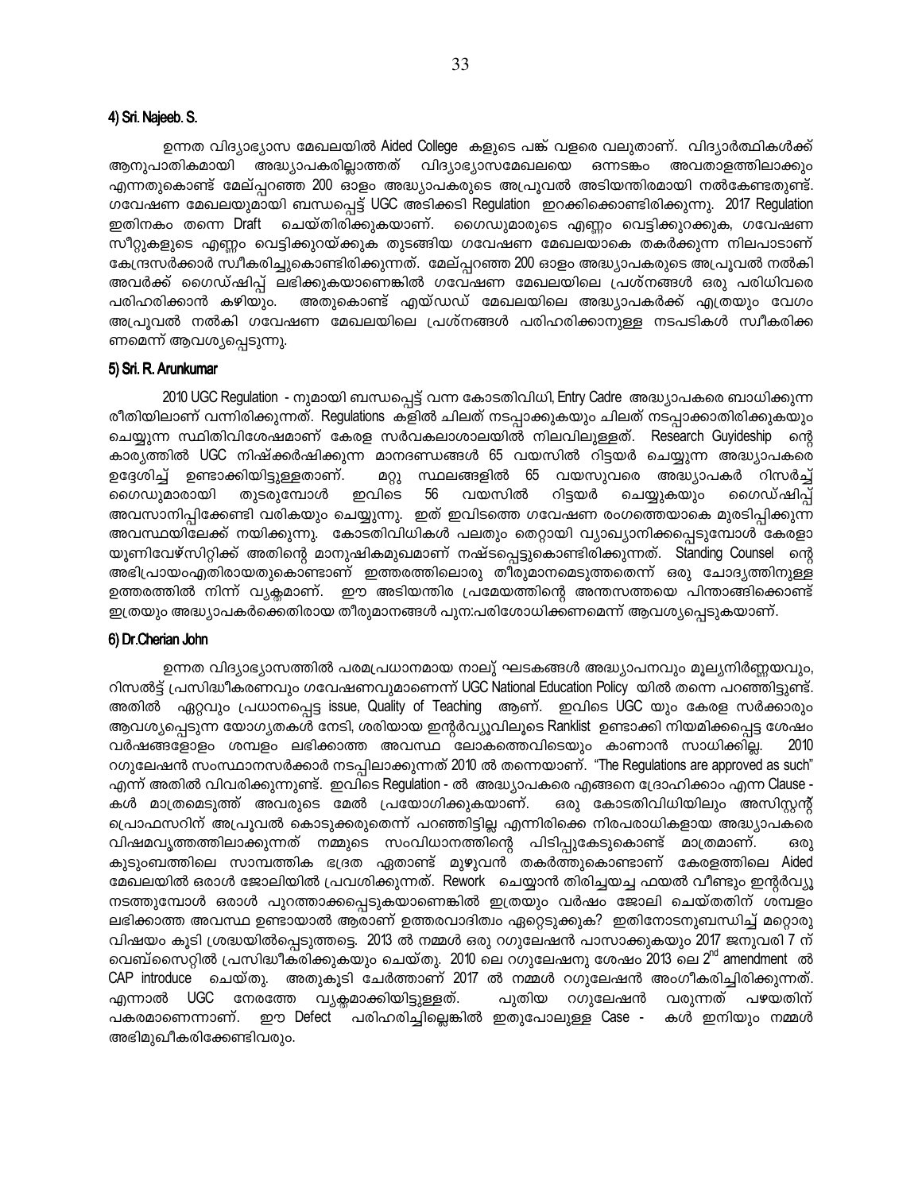#### 4) Sri. Najeeb. S.

ഉന്നത വിദ്യാഭ്യാസ മേഖലയിൽ Aided College കളുടെ പങ്ക് വളരെ വലുതാണ്. വിദ്യാർത്ഥികൾക്ക് ആനുപാതികമായി അദ്ധ്യാപകരില്ലാത്തത് വിദ്യാഭ്യാസമേഖലയെ ഒന്നടങ്കം അവതാളത്തിലാക്കും എന്നതുകൊണ്ട് മേല്പ്പറഞ്ഞ 200 ഓളം അദ്ധ്യാപകരുടെ അപ്രൂവൽ അടിയന്തിരമായി നൽകേണ്ടതുണ്ട്. ഗവേഷണ മേഖലയുമായി ബന്ധപ്പെട്ട് UGC അടിക്കടി Regulation ഇറക്കിക്കൊണ്ടിരിക്കുന്നു. 2017 Regulation ഇതിനകം തന്നെ Draft ചെയ്തിരിക്കുകയാണ്. ഗൈഡുമാരുടെ എണ്ണം വെട്ടിക്കുറക്കുക, ഗവേഷണ സീറ്റുകളുടെ എണ്ണം വെട്ടിക്കുറയ്ക്കുക തുടങ്ങിയ ഗവേഷണ മേഖലയാകെ തകർക്കുന്ന നിലപാടാണ് കേന്ദ്രസർക്കാർ സ്വീകരിച്ചുകൊണ്ടിരിക്കുന്നത്. മേല്പ്പറഞ്ഞ 200 ഓളം അദ്ധ്യാപകരുടെ അപ്രൂവൽ നൽകി അവർക്ക് ഗൈഡ്ഷിപ്പ് ലഭിക്കുകയാണെങ്കിൽ ഗവേഷണ മേഖലയിലെ പ്രശ്നങ്ങൾ ഒരു പരിധിവരെ പരിഹരിക്കാൻ കഴിയും. അതുകൊണ്ട് എയ്ഡഡ് മേഖലയിലെ അദ്ധ്യാപകർക്ക് എത്രയും വേഗം അപ്രൂവൽ നൽകി ഗവേഷണ മേഖലയിലെ പ്രശ്നങ്ങൾ പരിഹരിക്കാനുള്ള നടപടികൾ സ്വീകരിക്കണമെന്ന് ആവശ്യപ്പെടുന്നു.

#### 5) Sri. R. Arunkumar

2010 UGC Regulation - നുമായി ബന്ധപ്പെട്ട് വന്ന കോടതിവിധി, Entry Cadre അദ്ധ്യാപകരെ ബാധിക്കുന്ന രീതിയിലാണ് വന്നിരിക്കുന്നത്. Regulations കളിൽ ചിലത് നടപ്പാക്കുകയും ചിലത് നടപ്പാക്കാതിരിക്കുകയും ചെയ്യുന്ന സ്ഥിതിവിശേഷമാണ് കേരള സർവകലാശാലയിൽ നിലവിലുള്ളത്. Research Guyideship ന്റെ കാര്യത്തിൽ UGC നിഷ്ക്കർഷിക്കുന്ന മാനദണ്ഡങ്ങൾ 65 വയസിൽ റിട്ടയർ ചെയ്യുന്ന അദ്ധ്യാപകരെ ഉദ്ദേശിച്ച് ഉണ്ടാക്കിയിട്ടുള്ളതാണ്. മറ്റു സ്ഥലങ്ങളിൽ 65 വയസുവരെ അദ്ധ്യാപകർ റിസർച്ച് ഗൈഡുമാരായി തുടരുമ്പോൾ ഇവിടെ 56 വയസിൽ റിട്ടയർ ചെയ്യുകയും ഗൈഡ്ഷിപ്പ് അവസാനിപ്പിക്കേണ്ടി വരികയും ചെയ്യുന്നു. ഇത് ഇവിടത്തെ ഗവേഷണ രംഗത്തെയാകെ മുരടിപ്പിക്കുന്ന അവസ്ഥയിലേക്ക് നയിക്കുന്നു. കോടതിവിധികൾ പലതും തെറ്റായി വ്യാഖ്യാനിക്കപ്പെടുമ്പോൾ കേരളാ യൂണിവേഴ്സിറ്റിക്ക് അതിന്റെ മാനുഷികമുഖമാണ് നഷ്ടപ്പെട്ടുകൊണ്ടിരിക്കുന്നത്. Standing Counsel ന്റെ അഭിപ്രായംഎതിരായതുകൊണ്ടാണ് ഇത്തരത്തിലൊരു തീരുമാനമെടുത്തതെന്ന് ഒരു ചോദ്യത്തിനുള്ള ഉത്തരത്തിൽ നിന്ന് വ്യക്തമാണ്. ഈ അടിയന്തിര പ്രമേയത്തിന്റെ അന്തസത്തയെ പിന്താങ്ങിക്കൊണ്ട് ഇത്രയും അദ്ധ്യാപകർക്കെതിരായ തീരുമാനങ്ങൾ പുന:പരിശോധിക്കണമെന്ന് ആവശ്യപ്പെടുകയാണ്.

#### 6) Dr.Cherian John

ഉന്നത വിദ്യാഭ്യാസത്തിൽ പരമപ്രധാനമായ നാലു് ഘടകങ്ങൾ അദ്ധ്യാപനവും മൂല്യനിർണ്ണയവും, റിസൽട്ട് പ്രസിദ്ധീകരണവും ഗവേഷണവുമാണെന്ന് UGC National Education Policy യിൽ തന്നെ പറഞ്ഞിട്ടുണ്ട്. അതിൽ ഏറ്റവും പ്രധാനപ്പെട്ട issue, Quality of Teaching ആണ്. ഇവിടെ UGC യും കേരള സർക്കാരും ആവശ്യപ്പെടുന്ന യോഗ്യതകൾ നേടി, ശരിയായ ഇന്റർവ്യൂവിലൂടെ Ranklist ഉണ്ടാക്കി നിയമിക്കപ്പെട്ട ശേഷം വർഷങ്ങളോളം ശമ്പളം ലഭിക്കാത്ത അവസ്ഥ ലോകത്തെവിടെയും കാണാൻ സാധിക്കില്ല. 2010 റഗുലേഷൻ സംസ്ഥാനസർക്കാർ നടപ്പിലാക്കുന്നത് 2010 ൽ തന്നെയാണ്. "The Regulations are approved as such" എന്ന് അതിൽ വിവരിക്കുന്നുണ്ട്. ഇവിടെ Regulation - ൽ അദ്ധ്യാപകരെ എങ്ങനെ ദ്രോഹിക്കാം എന്ന Clause - കൾ മാത്രമെടുത്ത് അവരുടെ മേൽ പ്രയോഗിക്കുകയാണ്. ഒരു കോടതിവിധിയിലും അസിസ്റ്റന്റ് പ്രൊഫസറിന് അപ്രൂവൽ കൊടുക്കരുതെന്ന് പറഞ്ഞിട്ടില്ല എന്നിരിക്കെ നിരപരാധികളായ അദ്ധ്യാപകരെ വിഷമവൃത്തത്തിലാക്കുന്നത് നമ്മുടെ സംവിധാനത്തിന്റെ പിടിപ്പുകേടുകൊണ്ട് മാത്രമാണ്. ഒരു കുടുംബത്തിലെ സാമ്പത്തിക ഭദ്രത ഏതാണ്ട് മുഴുവൻ തകർത്തുകൊണ്ടാണ് കേരളത്തിലെ Aided മേഖലയിൽ ഒരാൾ ജോലിയിൽ പ്രവേശിക്കുന്നത്. Rework ചെയ്യാൻ തിരിച്ചയച്ച ഫയൽ വീണ്ടും ഇന്റർവ്യൂ നടത്തുമ്പോൾ ഒരാൾ പുറത്താക്കപ്പെടുകയാണെങ്കിൽ ഇത്രയും വർഷം ജോലി ചെയ്തതിന് ശമ്പളം ലഭിക്കാത്ത അവസ്ഥ ഉണ്ടായാൽ ആരാണ് ഉത്തരവാദിത്വം ഏറ്റെടുക്കുക? ഇതിനോടനുബന്ധിച്ച് മറ്റൊരു വിഷയം കൂടി ശ്രദ്ധയിൽപ്പെടുത്തട്ടെ. 2013 ൽ നമ്മൾ ഒരു റഗുലേഷൻ പാസാക്കുകയും 2017 ജനുവരി 7 ന് വെബ്സൈറ്റിൽ പ്രസിദ്ധീകരിക്കുകയും ചെയ്തു. 2010 ലെ റഗുലേഷനു ശേഷം 2013 ലെ 2nd amendment ൽ CAP introduce ചെയ്തു. അതുകൂടി ചേർത്താണ് 2017 ൽ നമ്മൾ റഗുലേഷൻ അംഗീകരിച്ചിരിക്കുന്നത്. എന്നാൽ UGC നേരത്തേ വ്യക്തമാക്കിയിട്ടുള്ളത്. പുതിയ റഗുലേഷൻ വരുന്നത് പഴയതിന് പകരമാണെന്നാണ്. ഈ Defect പരിഹരിച്ചില്ലെങ്കിൽ ഇതുപോലുള്ള Case - കൾ ഇനിയും നമ്മൾ അഭിമുഖീകരിക്കേണ്ടിവരും.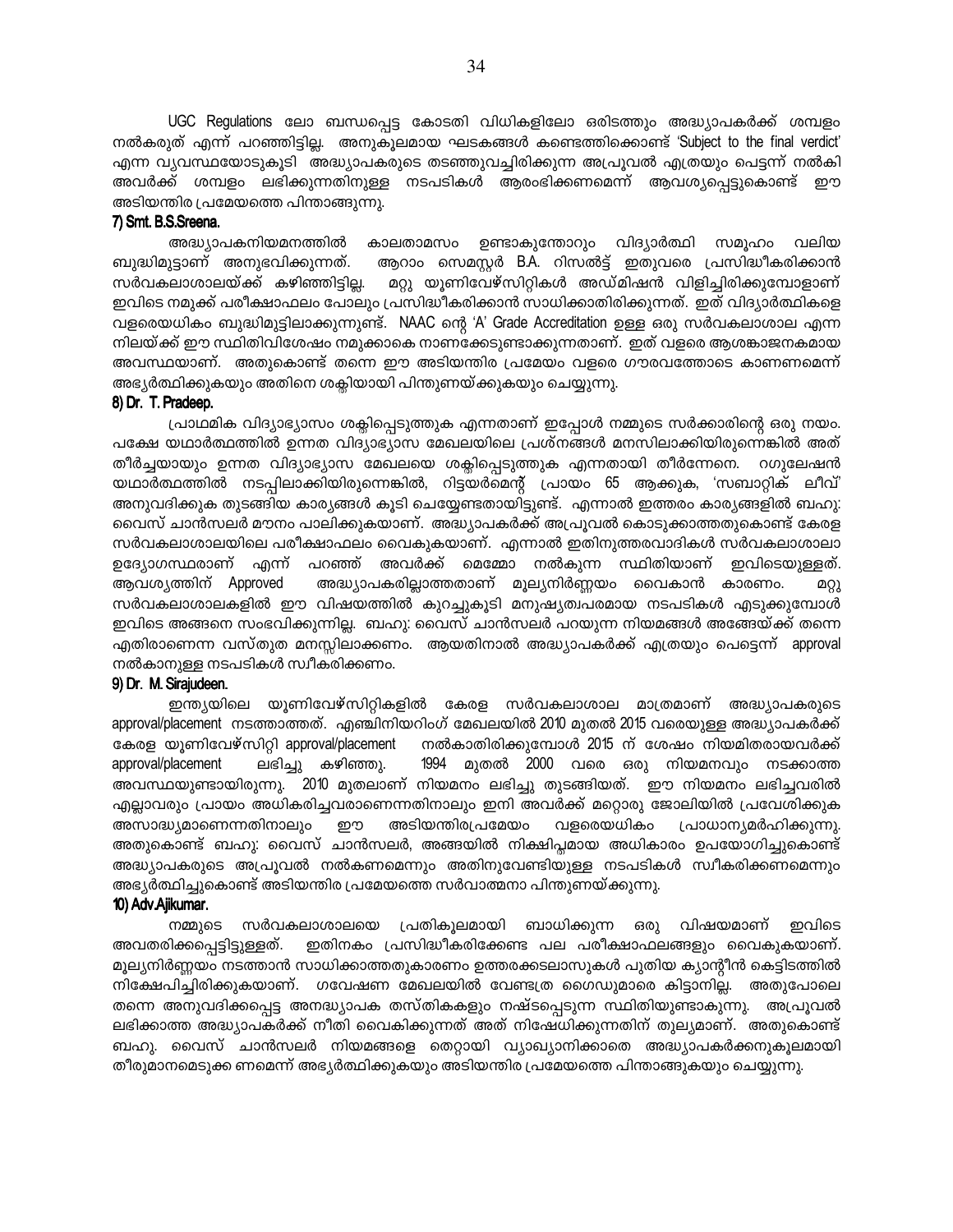UGC Regulations ലോ ബന്ധപ്പെട്ട കോടതി വിധികളിലോ ഒരിടത്തും അദ്ധ്യാപകർക്ക് ശമ്പളം നൽകരുത് എന്ന് പറഞ്ഞിട്ടില്ല. അനുകൂലമായ ഘടകങ്ങൾ കണ്ടെത്തിക്കൊണ്ട് 'Subject to the final verdict' എന്ന വ്യവസ്ഥയോടുകൂടി അദ്ധ്യാപകരുടെ തടഞ്ഞുവച്ചിരിക്കുന്ന അപ്രൂവൽ എത്രയും പെട്ടന്ന് നൽകി അവർക്ക് ശമ്പളം ലഭിക്കുന്നതിനുള്ള നടപടികൾ ആരംഭിക്കണമെന്ന് ആവശ്യപ്പെട്ടുകൊണ്ട് ഈ അടിയന്തിര പ്രമേയത്തെ പിന്താങ്ങുന്നു.

**7) Smt. B.S.Sreena.**

അദ്ധ്യാപകനിയമനത്തിൽ കാലതാമസം ഉണ്ടാകുന്തോറും വിദ്യാർത്ഥി സമൂഹം വലിയ ബുദ്ധിമുട്ടാണ് അനുഭവിക്കുന്നത്. ആറാം സെമസ്റ്റർ B.A. റിസൽട്ട് ഇതുവരെ പ്രസിദ്ധീകരിക്കാൻ സർവകലാശാലയ്ക്ക് കഴിഞ്ഞിട്ടില്ല. മറ്റു യൂണിവേഴ്സിറ്റികൾ അഡ്മിഷൻ വിളിച്ചിരിക്കുമ്പോളാണ് ഇവിടെ നമുക്ക് പരീക്ഷാഫലം പോലും പ്രസിദ്ധീകരിക്കാൻ സാധിക്കാതിരിക്കുന്നത്. ഇത് വിദ്യാർത്ഥികളെ വളരെയധികം ബുദ്ധിമുട്ടിലാക്കുന്നുണ്ട്. NAAC ന്റെ 'A' Grade Accreditation ഉള്ള ഒരു സർവകലാശാല എന്ന നിലയ്ക്ക് ഈ സ്ഥിതിവിശേഷം നമുക്കാകെ നാണക്കേടുണ്ടാക്കുന്നതാണ്. ഇത് വളരെ ആശങ്കാജനകമായ അവസ്ഥയാണ്. അതുകൊണ്ട് തന്നെ ഈ അടിയന്തിര പ്രമേയം വളരെ ഗൗരവത്തോടെ കാണണമെന്ന് അഭ്യർത്ഥിക്കുകയും അതിനെ ശക്തിയായി പിന്തുണയ്ക്കുകയും ചെയ്യുന്നു.

**8) Dr. T. Pradeep.**

പ്രാഥമിക വിദ്യാഭ്യാസം ശക്തിപ്പെടുത്തുക എന്നതാണ് ഇപ്പോൾ നമ്മുടെ സർക്കാരിന്റെ ഒരു നയം. പക്ഷേ യഥാർത്ഥത്തിൽ ഉന്നത വിദ്യാഭ്യാസ മേഖലയിലെ പ്രശ്നങ്ങൾ മനസിലാക്കിയിരുന്നെങ്കിൽ അത് തീർച്ചയായും ഉന്നത വിദ്യാഭ്യാസ മേഖലയെ ശക്തിപ്പെടുത്തുക എന്നതായി തീർന്നേനെ. റഗുലേഷൻ യഥാർത്ഥത്തിൽ നടപ്പിലാക്കിയിരുന്നെങ്കിൽ, റിട്ടയർമെന്റ് പ്രായം 65 ആക്കുക, 'സബാറ്റിക് ലീവ്' അനുവദിക്കുക തുടങ്ങിയ കാര്യങ്ങൾ കൂടി ചെയ്യേണ്ടതായിട്ടുണ്ട്. എന്നാൽ ഇത്തരം കാര്യങ്ങളിൽ ബഹു: വൈസ് ചാൻസലർ മൗനം പാലിക്കുകയാണ്. അദ്ധ്യാപകർക്ക് അപ്രൂവൽ കൊടുക്കാത്തതുകൊണ്ട് കേരള സർവകലാശാലയിലെ പരീക്ഷാഫലം വൈകുകയാണ്. എന്നാൽ ഇതിനുത്തരവാദികൾ സർവകലാശാലാ ഉദ്യോഗസ്ഥരാണ് എന്ന് പറഞ്ഞ് അവർക്ക് മെമ്മോ നൽകുന്ന സ്ഥിതിയാണ് ഇവിടെയുള്ളത്. ആവശ്യത്തിന് Approved അദ്ധ്യാപകരില്ലാത്തതാണ് മൂല്യനിർണ്ണയം വൈകാൻ കാരണം. മറ്റു സർവകലാശാലകളിൽ ഈ വിഷയത്തിൽ കുറച്ചുകൂടി മനുഷ്യത്വപരമായ നടപടികൾ എടുക്കുമ്പോൾ ഇവിടെ അങ്ങനെ സംഭവിക്കുന്നില്ല. ബഹു: വൈസ് ചാൻസലർ പറയുന്ന നിയമങ്ങൾ അങ്ങേയ്ക്ക് തന്നെ എതിരാണെന്ന വസ്തുത മനസ്സിലാക്കണം. ആയതിനാൽ അദ്ധ്യാപകർക്ക് എത്രയും പെട്ടെന്ന് approval നൽകാനുള്ള നടപടികൾ സ്വീകരിക്കണം.

**9) Dr. M. Sirajudeen.**

ഇന്ത്യയിലെ യൂണിവേഴ്സിറ്റികളിൽ കേരള സർവകലാശാല മാത്രമാണ് അദ്ധ്യാപകരുടെ approval/placement നടത്താത്തത്. എഞ്ചിനിയറിംഗ് മേഖലയിൽ 2010 മുതൽ 2015 വരെയുള്ള അദ്ധ്യാപകർക്ക് കേരള യൂണിവേഴ്സിറ്റി approval/placement നൽകാതിരിക്കുമ്പോൾ 2015 ന് ശേഷം നിയമിതരായവർക്ക് approval/placement ലഭിച്ചു കഴിഞ്ഞു. 1994 മുതൽ 2000 വരെ ഒരു നിയമനവും നടക്കാത്ത അവസ്ഥയുണ്ടായിരുന്നു. 2010 മുതലാണ് നിയമനം ലഭിച്ചു തുടങ്ങിയത്. ഈ നിയമനം ലഭിച്ചവരിൽ എല്ലാവരും പ്രായം അധികരിച്ചവരാണെന്നതിനാലും ഇനി അവർക്ക് മറ്റൊരു ജോലിയിൽ പ്രവേശിക്കുക അസാദ്ധ്യമാണെന്നതിനാലും ഈ അടിയന്തിരപ്രമേയം വളരെയധികം പ്രാധാന്യമർഹിക്കുന്നു. അതുകൊണ്ട് ബഹു: വൈസ് ചാൻസലർ, അങ്ങയിൽ നിക്ഷിപ്തമായ അധികാരം ഉപയോഗിച്ചുകൊണ്ട് അദ്ധ്യാപകരുടെ അപ്രൂവൽ നൽകണമെന്നും അതിനുവേണ്ടിയുള്ള നടപടികൾ സ്വീകരിക്കണമെന്നും അഭ്യർത്ഥിച്ചുകൊണ്ട് അടിയന്തിര പ്രമേയത്തെ സർവാത്മനാ പിന്തുണയ്ക്കുന്നു.

**10) Adv.Ajikumar.**

നമ്മുടെ സർവകലാശാലയെ പ്രതികൂലമായി ബാധിക്കുന്ന ഒരു വിഷയമാണ് ഇവിടെ അവതരിക്കപ്പെട്ടിട്ടുള്ളത്. ഇതിനകം പ്രസിദ്ധീകരിക്കേണ്ട പല പരീക്ഷാഫലങ്ങളും വൈകുകയാണ്. മൂല്യനിർണ്ണയം നടത്താൻ സാധിക്കാത്തതുകാരണം ഉത്തരക്കടലാസുകൾ പുതിയ ക്യാന്റീൻ കെട്ടിടത്തിൽ നിക്ഷേപിച്ചിരിക്കുകയാണ്. ഗവേഷണ മേഖലയിൽ വേണ്ടത്ര ഗൈഡുമാരെ കിട്ടാനില്ല. അതുപോലെ തന്നെ അനുവദിക്കപ്പെട്ട അനദ്ധ്യാപക തസ്തികകളും നഷ്ടപ്പെടുന്ന സ്ഥിതിയുണ്ടാകുന്നു. അപ്രൂവൽ ലഭിക്കാത്ത അദ്ധ്യാപകർക്ക് നീതി വൈകിക്കുന്നത് അത് നിഷേധിക്കുന്നതിന് തുല്യമാണ്. അതുകൊണ്ട് ബഹു. വൈസ് ചാൻസലർ നിയമങ്ങളെ തെറ്റായി വ്യാഖ്യാനിക്കാതെ അദ്ധ്യാപകർക്കനുകൂലമായി തീരുമാനമെടുക്ക ണമെന്ന് അഭ്യർത്ഥിക്കുകയും അടിയന്തിര പ്രമേയത്തെ പിന്താങ്ങുകയും ചെയ്യുന്നു.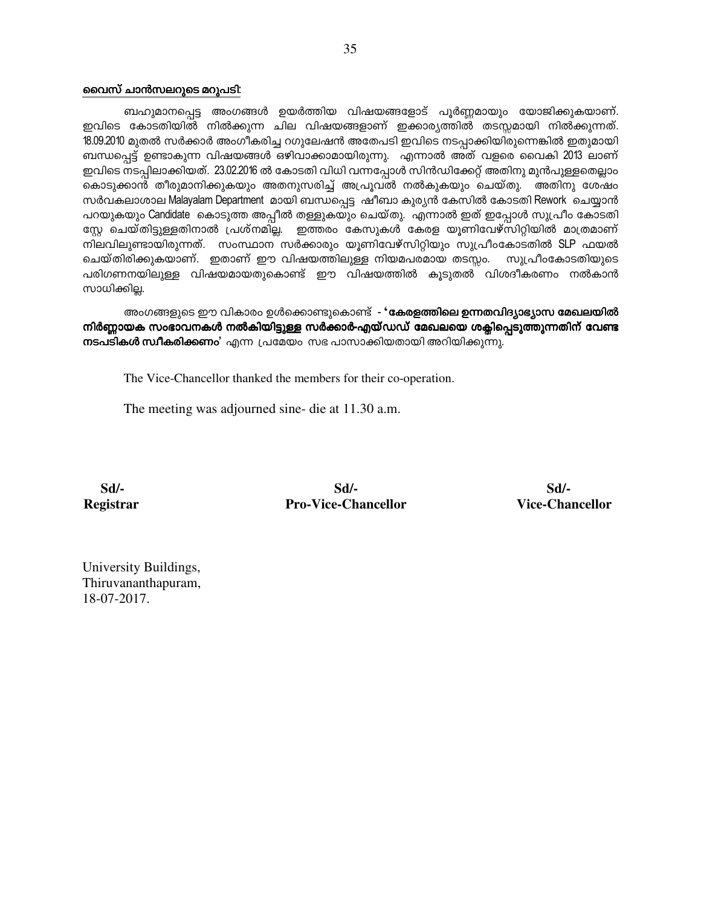**വൈസ് ചാൻസലറുടെ മറുപടി:**

ബഹുമാനപ്പെട്ട അംഗങ്ങൾ ഉയർത്തിയ വിഷയങ്ങളോട് പൂർണ്ണമായും യോജിക്കുകയാണ്. ഇവിടെ കോടതിയിൽ നിൽക്കുന്ന ചില വിഷയങ്ങളാണ് ഇക്കാര്യത്തിൽ തടസ്സമായി നിൽക്കുന്നത്. 18.09.2010 മുതൽ സർക്കാർ അംഗീകരിച്ച റഗുലേഷൻ അതേപടി ഇവിടെ നടപ്പാക്കിയിരുന്നെങ്കിൽ ഇതുമായി ബന്ധപ്പെട്ട് ഉണ്ടാകുന്ന വിഷയങ്ങൾ ഒഴിവാക്കാമായിരുന്നു. എന്നാൽ അത് വളരെ വൈകി 2013 ലാണ് ഇവിടെ നടപ്പിലാക്കിയത്. 23.02.2016 ൽ കോടതി വിധി വന്നപ്പോൾ സിൻഡിക്കേറ്റ് അതിനു മുൻപുള്ളതെല്ലാം കൊടുക്കാൻ തീരുമാനിക്കുകയും അതനുസരിച്ച് അപ്രൂവൽ നൽകുകയും ചെയ്തു. അതിനു ശേഷം സർവകലാശാല Malayalam Department മായി ബന്ധപ്പെട്ട ഷീബാ കുര്യൻ കേസിൽ കോടതി Rework ചെയ്യാൻ പറയുകയും Candidate കൊടുത്ത അപ്പീൽ തള്ളുകയും ചെയ്തു. എന്നാൽ ഇത് ഇപ്പോൾ സുപ്രീം കോടതി സ്റ്റേ ചെയ്തിട്ടുള്ളതിനാൽ പ്രശ്നമില്ല. ഇത്തരം കേസുകൾ കേരള യൂണിവേഴ്സിറ്റിയിൽ മാത്രമാണ് നിലവിലുണ്ടായിരുന്നത്. സംസ്ഥാന സർക്കാരും യൂണിവേഴ്സിറ്റിയും സുപ്രീംകോടതിൽ SLP ഫയൽ ചെയ്തിരിക്കുകയാണ്. ഇതാണ് ഈ വിഷയത്തിലുള്ള നിയമപരമായ തടസ്സം. സുപ്രീംകോടതിയുടെ പരിഗണനയിലുള്ള വിഷയമായതുകൊണ്ട് ഈ വിഷയത്തിൽ കൂടുതൽ വിശദീകരണം നൽകാൻ സാധിക്കില്ല.

അംഗങ്ങളുടെ ഈ വികാരം ഉൾക്കൊണ്ടുകൊണ്ട് - '**കേരളത്തിലെ ഉന്നതവിദ്യാഭ്യാസ മേഖലയിൽ നിർണ്ണായക സംഭാവനകൾ നൽകിയിട്ടുള്ള സർക്കാർ-എയ്ഡഡ് മേഖലയെ ശക്തിപ്പെടുത്തുന്നതിന് വേണ്ട നടപടികൾ സ്വീകരിക്കണം**' എന്ന പ്രമേയം സഭ പാസാക്കിയതായി അറിയിക്കുന്നു.

The Vice-Chancellor thanked the members for their co-operation.

The meeting was adjourned sine- die at 11.30 a.m.

| | | |
|---|---|---|
| **Sd/-** | **Sd/-** | **Sd/-** |
| **Registrar** | **Pro-Vice-Chancellor** | **Vice-Chancellor** |

University Buildings,
Thiruvananthapuram,
18-07-2017.